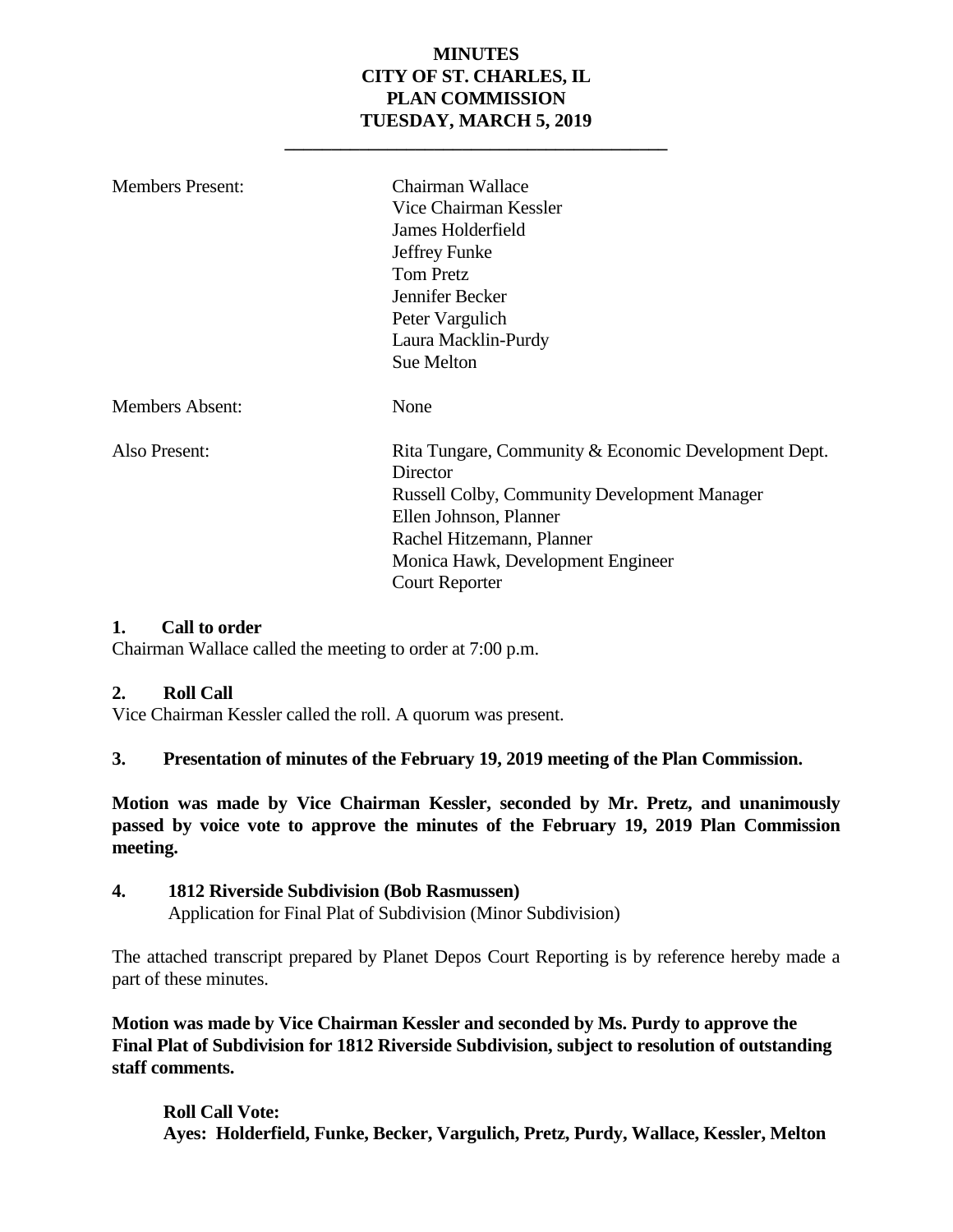# MINUTES
# CITY OF ST. CHARLES, IL
# PLAN COMMISSION
# TUESDAY, MARCH 5, 2019

---

| | |
|---|---|
| Members Present: | Chairman Wallace<br>Vice Chairman Kessler<br>James Holderfield<br>Jeffrey Funke<br>Tom Pretz<br>Jennifer Becker<br>Peter Vargulich<br>Laura Macklin-Purdy<br>Sue Melton |
| Members Absent: | None |
| Also Present: | Rita Tungare, Community & Economic Development Dept. Director<br>Russell Colby, Community Development Manager<br>Ellen Johnson, Planner<br>Rachel Hitzemann, Planner<br>Monica Hawk, Development Engineer<br>Court Reporter |

**1. Call to order**

Chairman Wallace called the meeting to order at 7:00 p.m.

**2. Roll Call**

Vice Chairman Kessler called the roll. A quorum was present.

**3. Presentation of minutes of the February 19, 2019 meeting of the Plan Commission.**

**Motion was made by Vice Chairman Kessler, seconded by Mr. Pretz, and unanimously passed by voice vote to approve the minutes of the February 19, 2019 Plan Commission meeting.**

**4. 1812 Riverside Subdivision (Bob Rasmussen)**

Application for Final Plat of Subdivision (Minor Subdivision)

The attached transcript prepared by Planet Depos Court Reporting is by reference hereby made a part of these minutes.

**Motion was made by Vice Chairman Kessler and seconded by Ms. Purdy to approve the Final Plat of Subdivision for 1812 Riverside Subdivision, subject to resolution of outstanding staff comments.**

**Roll Call Vote:**
**Ayes: Holderfield, Funke, Becker, Vargulich, Pretz, Purdy, Wallace, Kessler, Melton**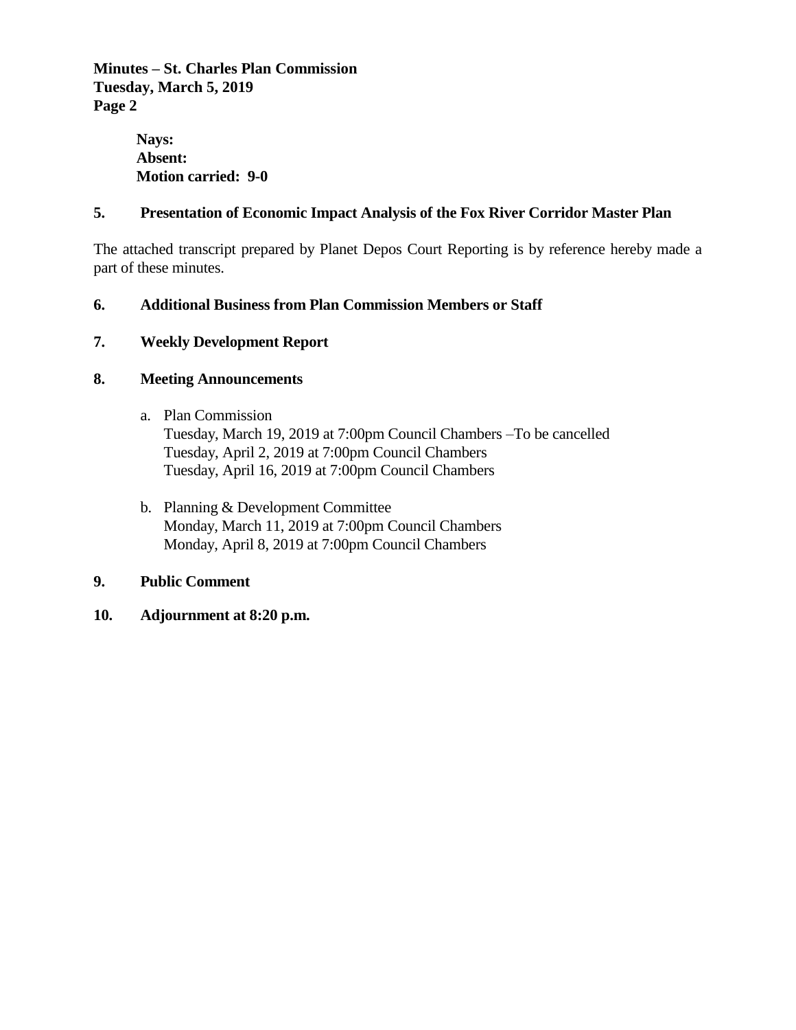**Nays:**
**Absent:**
**Motion carried: 9-0**

**5. Presentation of Economic Impact Analysis of the Fox River Corridor Master Plan**

The attached transcript prepared by Planet Depos Court Reporting is by reference hereby made a part of these minutes.

**6. Additional Business from Plan Commission Members or Staff**

**7. Weekly Development Report**

**8. Meeting Announcements**

a. Plan Commission
   Tuesday, March 19, 2019 at 7:00pm Council Chambers –To be cancelled
   Tuesday, April 2, 2019 at 7:00pm Council Chambers
   Tuesday, April 16, 2019 at 7:00pm Council Chambers

b. Planning & Development Committee
   Monday, March 11, 2019 at 7:00pm Council Chambers
   Monday, April 8, 2019 at 7:00pm Council Chambers

**9. Public Comment**

**10. Adjournment at 8:20 p.m.**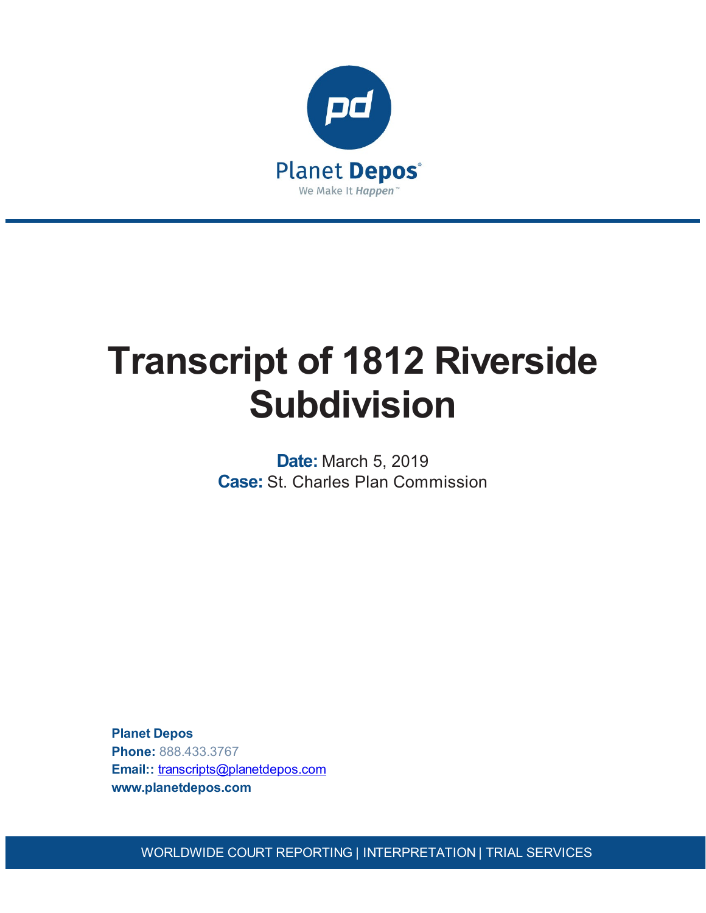Planet Depos

We Make It Happen™

# Transcript of 1812 Riverside Subdivision

**Date:** March 5, 2019
**Case:** St. Charles Plan Commission

**Planet Depos**
**Phone:** 888.433.3767
**Email::** transcripts@planetdepos.com
**www.planetdepos.com**

WORLDWIDE COURT REPORTING | INTERPRETATION | TRIAL SERVICES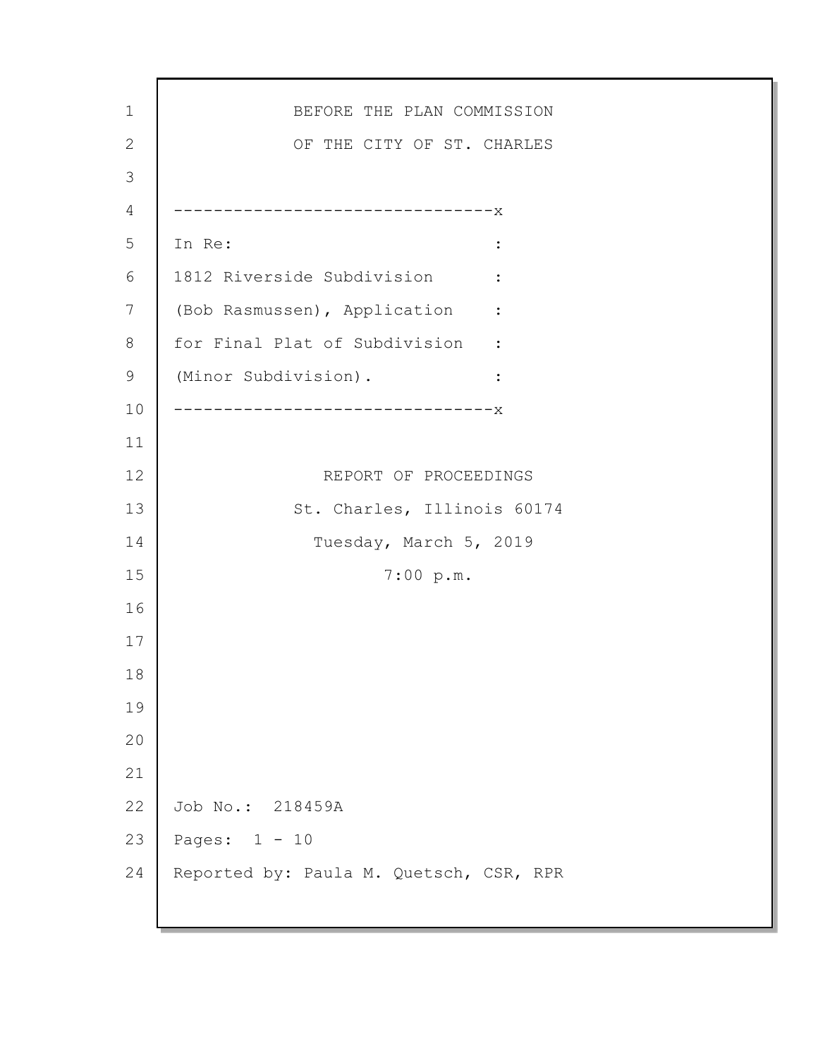BEFORE THE PLAN COMMISSION

OF THE CITY OF ST. CHARLES

```
--------------------------------x
In Re:                          :
1812 Riverside Subdivision      :
(Bob Rasmussen), Application    :
for Final Plat of Subdivision   :
(Minor Subdivision).            :
--------------------------------x
```

REPORT OF PROCEEDINGS

St. Charles, Illinois 60174

Tuesday, March 5, 2019

7:00 p.m.

Job No.: 218459A

Pages: 1 - 10

Reported by: Paula M. Quetsch, CSR, RPR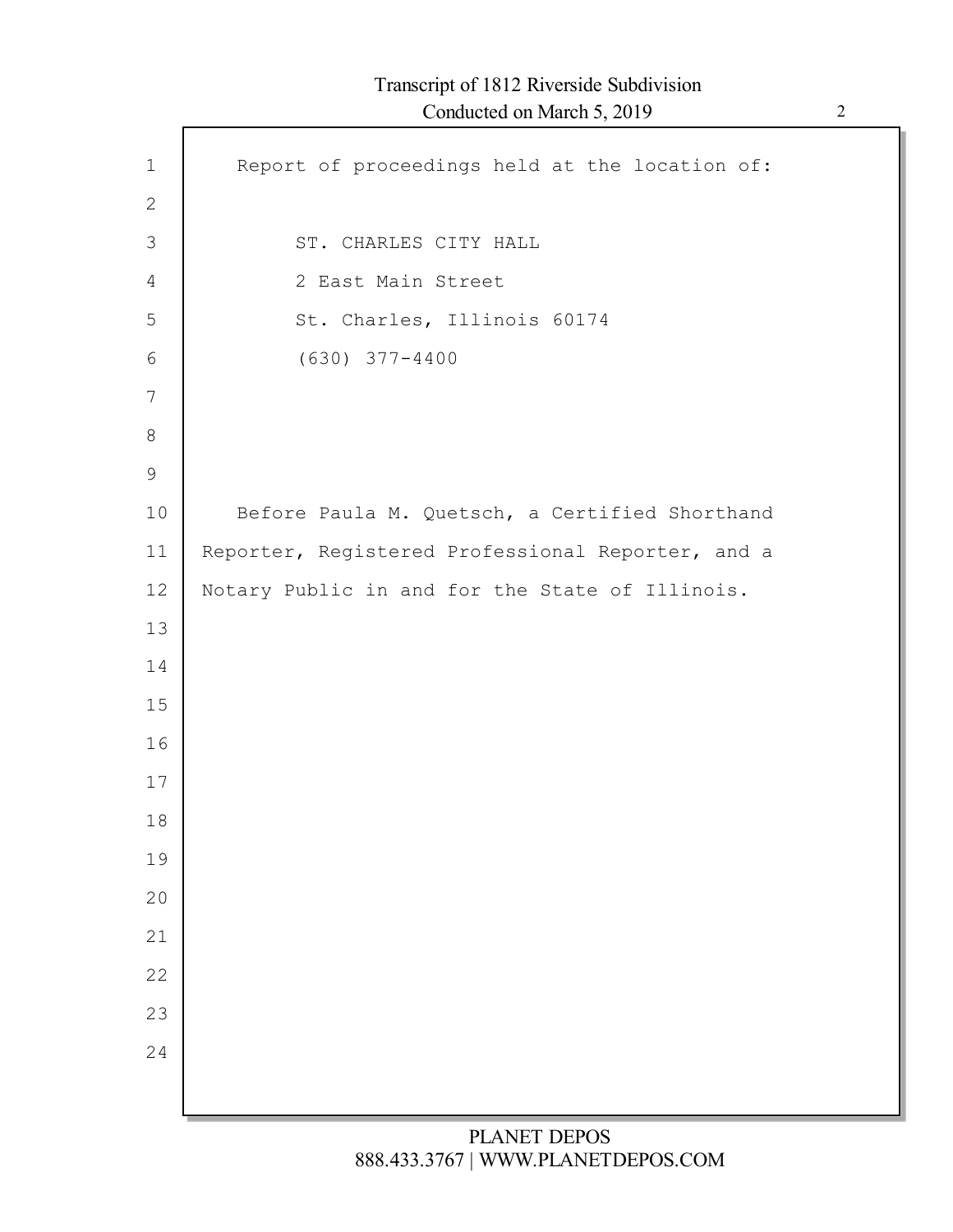Report of proceedings held at the location of:

ST. CHARLES CITY HALL
2 East Main Street
St. Charles, Illinois 60174
(630) 377-4400

Before Paula M. Quetsch, a Certified Shorthand Reporter, Registered Professional Reporter, and a Notary Public in and for the State of Illinois.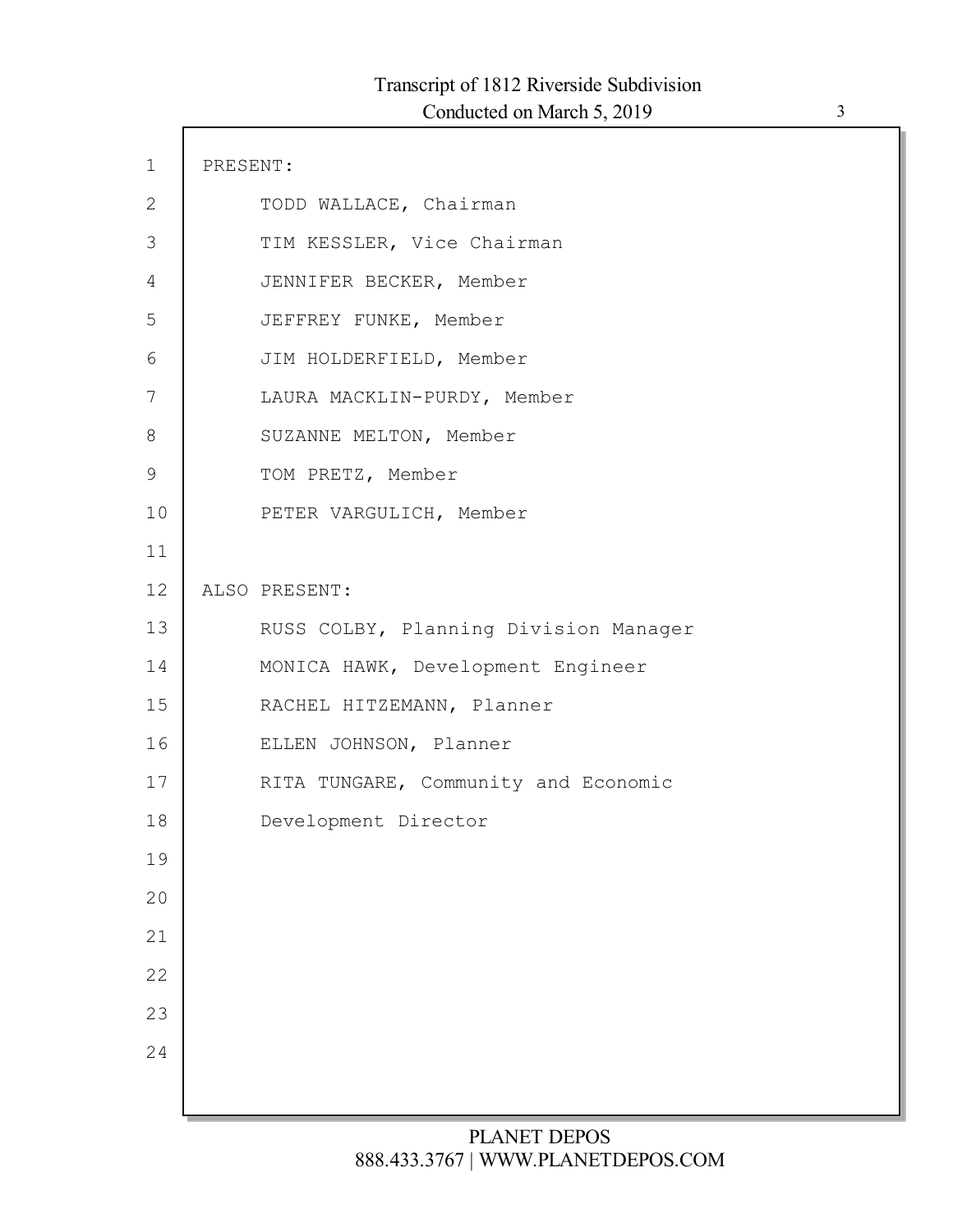PRESENT:

TODD WALLACE, Chairman

TIM KESSLER, Vice Chairman

JENNIFER BECKER, Member

JEFFREY FUNKE, Member

JIM HOLDERFIELD, Member

LAURA MACKLIN-PURDY, Member

SUZANNE MELTON, Member

TOM PRETZ, Member

PETER VARGULICH, Member

ALSO PRESENT:

RUSS COLBY, Planning Division Manager

MONICA HAWK, Development Engineer

RACHEL HITZEMANN, Planner

ELLEN JOHNSON, Planner

RITA TUNGARE, Community and Economic Development Director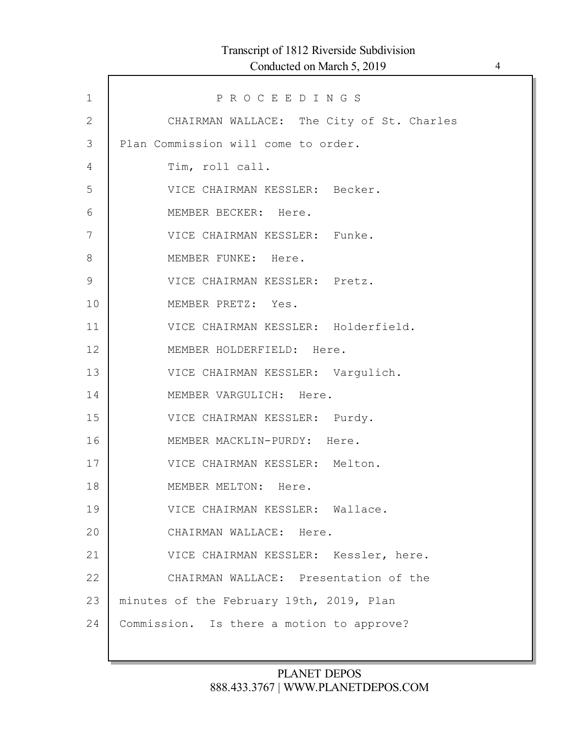P R O C E E D I N G S

CHAIRMAN WALLACE: The City of St. Charles Plan Commission will come to order.

Tim, roll call.

VICE CHAIRMAN KESSLER: Becker.

MEMBER BECKER: Here.

VICE CHAIRMAN KESSLER: Funke.

MEMBER FUNKE: Here.

VICE CHAIRMAN KESSLER: Pretz.

MEMBER PRETZ: Yes.

VICE CHAIRMAN KESSLER: Holderfield.

MEMBER HOLDERFIELD: Here.

VICE CHAIRMAN KESSLER: Vargulich.

MEMBER VARGULICH: Here.

VICE CHAIRMAN KESSLER: Purdy.

MEMBER MACKLIN-PURDY: Here.

VICE CHAIRMAN KESSLER: Melton.

MEMBER MELTON: Here.

VICE CHAIRMAN KESSLER: Wallace.

CHAIRMAN WALLACE: Here.

VICE CHAIRMAN KESSLER: Kessler, here.

CHAIRMAN WALLACE: Presentation of the minutes of the February 19th, 2019, Plan Commission. Is there a motion to approve?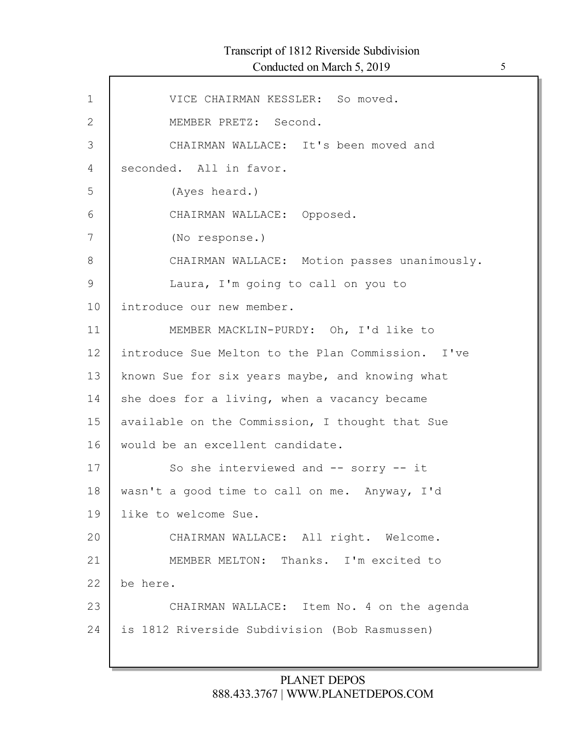VICE CHAIRMAN KESSLER: So moved.

MEMBER PRETZ: Second.

CHAIRMAN WALLACE: It's been moved and seconded. All in favor.

(Ayes heard.)

CHAIRMAN WALLACE: Opposed.

(No response.)

CHAIRMAN WALLACE: Motion passes unanimously.

Laura, I'm going to call on you to introduce our new member.

MEMBER MACKLIN-PURDY: Oh, I'd like to introduce Sue Melton to the Plan Commission. I've known Sue for six years maybe, and knowing what she does for a living, when a vacancy became available on the Commission, I thought that Sue would be an excellent candidate.

So she interviewed and -- sorry -- it wasn't a good time to call on me. Anyway, I'd like to welcome Sue.

CHAIRMAN WALLACE: All right. Welcome.

MEMBER MELTON: Thanks. I'm excited to be here.

CHAIRMAN WALLACE: Item No. 4 on the agenda is 1812 Riverside Subdivision (Bob Rasmussen)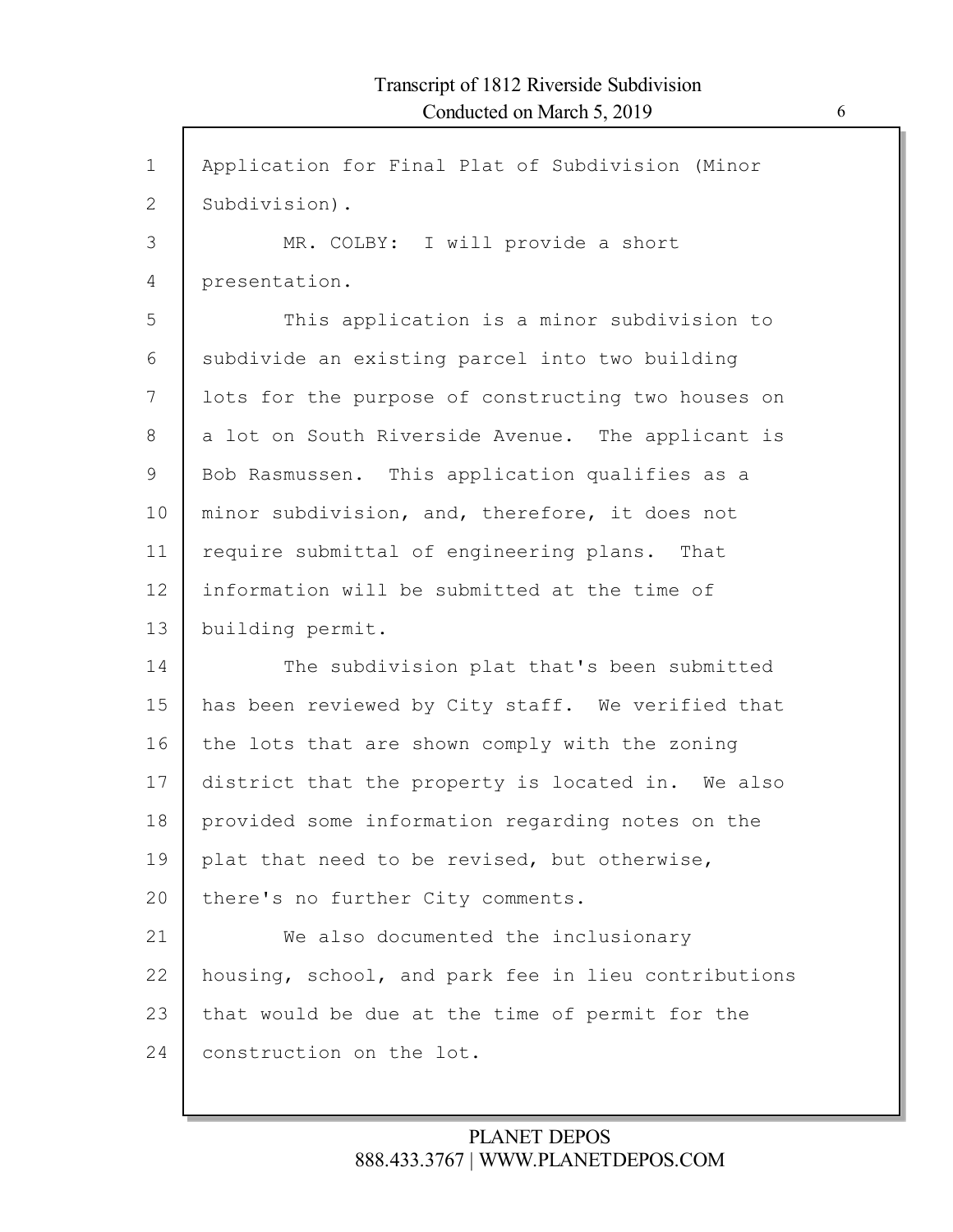Application for Final Plat of Subdivision (Minor Subdivision).

MR. COLBY: I will provide a short presentation.

This application is a minor subdivision to subdivide an existing parcel into two building lots for the purpose of constructing two houses on a lot on South Riverside Avenue. The applicant is Bob Rasmussen. This application qualifies as a minor subdivision, and, therefore, it does not require submittal of engineering plans. That information will be submitted at the time of building permit.

The subdivision plat that's been submitted has been reviewed by City staff. We verified that the lots that are shown comply with the zoning district that the property is located in. We also provided some information regarding notes on the plat that need to be revised, but otherwise, there's no further City comments.

We also documented the inclusionary housing, school, and park fee in lieu contributions that would be due at the time of permit for the construction on the lot.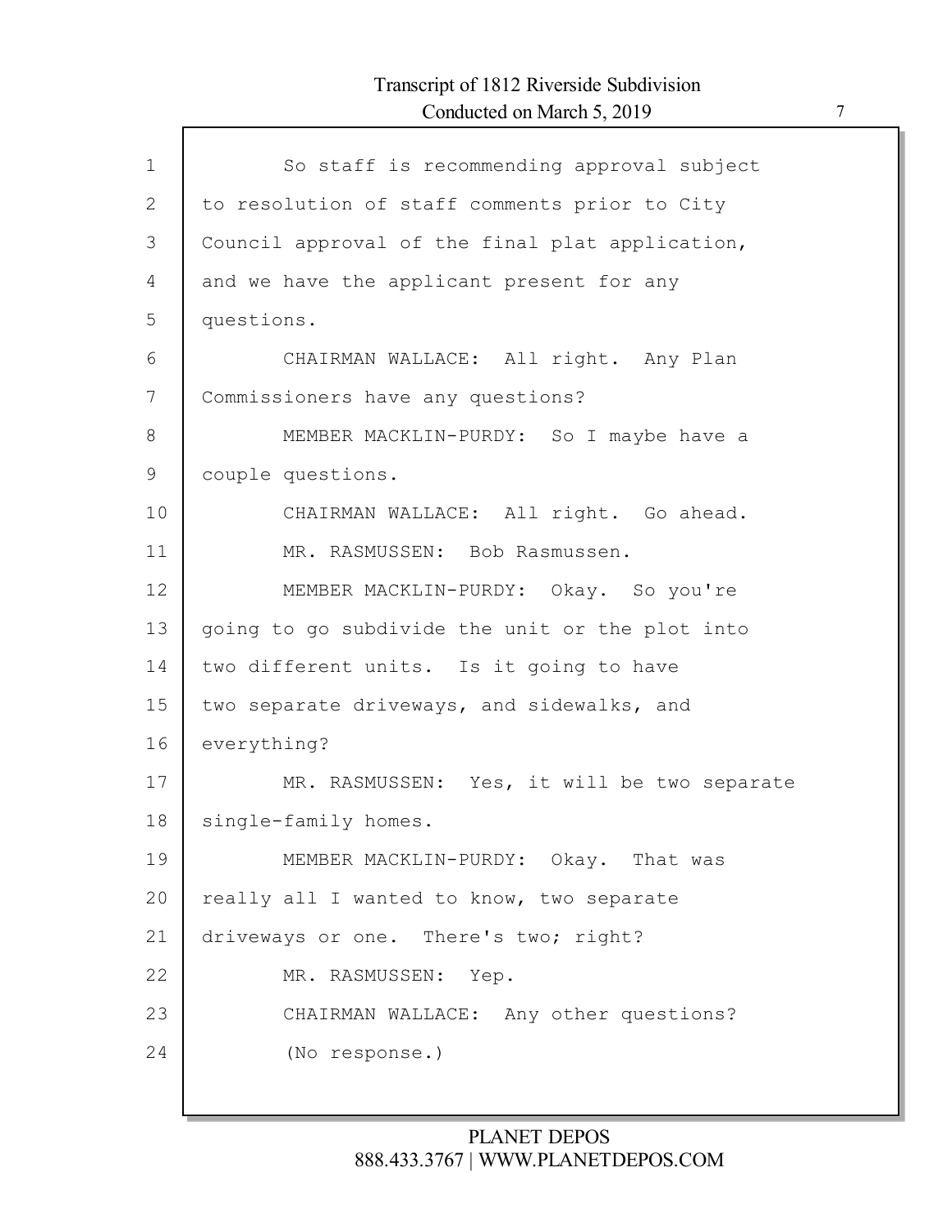So staff is recommending approval subject to resolution of staff comments prior to City Council approval of the final plat application, and we have the applicant present for any questions.

CHAIRMAN WALLACE: All right. Any Plan Commissioners have any questions?

MEMBER MACKLIN-PURDY: So I maybe have a couple questions.

CHAIRMAN WALLACE: All right. Go ahead.

MR. RASMUSSEN: Bob Rasmussen.

MEMBER MACKLIN-PURDY: Okay. So you're going to go subdivide the unit or the plot into two different units. Is it going to have two separate driveways, and sidewalks, and everything?

MR. RASMUSSEN: Yes, it will be two separate single-family homes.

MEMBER MACKLIN-PURDY: Okay. That was really all I wanted to know, two separate driveways or one. There's two; right?

MR. RASMUSSEN: Yep.

CHAIRMAN WALLACE: Any other questions?

(No response.)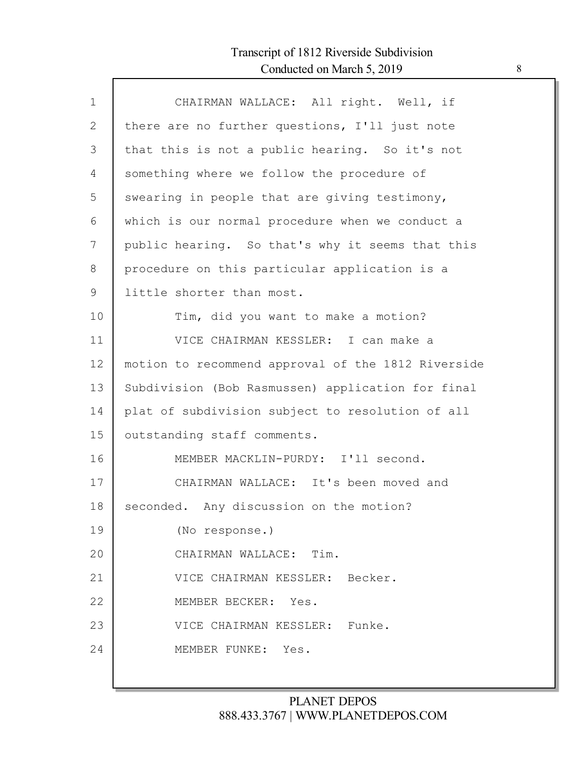CHAIRMAN WALLACE: All right. Well, if there are no further questions, I'll just note that this is not a public hearing. So it's not something where we follow the procedure of swearing in people that are giving testimony, which is our normal procedure when we conduct a public hearing. So that's why it seems that this procedure on this particular application is a little shorter than most.

Tim, did you want to make a motion?

VICE CHAIRMAN KESSLER: I can make a motion to recommend approval of the 1812 Riverside Subdivision (Bob Rasmussen) application for final plat of subdivision subject to resolution of all outstanding staff comments.

MEMBER MACKLIN-PURDY: I'll second.

CHAIRMAN WALLACE: It's been moved and seconded. Any discussion on the motion?

(No response.)

CHAIRMAN WALLACE: Tim.

VICE CHAIRMAN KESSLER: Becker.

MEMBER BECKER: Yes.

VICE CHAIRMAN KESSLER: Funke.

MEMBER FUNKE: Yes.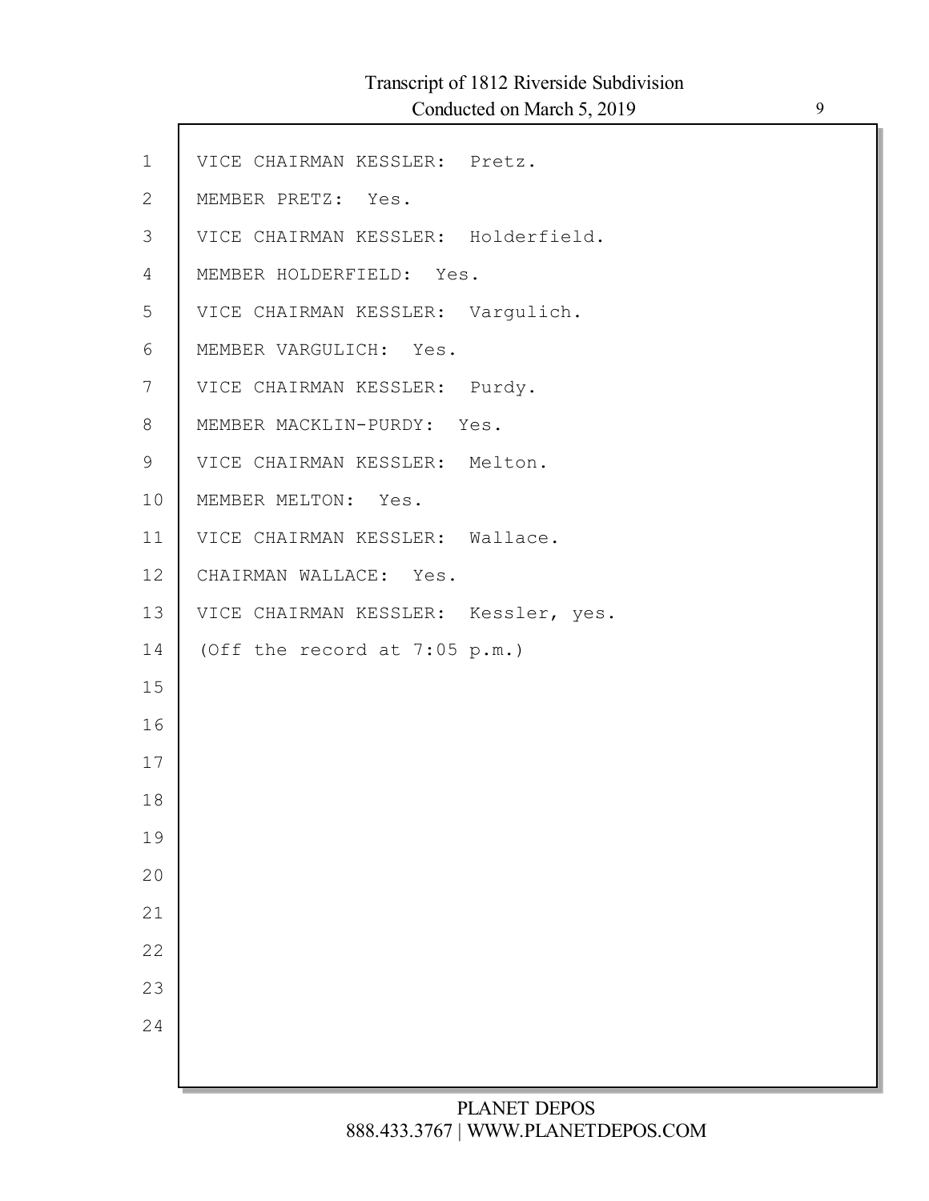VICE CHAIRMAN KESSLER: Pretz.

MEMBER PRETZ: Yes.

VICE CHAIRMAN KESSLER: Holderfield.

MEMBER HOLDERFIELD: Yes.

VICE CHAIRMAN KESSLER: Vargulich.

MEMBER VARGULICH: Yes.

VICE CHAIRMAN KESSLER: Purdy.

MEMBER MACKLIN-PURDY: Yes.

VICE CHAIRMAN KESSLER: Melton.

MEMBER MELTON: Yes.

VICE CHAIRMAN KESSLER: Wallace.

CHAIRMAN WALLACE: Yes.

VICE CHAIRMAN KESSLER: Kessler, yes.

(Off the record at 7:05 p.m.)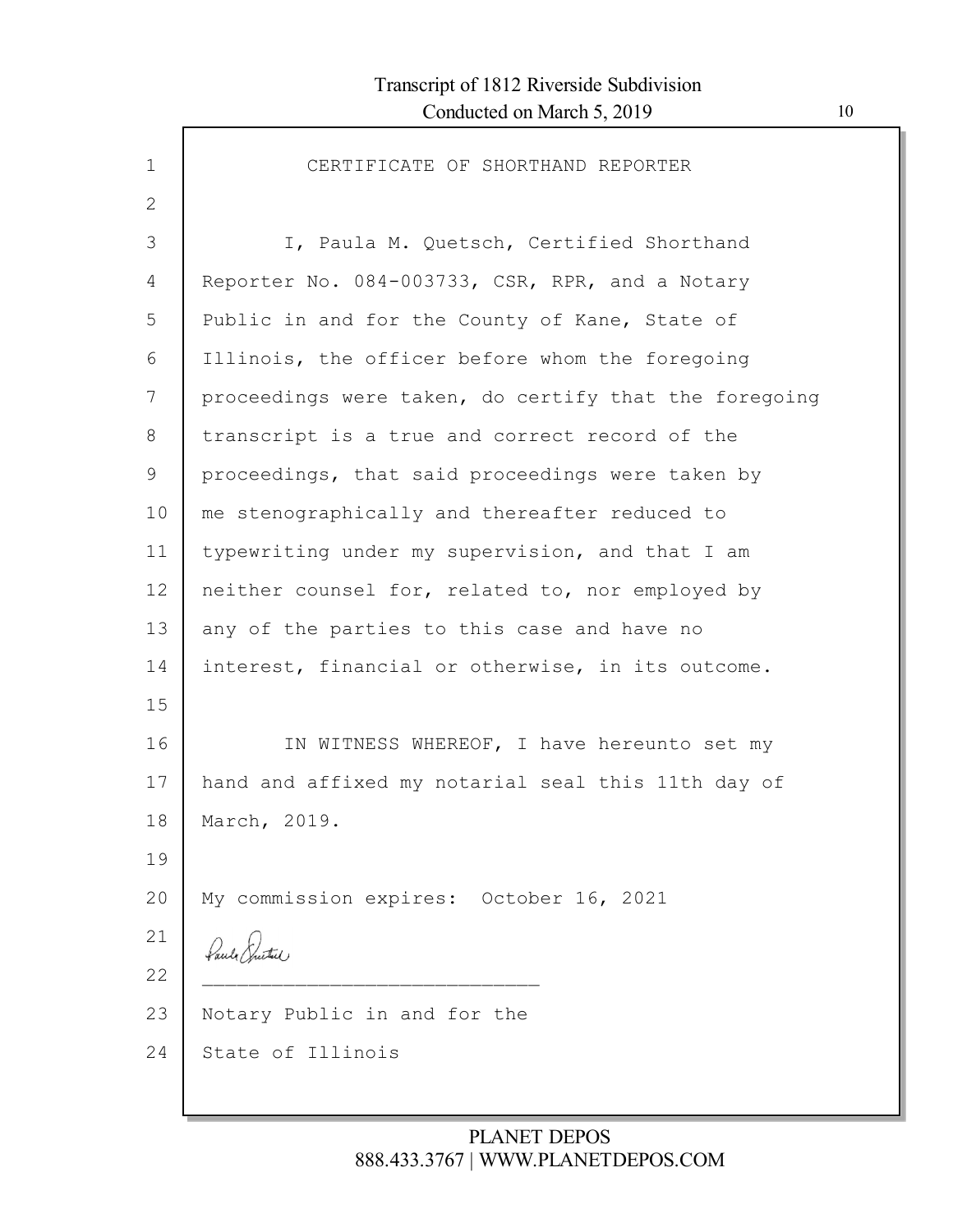# CERTIFICATE OF SHORTHAND REPORTER

I, Paula M. Quetsch, Certified Shorthand Reporter No. 084-003733, CSR, RPR, and a Notary Public in and for the County of Kane, State of Illinois, the officer before whom the foregoing proceedings were taken, do certify that the foregoing transcript is a true and correct record of the proceedings, that said proceedings were taken by me stenographically and thereafter reduced to typewriting under my supervision, and that I am neither counsel for, related to, nor employed by any of the parties to this case and have no interest, financial or otherwise, in its outcome.

IN WITNESS WHEREOF, I have hereunto set my hand and affixed my notarial seal this 11th day of March, 2019.

My commission expires: October 16, 2021

_____________________________

Notary Public in and for the
State of Illinois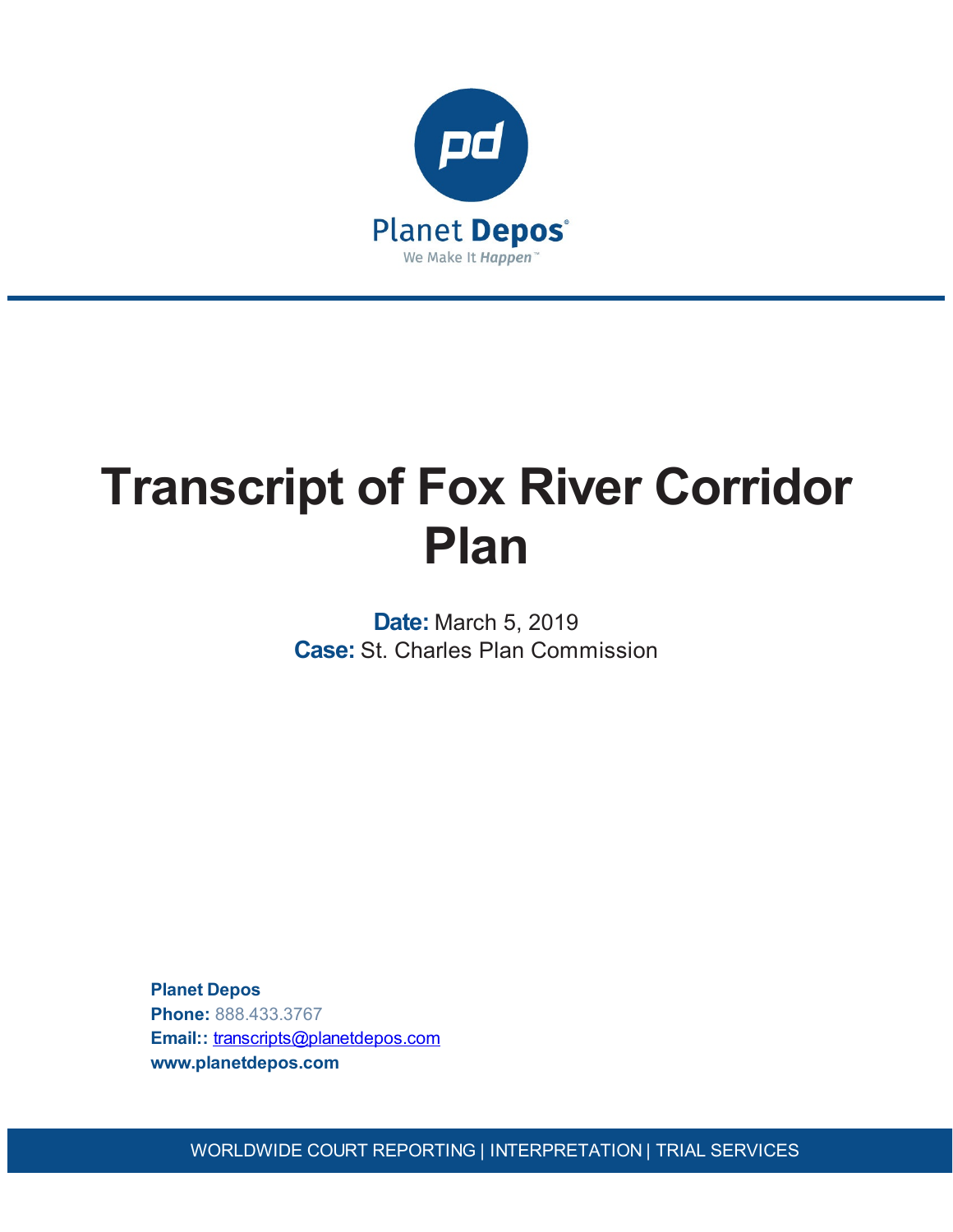# Transcript of Fox River Corridor Plan

**Date:** March 5, 2019
**Case:** St. Charles Plan Commission

**Planet Depos**
**Phone:** 888.433.3767
**Email::** transcripts@planetdepos.com
**www.planetdepos.com**

WORLDWIDE COURT REPORTING | INTERPRETATION | TRIAL SERVICES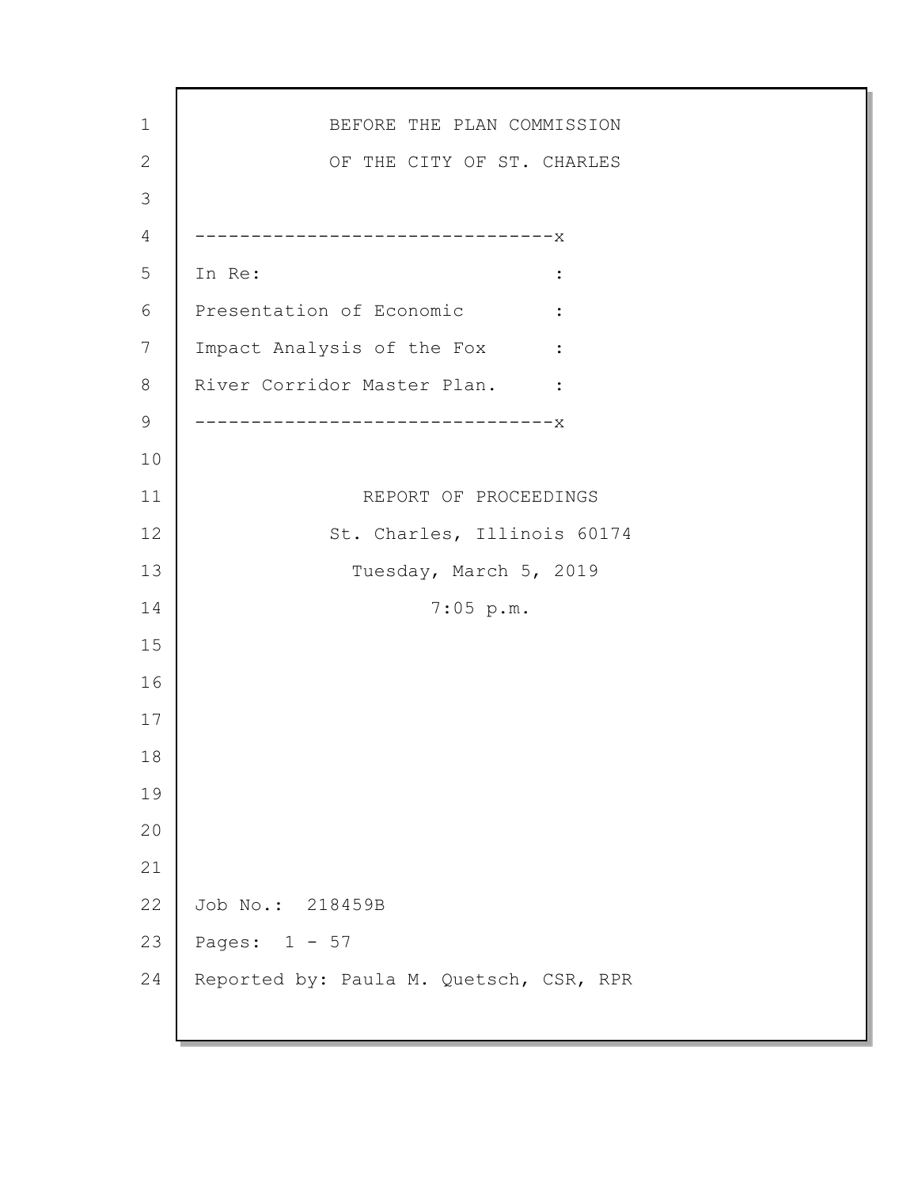BEFORE THE PLAN COMMISSION

OF THE CITY OF ST. CHARLES

--------------------------------x

In Re: :

Presentation of Economic :

Impact Analysis of the Fox :

River Corridor Master Plan. :

--------------------------------x

REPORT OF PROCEEDINGS

St. Charles, Illinois 60174

Tuesday, March 5, 2019

7:05 p.m.

Job No.: 218459B

Pages: 1 - 57

Reported by: Paula M. Quetsch, CSR, RPR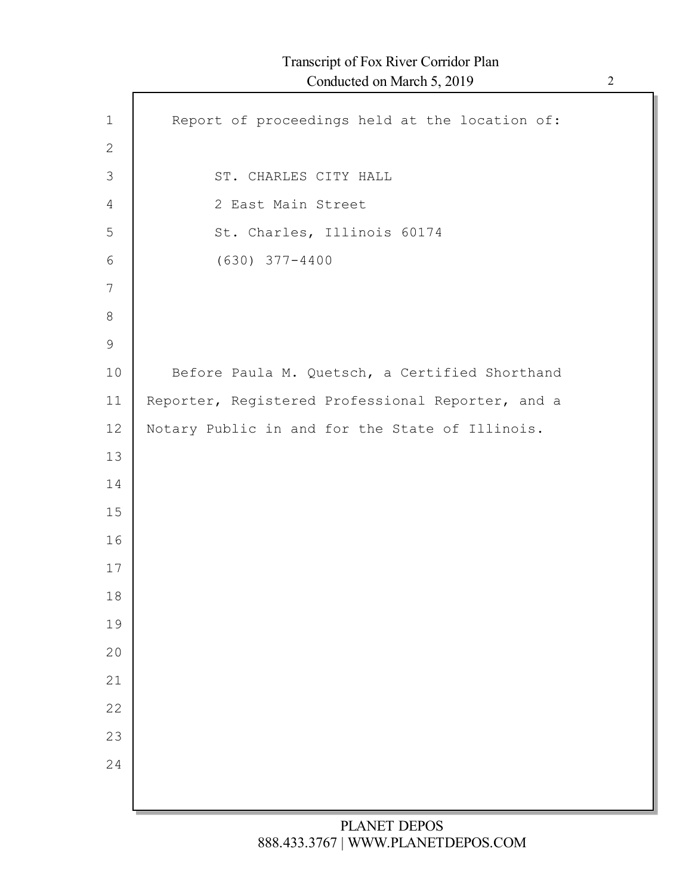Report of proceedings held at the location of:

ST. CHARLES CITY HALL
2 East Main Street
St. Charles, Illinois 60174
(630) 377-4400

Before Paula M. Quetsch, a Certified Shorthand Reporter, Registered Professional Reporter, and a Notary Public in and for the State of Illinois.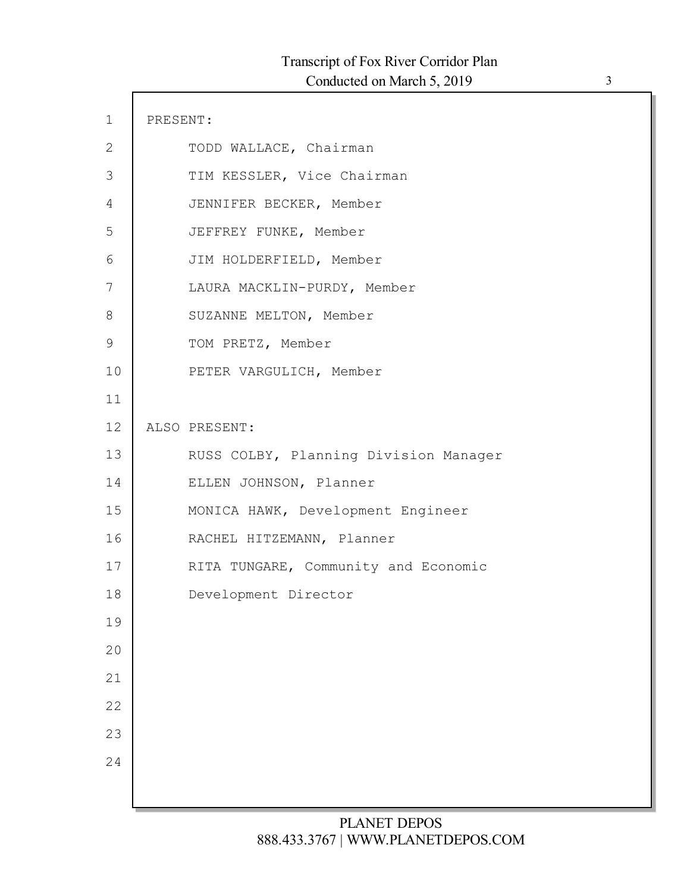PRESENT:

TODD WALLACE, Chairman

TIM KESSLER, Vice Chairman

JENNIFER BECKER, Member

JEFFREY FUNKE, Member

JIM HOLDERFIELD, Member

LAURA MACKLIN-PURDY, Member

SUZANNE MELTON, Member

TOM PRETZ, Member

PETER VARGULICH, Member

ALSO PRESENT:

RUSS COLBY, Planning Division Manager

ELLEN JOHNSON, Planner

MONICA HAWK, Development Engineer

RACHEL HITZEMANN, Planner

RITA TUNGARE, Community and Economic Development Director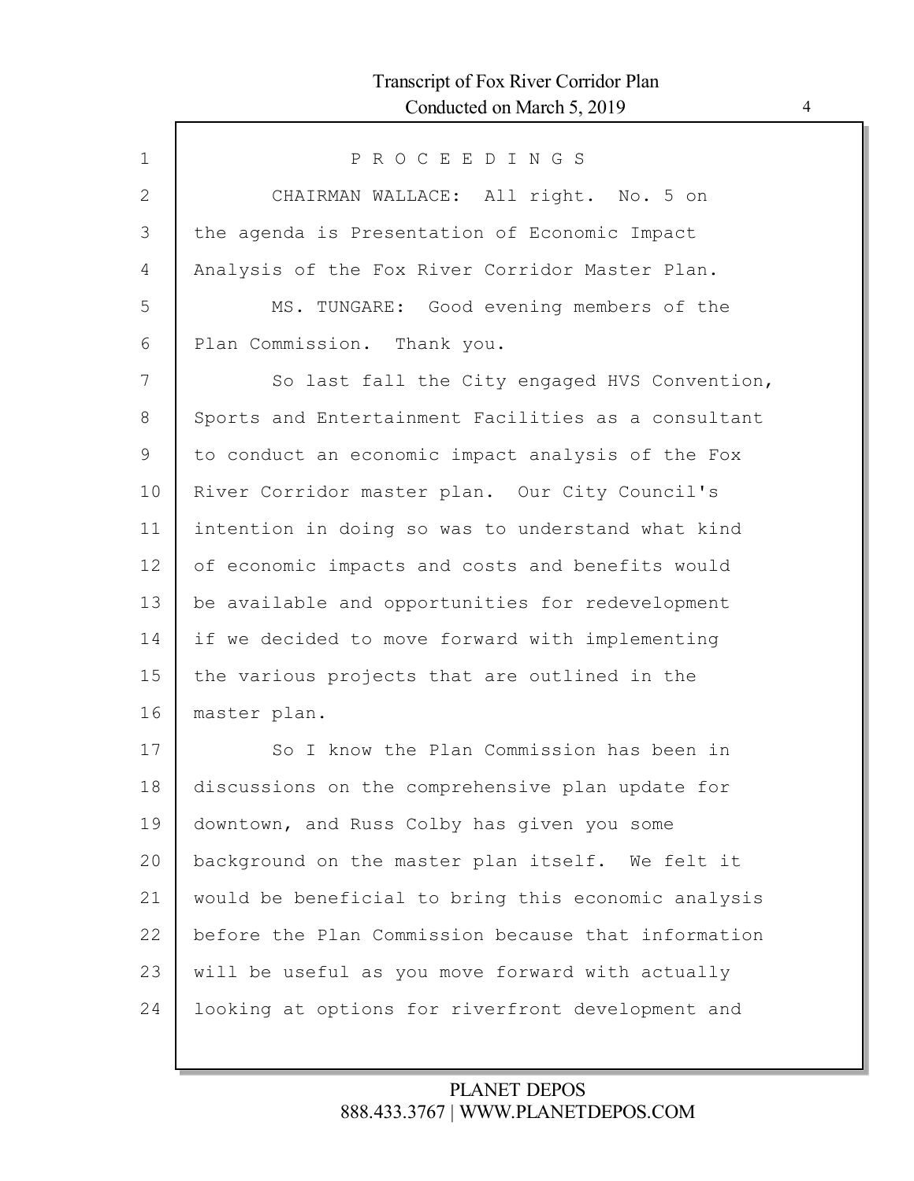P R O C E E D I N G S

CHAIRMAN WALLACE: All right. No. 5 on the agenda is Presentation of Economic Impact Analysis of the Fox River Corridor Master Plan.

MS. TUNGARE: Good evening members of the Plan Commission. Thank you.

So last fall the City engaged HVS Convention, Sports and Entertainment Facilities as a consultant to conduct an economic impact analysis of the Fox River Corridor master plan. Our City Council's intention in doing so was to understand what kind of economic impacts and costs and benefits would be available and opportunities for redevelopment if we decided to move forward with implementing the various projects that are outlined in the master plan.

So I know the Plan Commission has been in discussions on the comprehensive plan update for downtown, and Russ Colby has given you some background on the master plan itself. We felt it would be beneficial to bring this economic analysis before the Plan Commission because that information will be useful as you move forward with actually looking at options for riverfront development and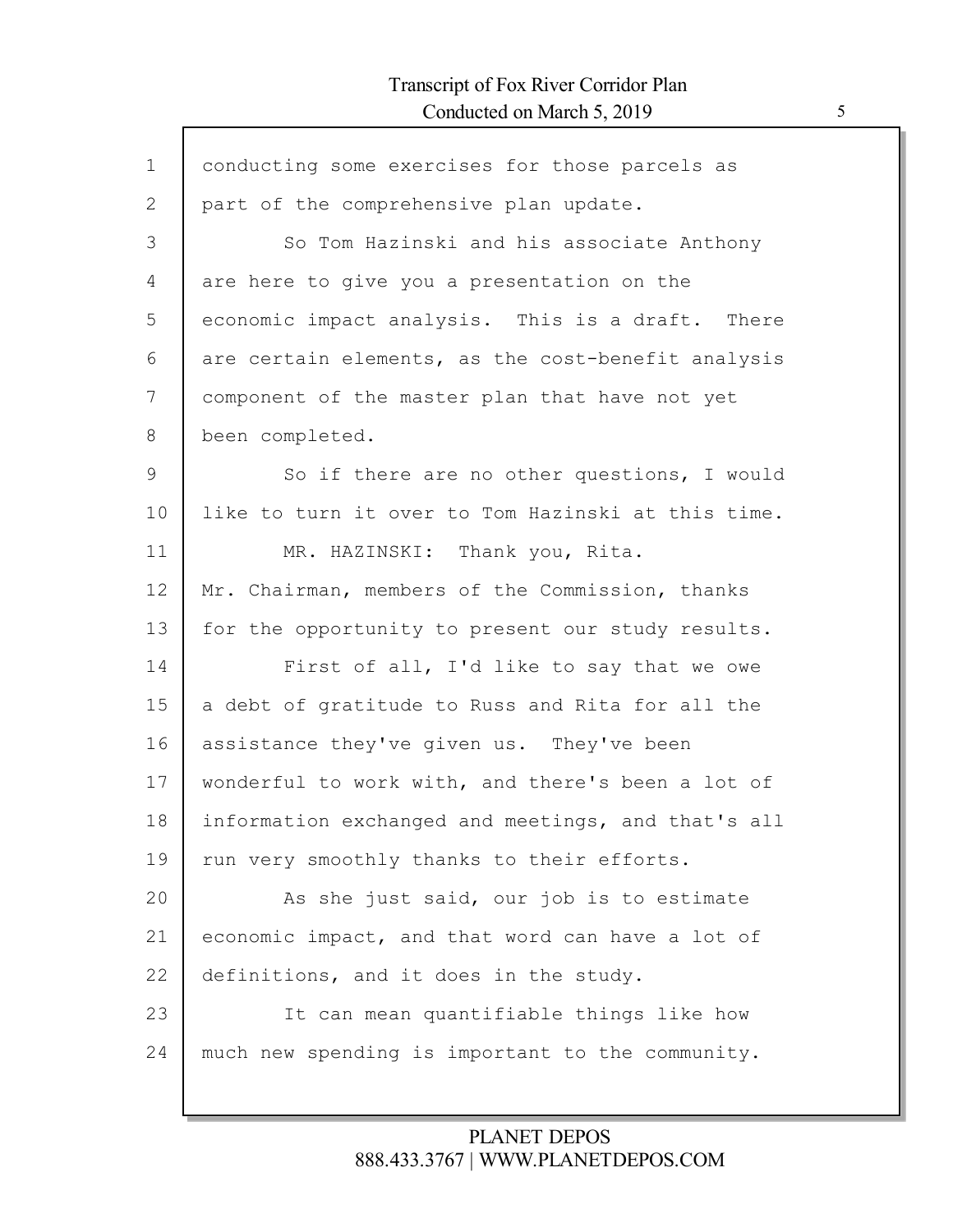conducting some exercises for those parcels as part of the comprehensive plan update.

So Tom Hazinski and his associate Anthony are here to give you a presentation on the economic impact analysis. This is a draft. There are certain elements, as the cost-benefit analysis component of the master plan that have not yet been completed.

So if there are no other questions, I would like to turn it over to Tom Hazinski at this time.

MR. HAZINSKI: Thank you, Rita. Mr. Chairman, members of the Commission, thanks for the opportunity to present our study results.

First of all, I'd like to say that we owe a debt of gratitude to Russ and Rita for all the assistance they've given us. They've been wonderful to work with, and there's been a lot of information exchanged and meetings, and that's all run very smoothly thanks to their efforts.

As she just said, our job is to estimate economic impact, and that word can have a lot of definitions, and it does in the study.

It can mean quantifiable things like how much new spending is important to the community.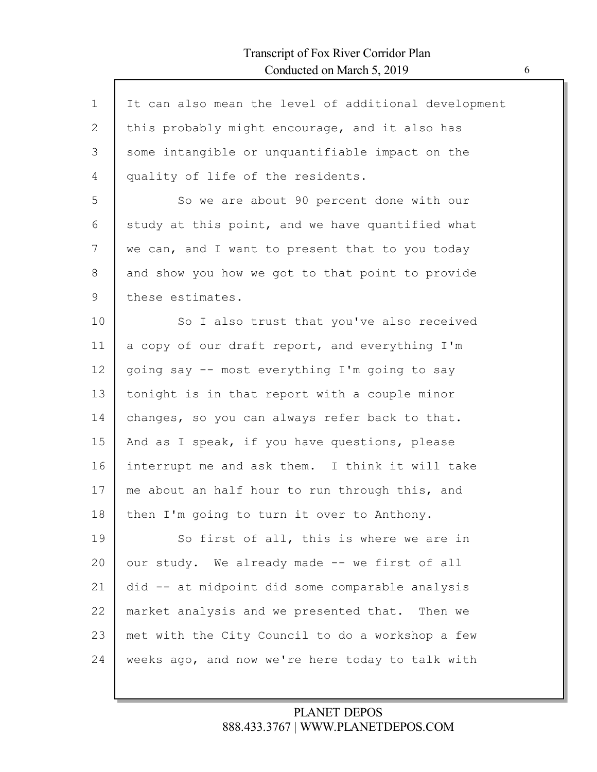It can also mean the level of additional development this probably might encourage, and it also has some intangible or unquantifiable impact on the quality of life of the residents.

So we are about 90 percent done with our study at this point, and we have quantified what we can, and I want to present that to you today and show you how we got to that point to provide these estimates.

So I also trust that you've also received a copy of our draft report, and everything I'm going say -- most everything I'm going to say tonight is in that report with a couple minor changes, so you can always refer back to that. And as I speak, if you have questions, please interrupt me and ask them. I think it will take me about an half hour to run through this, and then I'm going to turn it over to Anthony.

So first of all, this is where we are in our study. We already made -- we first of all did -- at midpoint did some comparable analysis market analysis and we presented that. Then we met with the City Council to do a workshop a few weeks ago, and now we're here today to talk with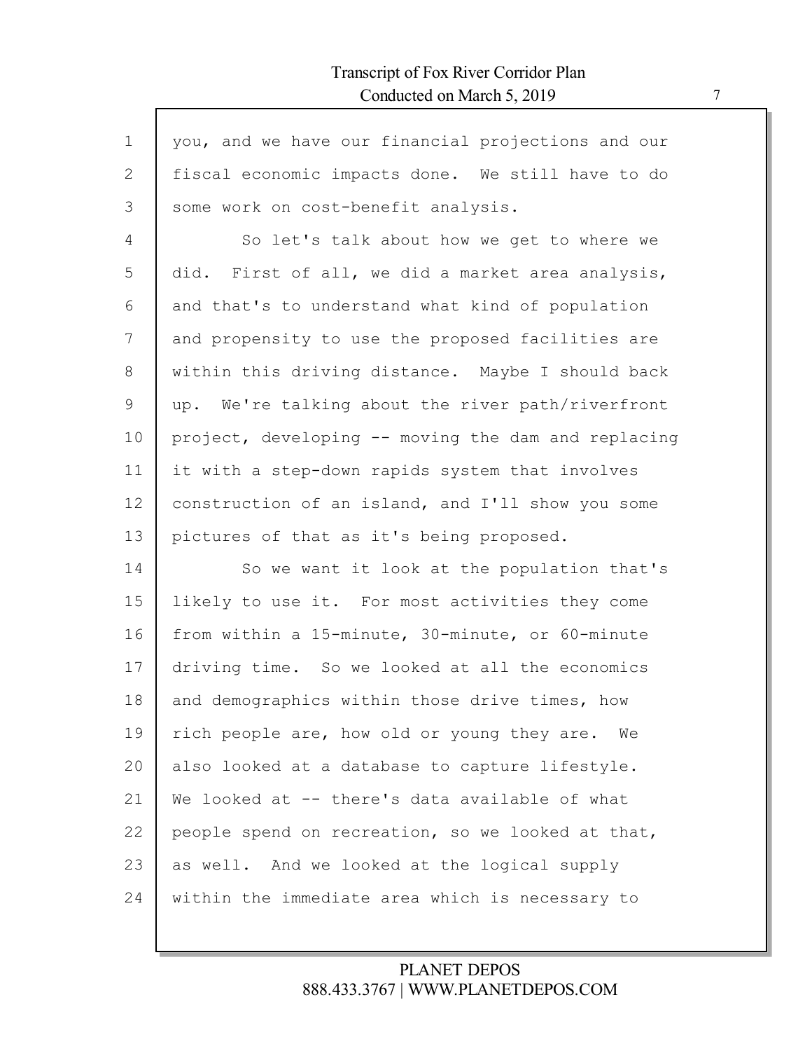you, and we have our financial projections and our fiscal economic impacts done. We still have to do some work on cost-benefit analysis.

So let's talk about how we get to where we did. First of all, we did a market area analysis, and that's to understand what kind of population and propensity to use the proposed facilities are within this driving distance. Maybe I should back up. We're talking about the river path/riverfront project, developing -- moving the dam and replacing it with a step-down rapids system that involves construction of an island, and I'll show you some pictures of that as it's being proposed.

So we want it look at the population that's likely to use it. For most activities they come from within a 15-minute, 30-minute, or 60-minute driving time. So we looked at all the economics and demographics within those drive times, how rich people are, how old or young they are. We also looked at a database to capture lifestyle. We looked at -- there's data available of what people spend on recreation, so we looked at that, as well. And we looked at the logical supply within the immediate area which is necessary to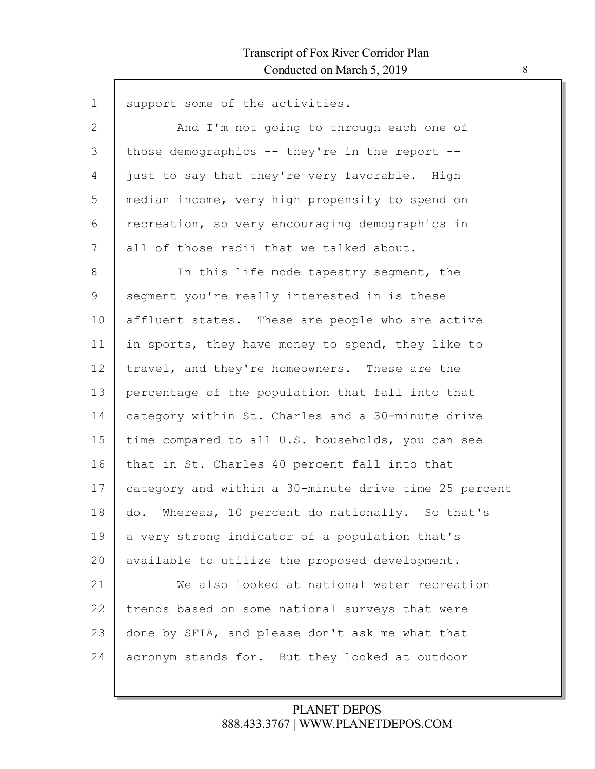support some of the activities.

And I'm not going to through each one of those demographics -- they're in the report -- just to say that they're very favorable. High median income, very high propensity to spend on recreation, so very encouraging demographics in all of those radii that we talked about.

In this life mode tapestry segment, the segment you're really interested in is these affluent states. These are people who are active in sports, they have money to spend, they like to travel, and they're homeowners. These are the percentage of the population that fall into that category within St. Charles and a 30-minute drive time compared to all U.S. households, you can see that in St. Charles 40 percent fall into that category and within a 30-minute drive time 25 percent do. Whereas, 10 percent do nationally. So that's a very strong indicator of a population that's available to utilize the proposed development.

We also looked at national water recreation trends based on some national surveys that were done by SFIA, and please don't ask me what that acronym stands for. But they looked at outdoor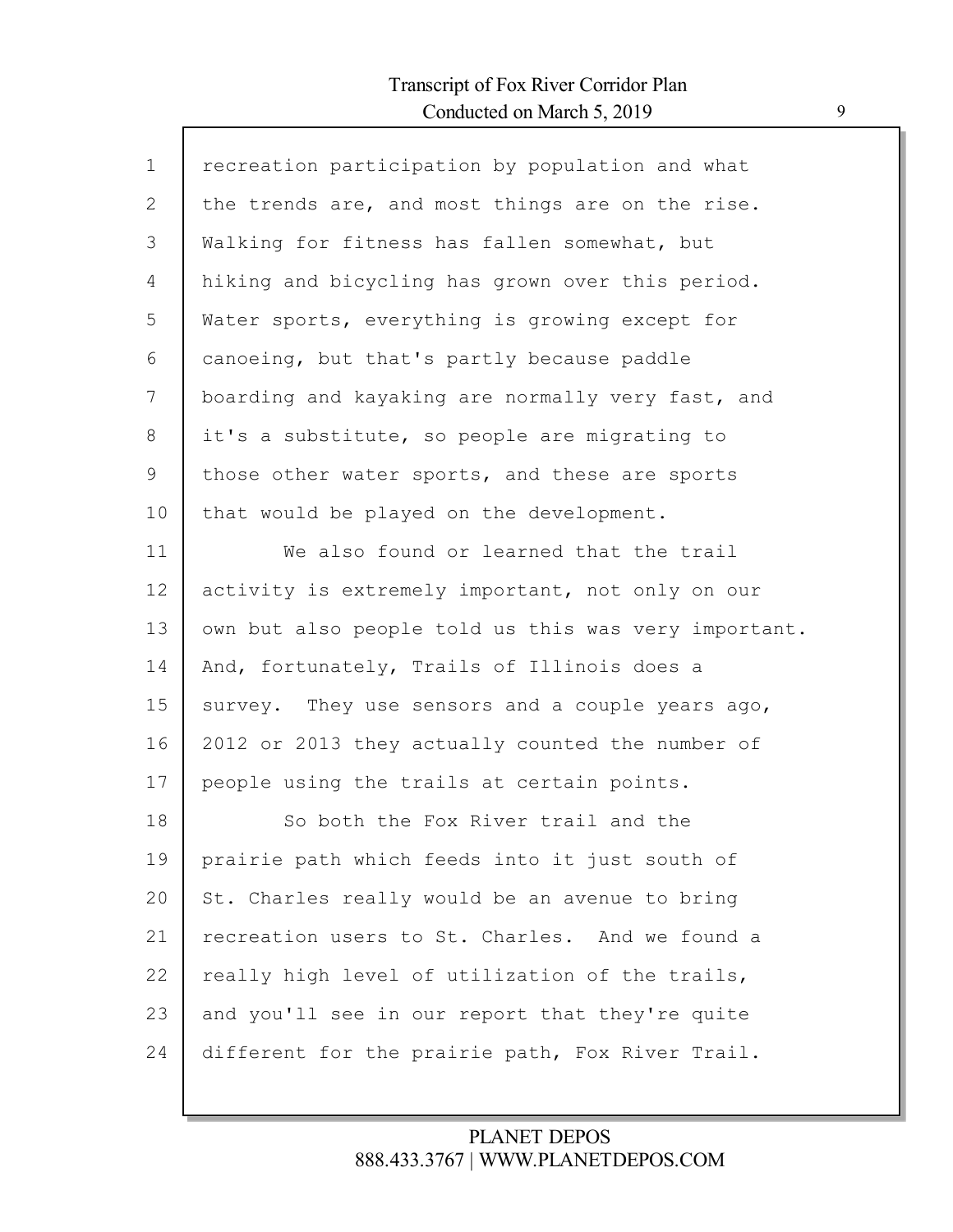recreation participation by population and what the trends are, and most things are on the rise. Walking for fitness has fallen somewhat, but hiking and bicycling has grown over this period. Water sports, everything is growing except for canoeing, but that's partly because paddle boarding and kayaking are normally very fast, and it's a substitute, so people are migrating to those other water sports, and these are sports that would be played on the development.

We also found or learned that the trail activity is extremely important, not only on our own but also people told us this was very important. And, fortunately, Trails of Illinois does a survey. They use sensors and a couple years ago, 2012 or 2013 they actually counted the number of people using the trails at certain points.

So both the Fox River trail and the prairie path which feeds into it just south of St. Charles really would be an avenue to bring recreation users to St. Charles. And we found a really high level of utilization of the trails, and you'll see in our report that they're quite different for the prairie path, Fox River Trail.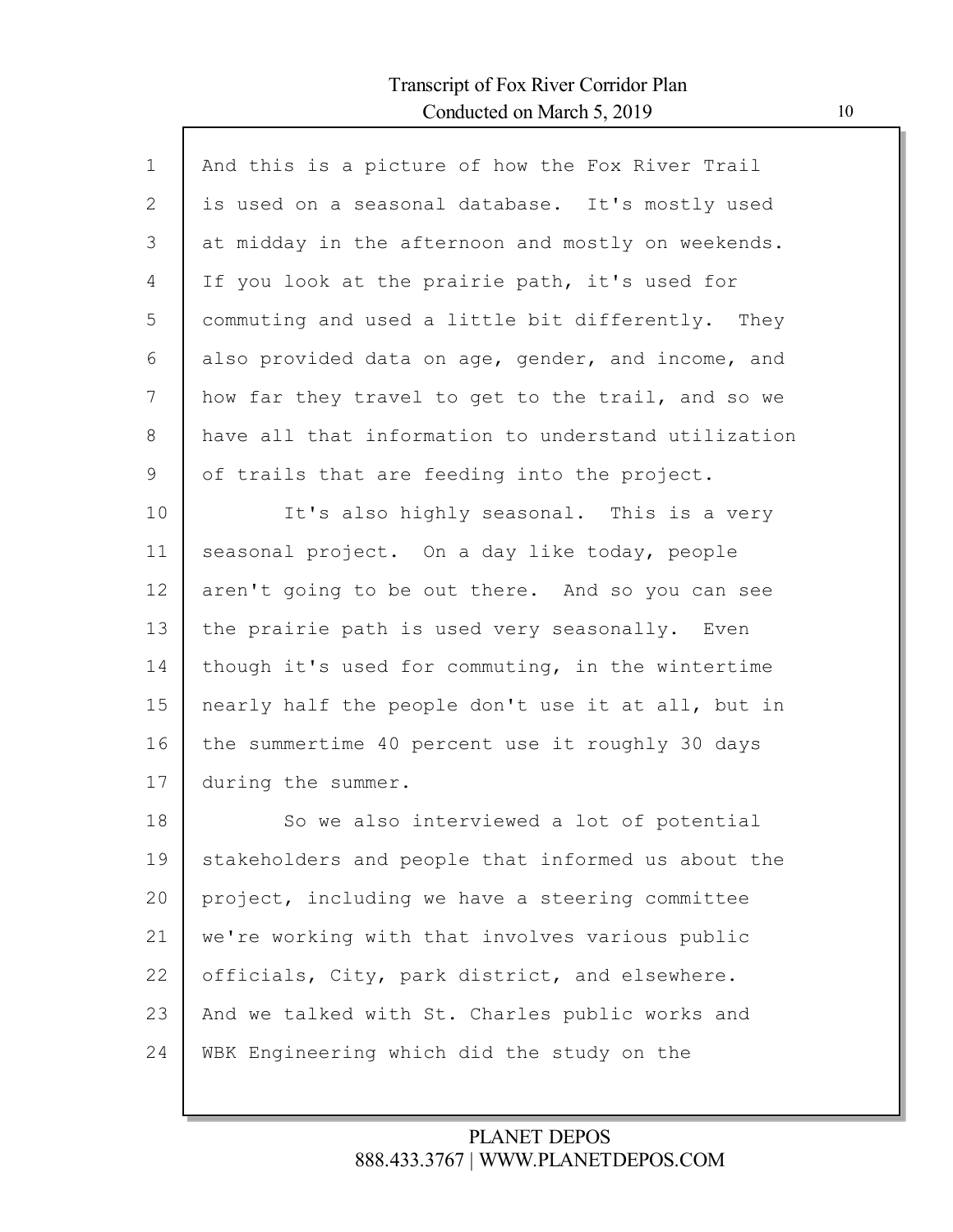And this is a picture of how the Fox River Trail is used on a seasonal database. It's mostly used at midday in the afternoon and mostly on weekends. If you look at the prairie path, it's used for commuting and used a little bit differently. They also provided data on age, gender, and income, and how far they travel to get to the trail, and so we have all that information to understand utilization of trails that are feeding into the project.

It's also highly seasonal. This is a very seasonal project. On a day like today, people aren't going to be out there. And so you can see the prairie path is used very seasonally. Even though it's used for commuting, in the wintertime nearly half the people don't use it at all, but in the summertime 40 percent use it roughly 30 days during the summer.

So we also interviewed a lot of potential stakeholders and people that informed us about the project, including we have a steering committee we're working with that involves various public officials, City, park district, and elsewhere. And we talked with St. Charles public works and WBK Engineering which did the study on the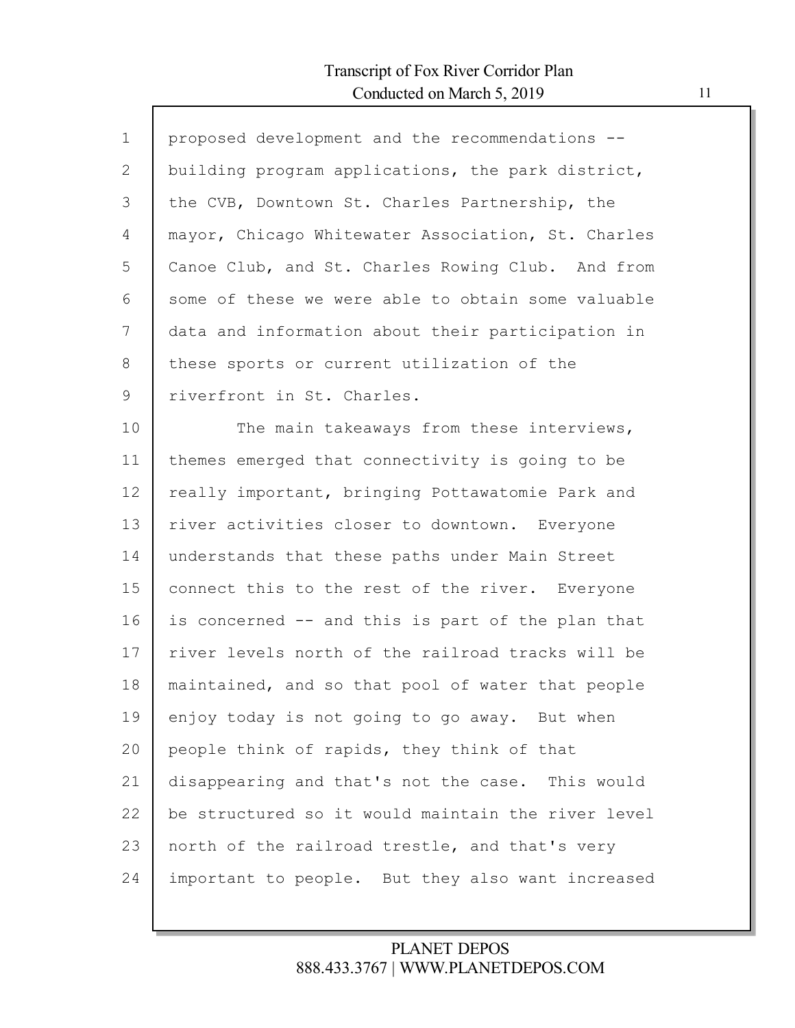proposed development and the recommendations -- building program applications, the park district, the CVB, Downtown St. Charles Partnership, the mayor, Chicago Whitewater Association, St. Charles Canoe Club, and St. Charles Rowing Club. And from some of these we were able to obtain some valuable data and information about their participation in these sports or current utilization of the riverfront in St. Charles.

The main takeaways from these interviews, themes emerged that connectivity is going to be really important, bringing Pottawatomie Park and river activities closer to downtown. Everyone understands that these paths under Main Street connect this to the rest of the river. Everyone is concerned -- and this is part of the plan that river levels north of the railroad tracks will be maintained, and so that pool of water that people enjoy today is not going to go away. But when people think of rapids, they think of that disappearing and that's not the case. This would be structured so it would maintain the river level north of the railroad trestle, and that's very important to people. But they also want increased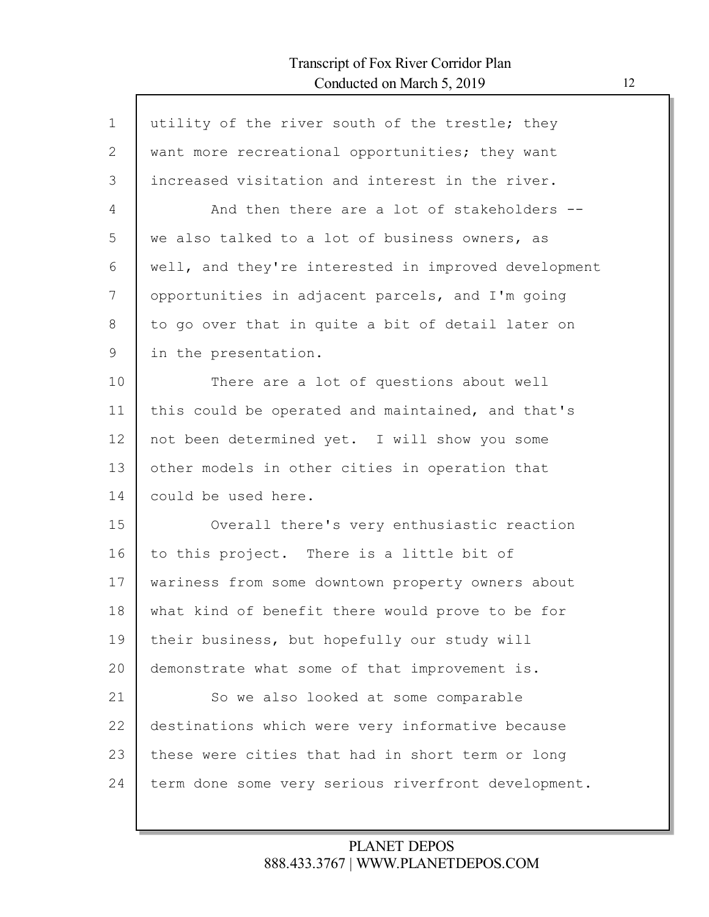utility of the river south of the trestle; they want more recreational opportunities; they want increased visitation and interest in the river.

And then there are a lot of stakeholders -- we also talked to a lot of business owners, as well, and they're interested in improved development opportunities in adjacent parcels, and I'm going to go over that in quite a bit of detail later on in the presentation.

There are a lot of questions about well this could be operated and maintained, and that's not been determined yet. I will show you some other models in other cities in operation that could be used here.

Overall there's very enthusiastic reaction to this project. There is a little bit of wariness from some downtown property owners about what kind of benefit there would prove to be for their business, but hopefully our study will demonstrate what some of that improvement is.

So we also looked at some comparable destinations which were very informative because these were cities that had in short term or long term done some very serious riverfront development.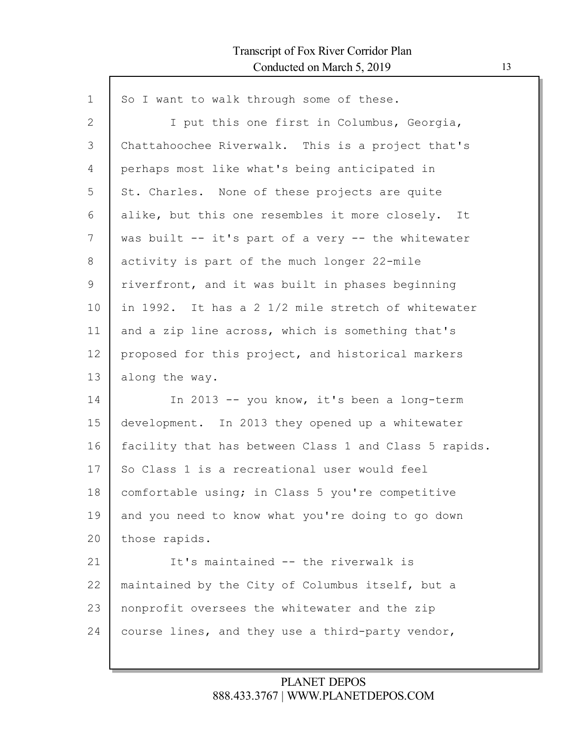So I want to walk through some of these.

I put this one first in Columbus, Georgia, Chattahoochee Riverwalk. This is a project that's perhaps most like what's being anticipated in St. Charles. None of these projects are quite alike, but this one resembles it more closely. It was built -- it's part of a very -- the whitewater activity is part of the much longer 22-mile riverfront, and it was built in phases beginning in 1992. It has a 2 1/2 mile stretch of whitewater and a zip line across, which is something that's proposed for this project, and historical markers along the way.

In 2013 -- you know, it's been a long-term development. In 2013 they opened up a whitewater facility that has between Class 1 and Class 5 rapids. So Class 1 is a recreational user would feel comfortable using; in Class 5 you're competitive and you need to know what you're doing to go down those rapids.

It's maintained -- the riverwalk is maintained by the City of Columbus itself, but a nonprofit oversees the whitewater and the zip course lines, and they use a third-party vendor,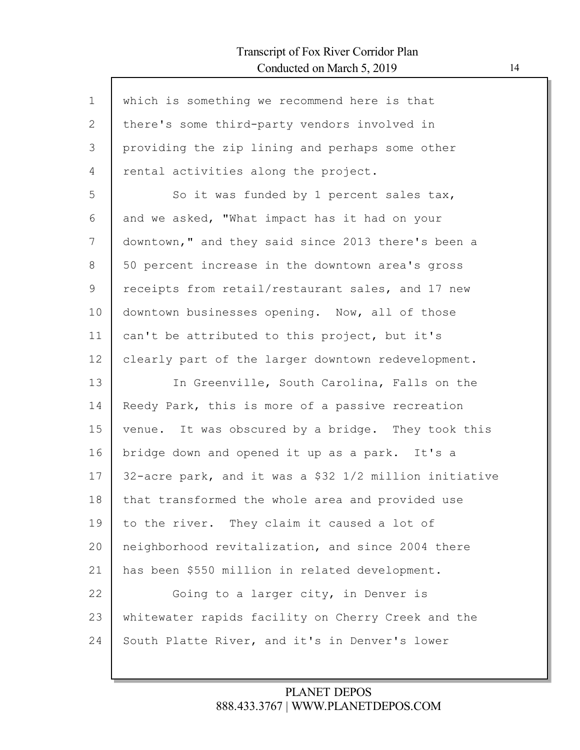which is something we recommend here is that there's some third-party vendors involved in providing the zip lining and perhaps some other rental activities along the project.

So it was funded by 1 percent sales tax, and we asked, "What impact has it had on your downtown," and they said since 2013 there's been a 50 percent increase in the downtown area's gross receipts from retail/restaurant sales, and 17 new downtown businesses opening. Now, all of those can't be attributed to this project, but it's clearly part of the larger downtown redevelopment.

In Greenville, South Carolina, Falls on the Reedy Park, this is more of a passive recreation venue. It was obscured by a bridge. They took this bridge down and opened it up as a park. It's a 32-acre park, and it was a $32 1/2 million initiative that transformed the whole area and provided use to the river. They claim it caused a lot of neighborhood revitalization, and since 2004 there has been $550 million in related development.

Going to a larger city, in Denver is whitewater rapids facility on Cherry Creek and the South Platte River, and it's in Denver's lower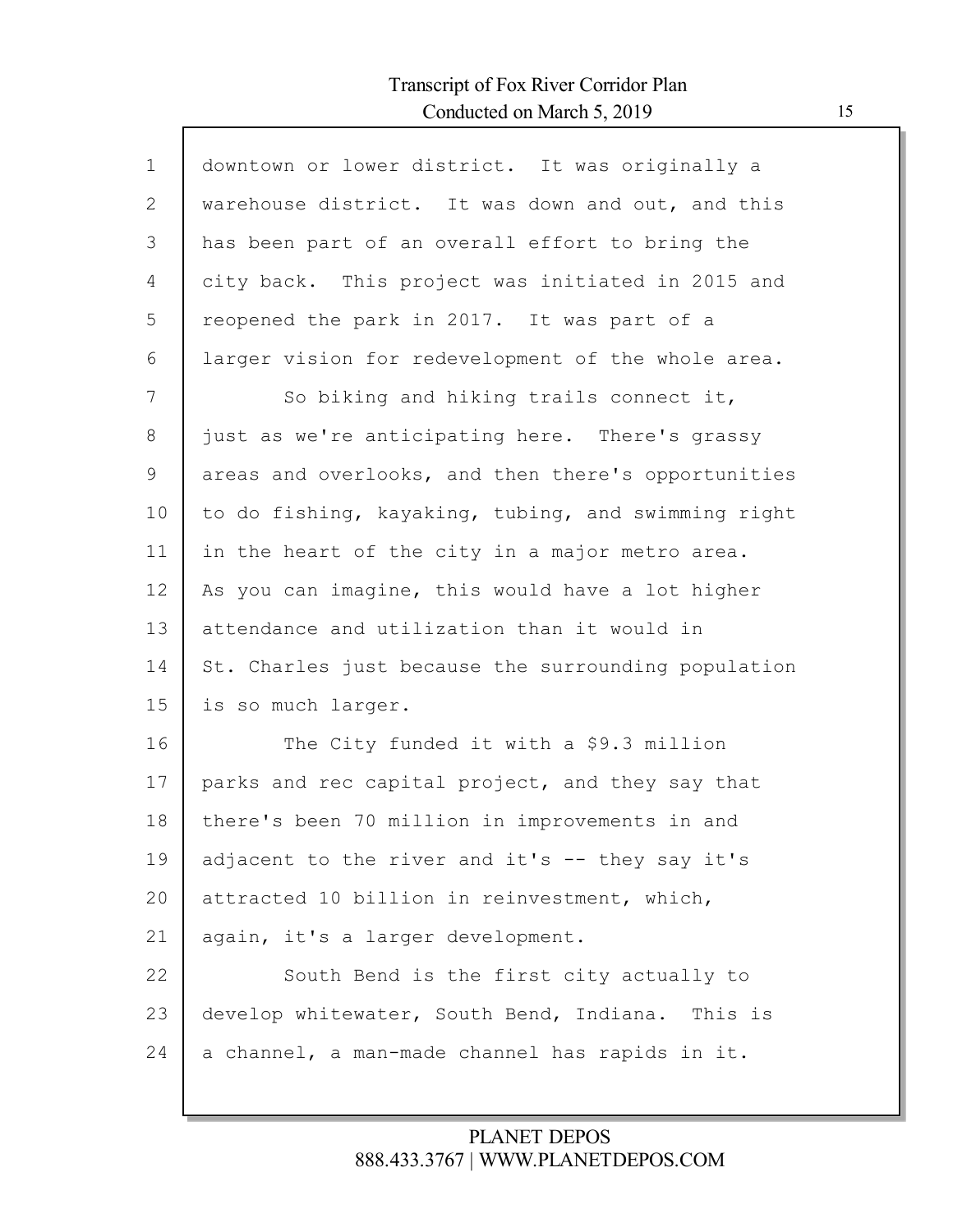downtown or lower district. It was originally a warehouse district. It was down and out, and this has been part of an overall effort to bring the city back. This project was initiated in 2015 and reopened the park in 2017. It was part of a larger vision for redevelopment of the whole area.

So biking and hiking trails connect it, just as we're anticipating here. There's grassy areas and overlooks, and then there's opportunities to do fishing, kayaking, tubing, and swimming right in the heart of the city in a major metro area. As you can imagine, this would have a lot higher attendance and utilization than it would in St. Charles just because the surrounding population is so much larger.

The City funded it with a $9.3 million parks and rec capital project, and they say that there's been 70 million in improvements in and adjacent to the river and it's -- they say it's attracted 10 billion in reinvestment, which, again, it's a larger development.

South Bend is the first city actually to develop whitewater, South Bend, Indiana. This is a channel, a man-made channel has rapids in it.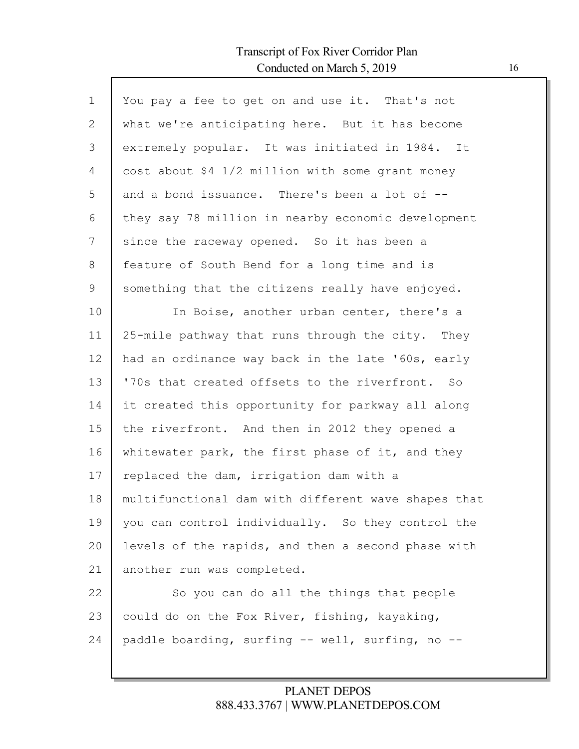You pay a fee to get on and use it. That's not what we're anticipating here. But it has become extremely popular. It was initiated in 1984. It cost about $4 1/2 million with some grant money and a bond issuance. There's been a lot of -- they say 78 million in nearby economic development since the raceway opened. So it has been a feature of South Bend for a long time and is something that the citizens really have enjoyed.

In Boise, another urban center, there's a 25-mile pathway that runs through the city. They had an ordinance way back in the late '60s, early '70s that created offsets to the riverfront. So it created this opportunity for parkway all along the riverfront. And then in 2012 they opened a whitewater park, the first phase of it, and they replaced the dam, irrigation dam with a multifunctional dam with different wave shapes that you can control individually. So they control the levels of the rapids, and then a second phase with another run was completed.

So you can do all the things that people could do on the Fox River, fishing, kayaking, paddle boarding, surfing -- well, surfing, no --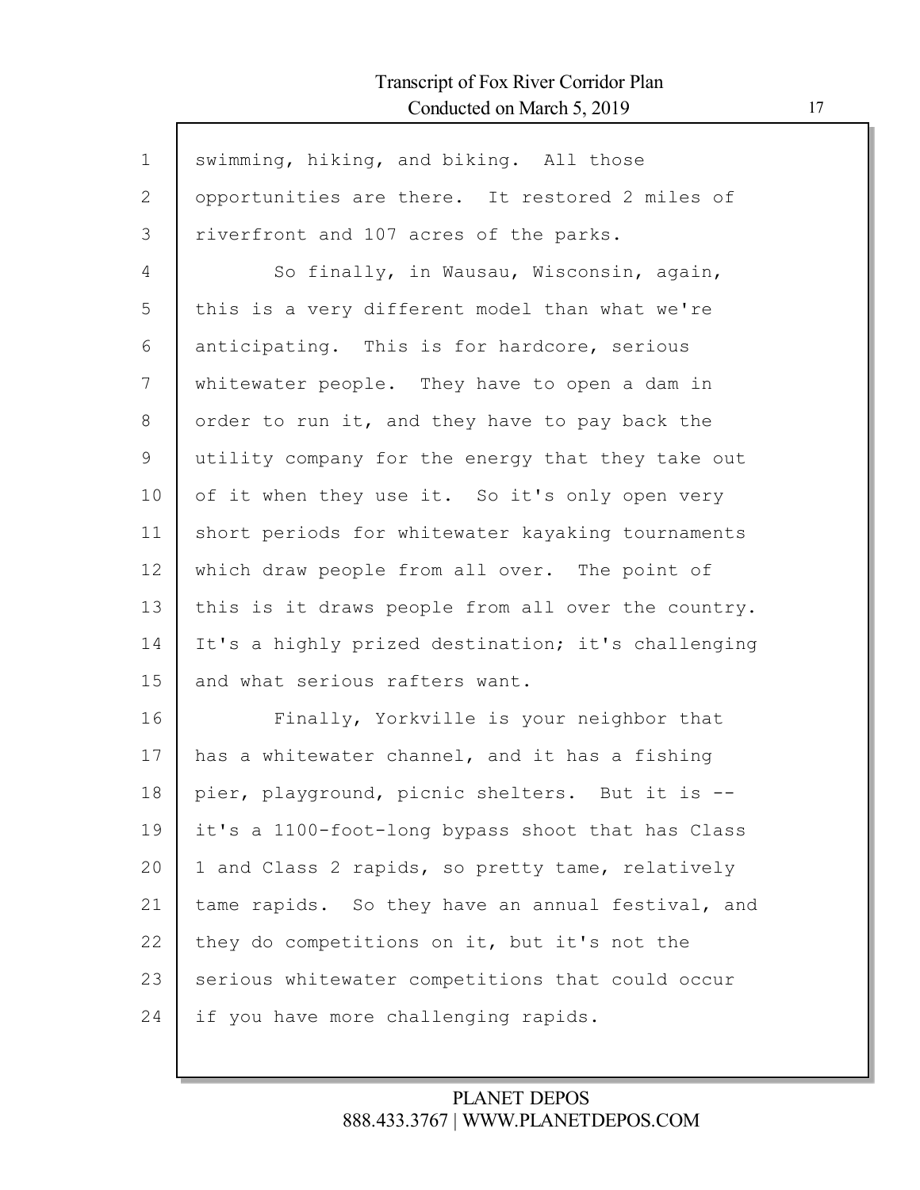swimming, hiking, and biking. All those opportunities are there. It restored 2 miles of riverfront and 107 acres of the parks.

So finally, in Wausau, Wisconsin, again, this is a very different model than what we're anticipating. This is for hardcore, serious whitewater people. They have to open a dam in order to run it, and they have to pay back the utility company for the energy that they take out of it when they use it. So it's only open very short periods for whitewater kayaking tournaments which draw people from all over. The point of this is it draws people from all over the country. It's a highly prized destination; it's challenging and what serious rafters want.

Finally, Yorkville is your neighbor that has a whitewater channel, and it has a fishing pier, playground, picnic shelters. But it is -- it's a 1100-foot-long bypass shoot that has Class 1 and Class 2 rapids, so pretty tame, relatively tame rapids. So they have an annual festival, and they do competitions on it, but it's not the serious whitewater competitions that could occur if you have more challenging rapids.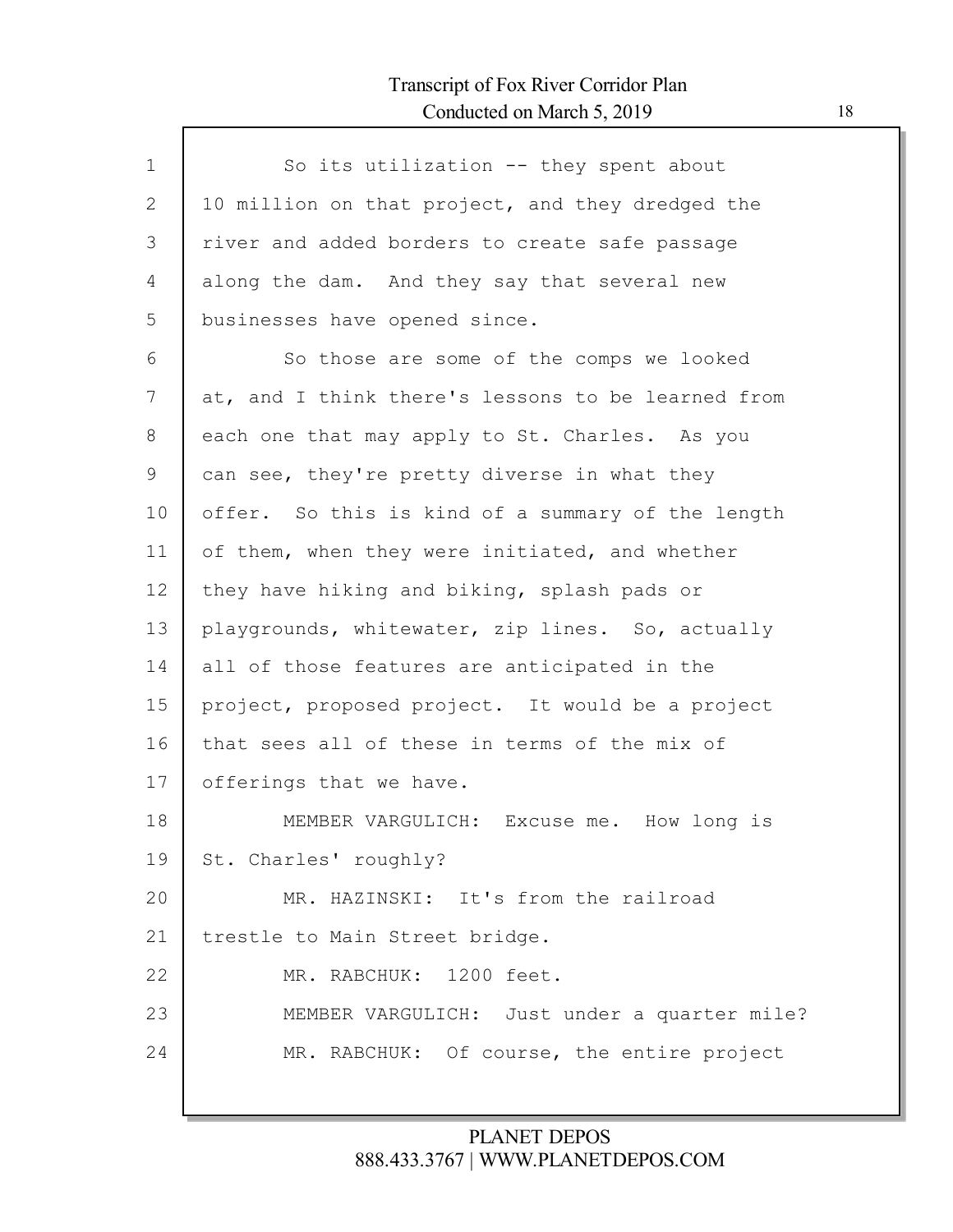So its utilization -- they spent about 10 million on that project, and they dredged the river and added borders to create safe passage along the dam. And they say that several new businesses have opened since.

So those are some of the comps we looked at, and I think there's lessons to be learned from each one that may apply to St. Charles. As you can see, they're pretty diverse in what they offer. So this is kind of a summary of the length of them, when they were initiated, and whether they have hiking and biking, splash pads or playgrounds, whitewater, zip lines. So, actually all of those features are anticipated in the project, proposed project. It would be a project that sees all of these in terms of the mix of offerings that we have.

MEMBER VARGULICH: Excuse me. How long is St. Charles' roughly?

MR. HAZINSKI: It's from the railroad trestle to Main Street bridge.

MR. RABCHUK: 1200 feet.

MEMBER VARGULICH: Just under a quarter mile?

MR. RABCHUK: Of course, the entire project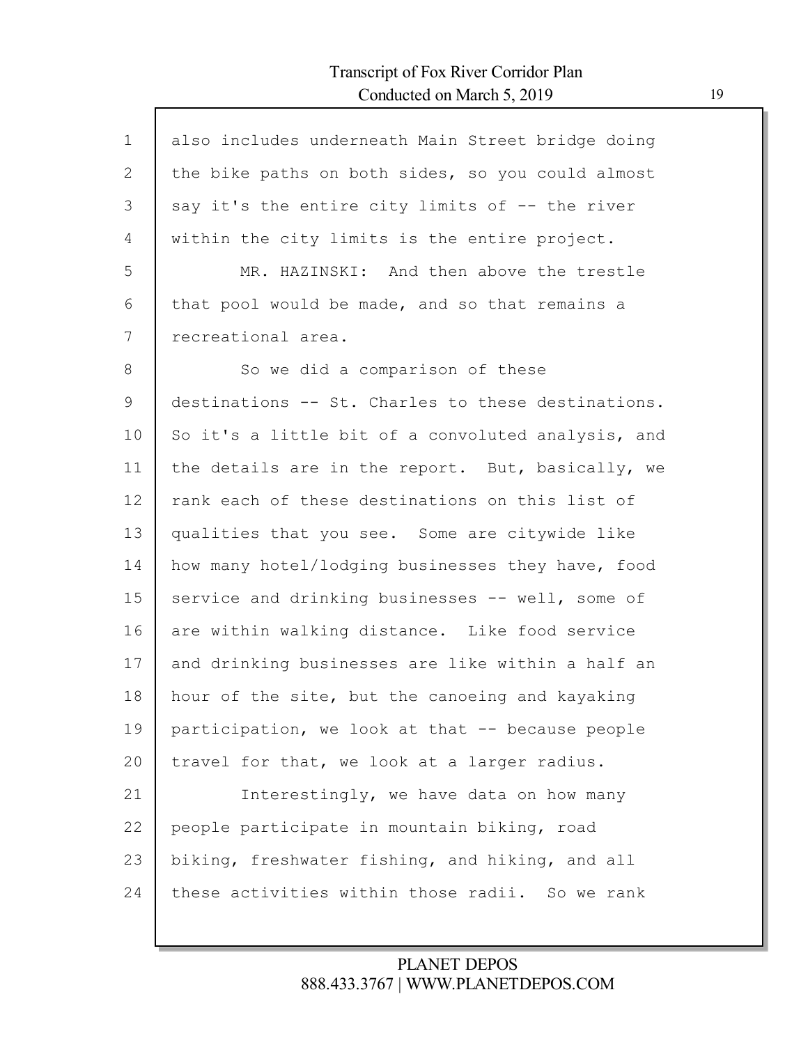also includes underneath Main Street bridge doing the bike paths on both sides, so you could almost say it's the entire city limits of -- the river within the city limits is the entire project.

MR. HAZINSKI: And then above the trestle that pool would be made, and so that remains a recreational area.

So we did a comparison of these destinations -- St. Charles to these destinations. So it's a little bit of a convoluted analysis, and the details are in the report. But, basically, we rank each of these destinations on this list of qualities that you see. Some are citywide like how many hotel/lodging businesses they have, food service and drinking businesses -- well, some of are within walking distance. Like food service and drinking businesses are like within a half an hour of the site, but the canoeing and kayaking participation, we look at that -- because people travel for that, we look at a larger radius.

Interestingly, we have data on how many people participate in mountain biking, road biking, freshwater fishing, and hiking, and all these activities within those radii. So we rank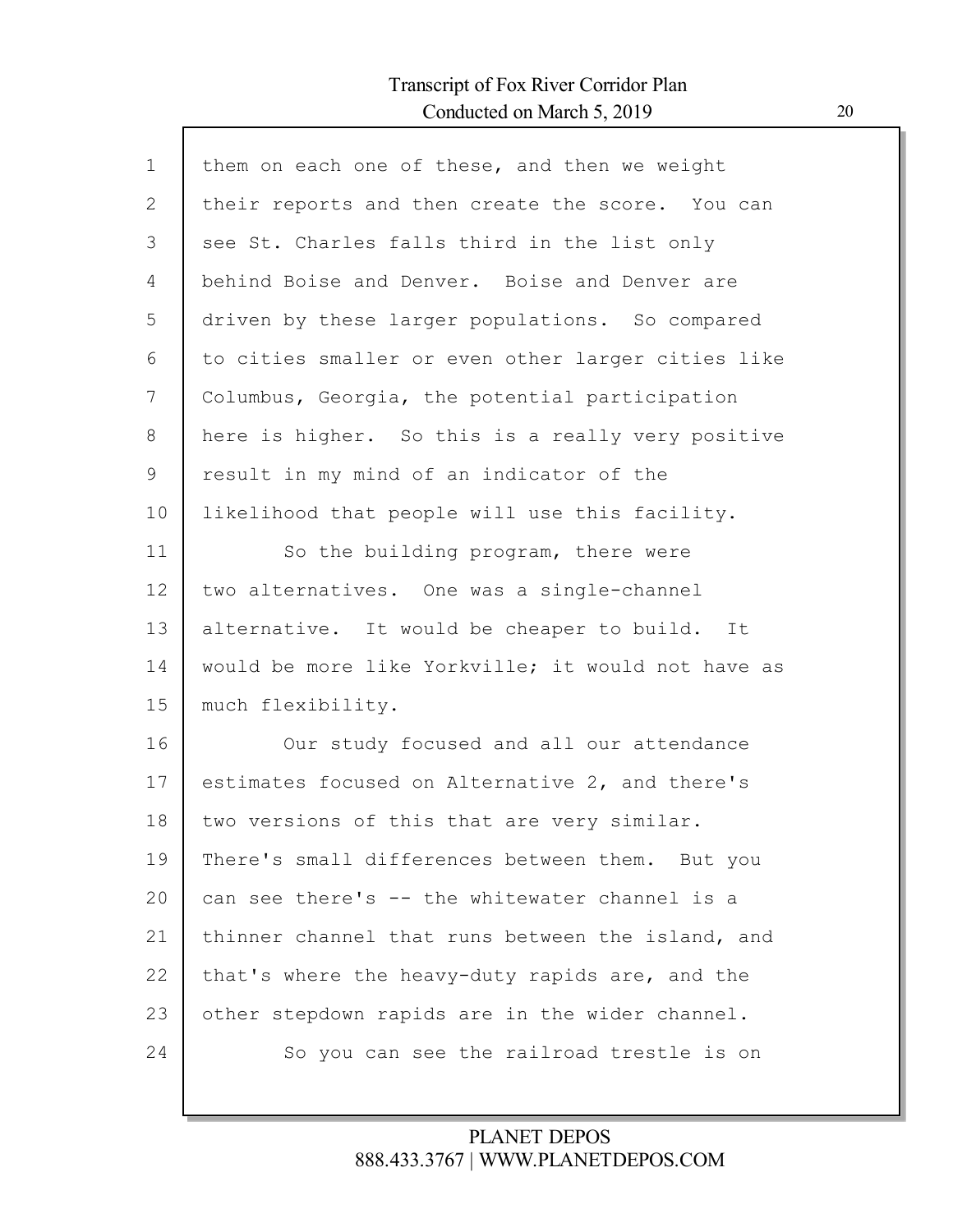them on each one of these, and then we weight their reports and then create the score. You can see St. Charles falls third in the list only behind Boise and Denver. Boise and Denver are driven by these larger populations. So compared to cities smaller or even other larger cities like Columbus, Georgia, the potential participation here is higher. So this is a really very positive result in my mind of an indicator of the likelihood that people will use this facility.

So the building program, there were two alternatives. One was a single-channel alternative. It would be cheaper to build. It would be more like Yorkville; it would not have as much flexibility.

Our study focused and all our attendance estimates focused on Alternative 2, and there's two versions of this that are very similar. There's small differences between them. But you can see there's -- the whitewater channel is a thinner channel that runs between the island, and that's where the heavy-duty rapids are, and the other stepdown rapids are in the wider channel.

So you can see the railroad trestle is on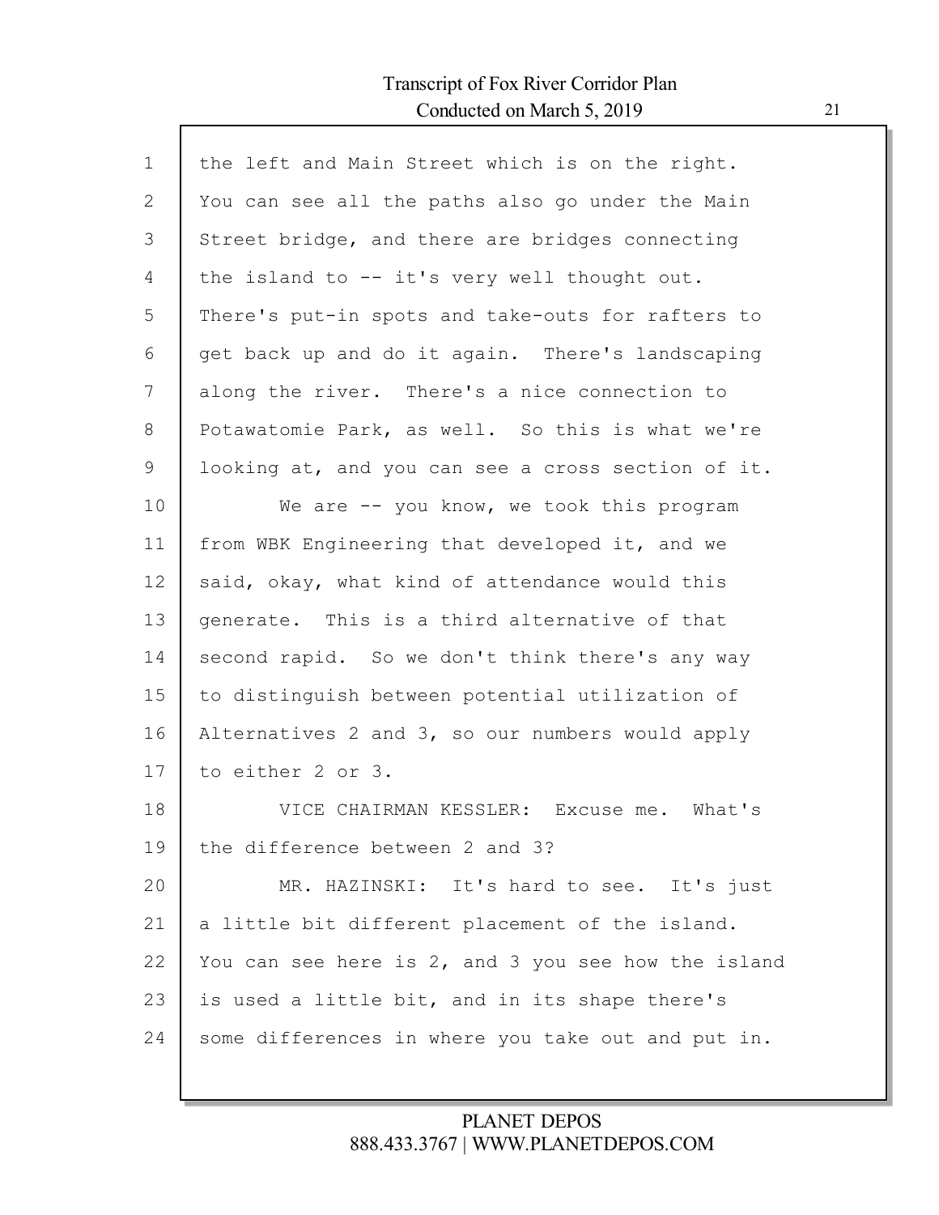the left and Main Street which is on the right. You can see all the paths also go under the Main Street bridge, and there are bridges connecting the island to -- it's very well thought out. There's put-in spots and take-outs for rafters to get back up and do it again. There's landscaping along the river. There's a nice connection to Potawatomie Park, as well. So this is what we're looking at, and you can see a cross section of it.

We are -- you know, we took this program from WBK Engineering that developed it, and we said, okay, what kind of attendance would this generate. This is a third alternative of that second rapid. So we don't think there's any way to distinguish between potential utilization of Alternatives 2 and 3, so our numbers would apply to either 2 or 3.

VICE CHAIRMAN KESSLER: Excuse me. What's the difference between 2 and 3?

MR. HAZINSKI: It's hard to see. It's just a little bit different placement of the island. You can see here is 2, and 3 you see how the island is used a little bit, and in its shape there's some differences in where you take out and put in.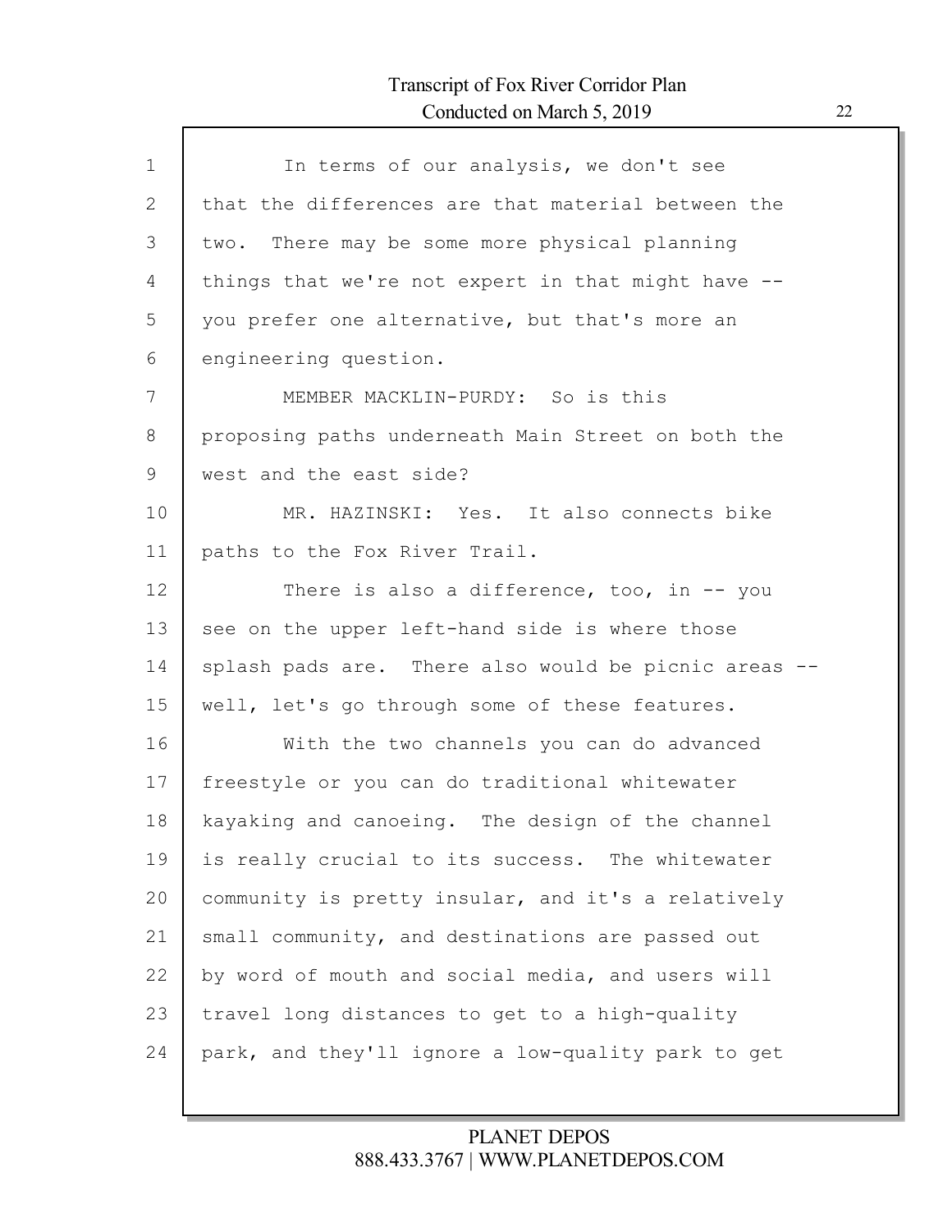In terms of our analysis, we don't see that the differences are that material between the two. There may be some more physical planning things that we're not expert in that might have -- you prefer one alternative, but that's more an engineering question.

MEMBER MACKLIN-PURDY: So is this proposing paths underneath Main Street on both the west and the east side?

MR. HAZINSKI: Yes. It also connects bike paths to the Fox River Trail.

There is also a difference, too, in -- you see on the upper left-hand side is where those splash pads are. There also would be picnic areas -- well, let's go through some of these features.

With the two channels you can do advanced freestyle or you can do traditional whitewater kayaking and canoeing. The design of the channel is really crucial to its success. The whitewater community is pretty insular, and it's a relatively small community, and destinations are passed out by word of mouth and social media, and users will travel long distances to get to a high-quality park, and they'll ignore a low-quality park to get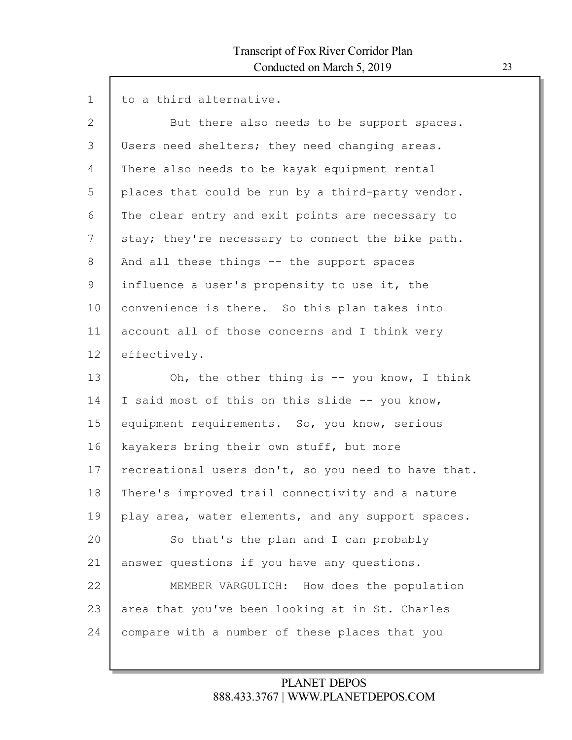to a third alternative.

But there also needs to be support spaces. Users need shelters; they need changing areas. There also needs to be kayak equipment rental places that could be run by a third-party vendor. The clear entry and exit points are necessary to stay; they're necessary to connect the bike path. And all these things -- the support spaces influence a user's propensity to use it, the convenience is there. So this plan takes into account all of those concerns and I think very effectively.

Oh, the other thing is -- you know, I think I said most of this on this slide -- you know, equipment requirements. So, you know, serious kayakers bring their own stuff, but more recreational users don't, so you need to have that. There's improved trail connectivity and a nature play area, water elements, and any support spaces.

So that's the plan and I can probably answer questions if you have any questions.

MEMBER VARGULICH: How does the population area that you've been looking at in St. Charles compare with a number of these places that you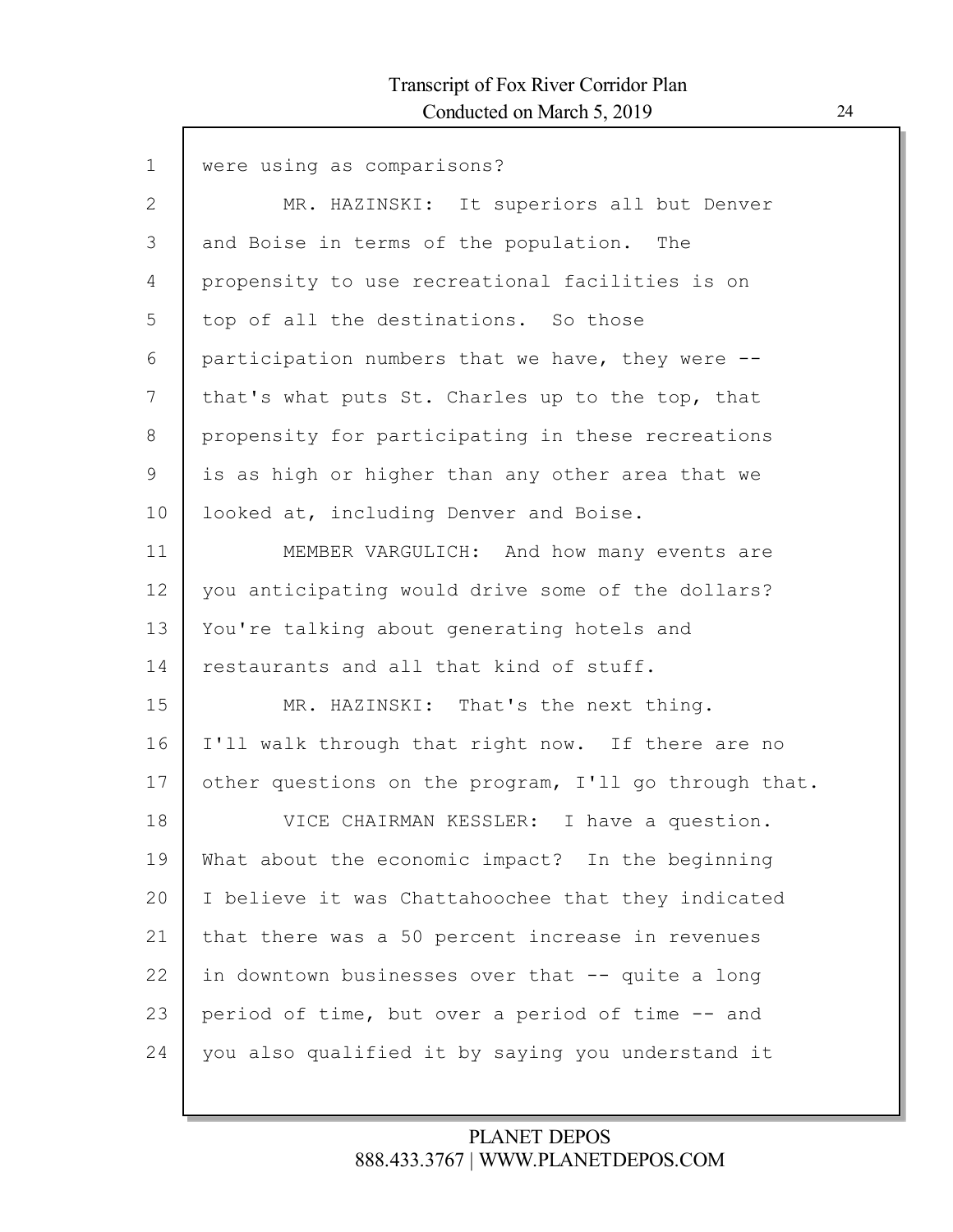were using as comparisons?

MR. HAZINSKI: It superiors all but Denver and Boise in terms of the population. The propensity to use recreational facilities is on top of all the destinations. So those participation numbers that we have, they were -- that's what puts St. Charles up to the top, that propensity for participating in these recreations is as high or higher than any other area that we looked at, including Denver and Boise.

MEMBER VARGULICH: And how many events are you anticipating would drive some of the dollars? You're talking about generating hotels and restaurants and all that kind of stuff.

MR. HAZINSKI: That's the next thing. I'll walk through that right now. If there are no other questions on the program, I'll go through that.

VICE CHAIRMAN KESSLER: I have a question. What about the economic impact? In the beginning I believe it was Chattahoochee that they indicated that there was a 50 percent increase in revenues in downtown businesses over that -- quite a long period of time, but over a period of time -- and you also qualified it by saying you understand it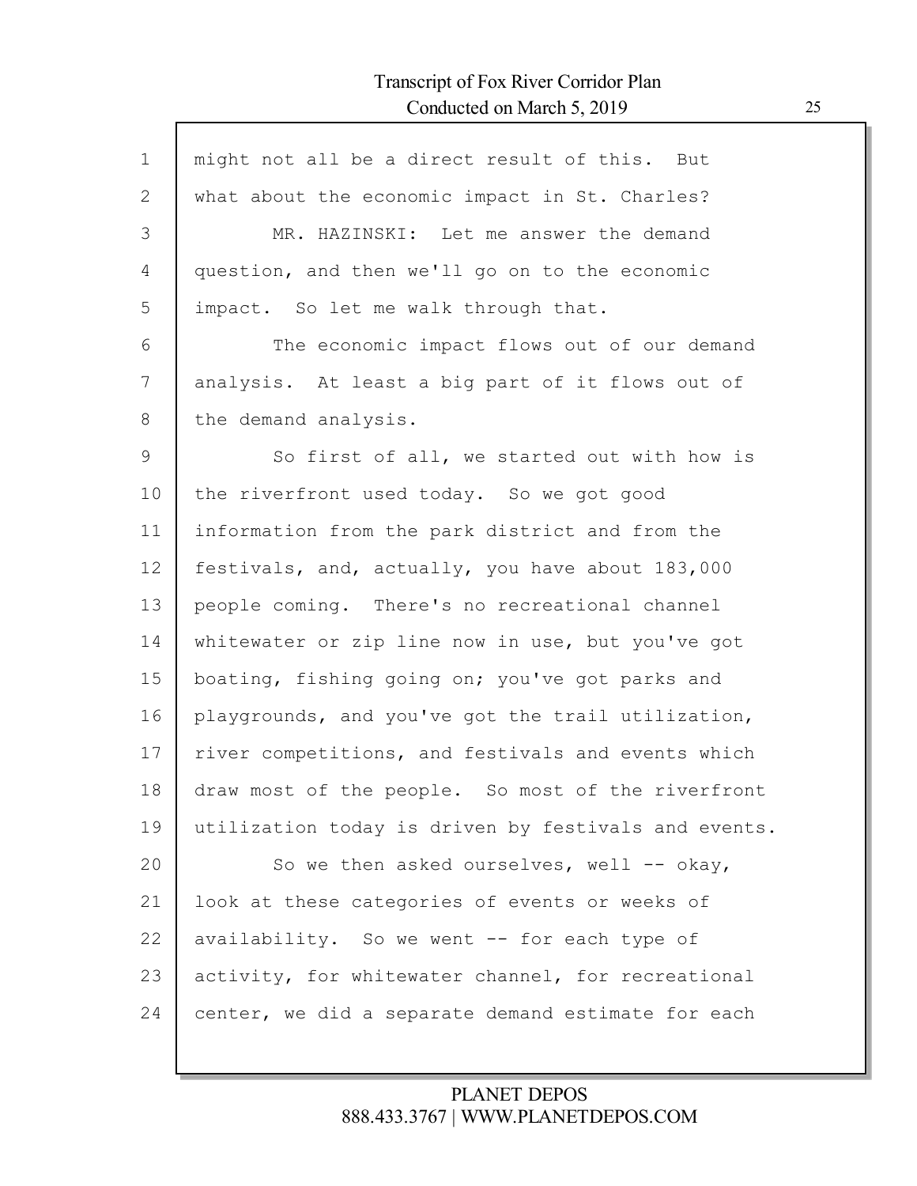might not all be a direct result of this. But what about the economic impact in St. Charles?

MR. HAZINSKI: Let me answer the demand question, and then we'll go on to the economic impact. So let me walk through that.

The economic impact flows out of our demand analysis. At least a big part of it flows out of the demand analysis.

So first of all, we started out with how is the riverfront used today. So we got good information from the park district and from the festivals, and, actually, you have about 183,000 people coming. There's no recreational channel whitewater or zip line now in use, but you've got boating, fishing going on; you've got parks and playgrounds, and you've got the trail utilization, river competitions, and festivals and events which draw most of the people. So most of the riverfront utilization today is driven by festivals and events.

So we then asked ourselves, well -- okay, look at these categories of events or weeks of availability. So we went -- for each type of activity, for whitewater channel, for recreational center, we did a separate demand estimate for each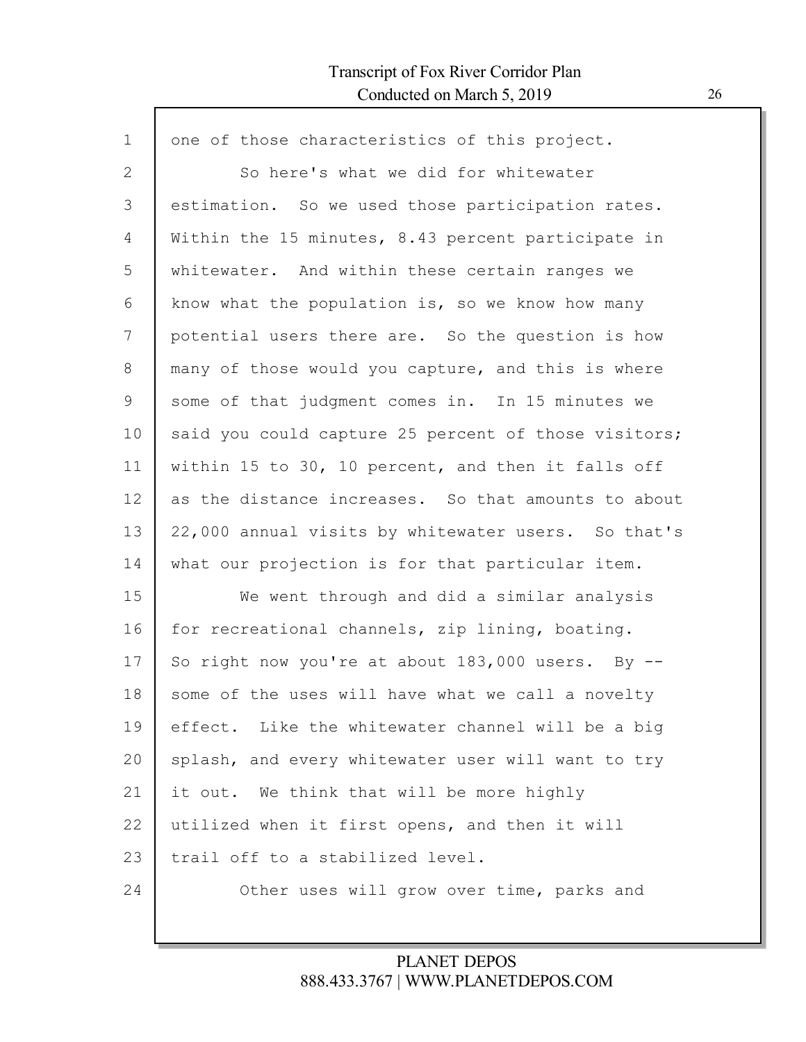one of those characteristics of this project.

So here's what we did for whitewater estimation. So we used those participation rates. Within the 15 minutes, 8.43 percent participate in whitewater. And within these certain ranges we know what the population is, so we know how many potential users there are. So the question is how many of those would you capture, and this is where some of that judgment comes in. In 15 minutes we said you could capture 25 percent of those visitors; within 15 to 30, 10 percent, and then it falls off as the distance increases. So that amounts to about 22,000 annual visits by whitewater users. So that's what our projection is for that particular item.

We went through and did a similar analysis for recreational channels, zip lining, boating. So right now you're at about 183,000 users. By -- some of the uses will have what we call a novelty effect. Like the whitewater channel will be a big splash, and every whitewater user will want to try it out. We think that will be more highly utilized when it first opens, and then it will trail off to a stabilized level.

Other uses will grow over time, parks and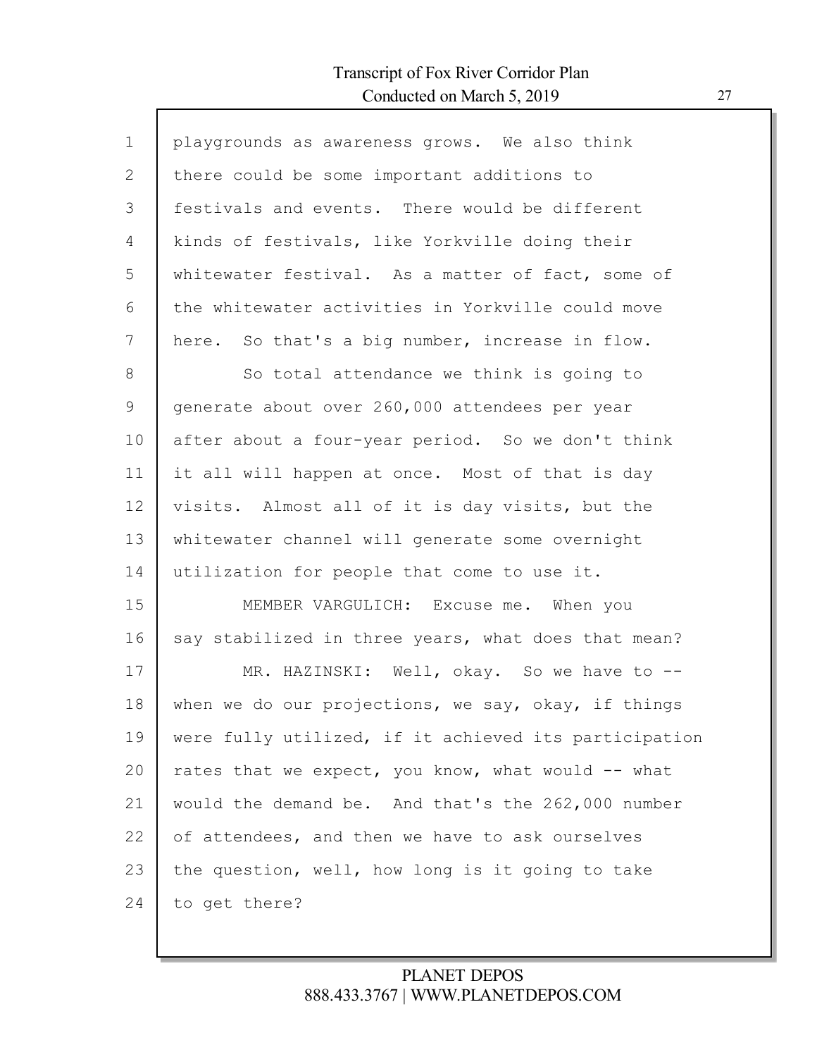playgrounds as awareness grows. We also think there could be some important additions to festivals and events. There would be different kinds of festivals, like Yorkville doing their whitewater festival. As a matter of fact, some of the whitewater activities in Yorkville could move here. So that's a big number, increase in flow.

So total attendance we think is going to generate about over 260,000 attendees per year after about a four-year period. So we don't think it all will happen at once. Most of that is day visits. Almost all of it is day visits, but the whitewater channel will generate some overnight utilization for people that come to use it.

MEMBER VARGULICH: Excuse me. When you say stabilized in three years, what does that mean?

MR. HAZINSKI: Well, okay. So we have to -- when we do our projections, we say, okay, if things were fully utilized, if it achieved its participation rates that we expect, you know, what would -- what would the demand be. And that's the 262,000 number of attendees, and then we have to ask ourselves the question, well, how long is it going to take to get there?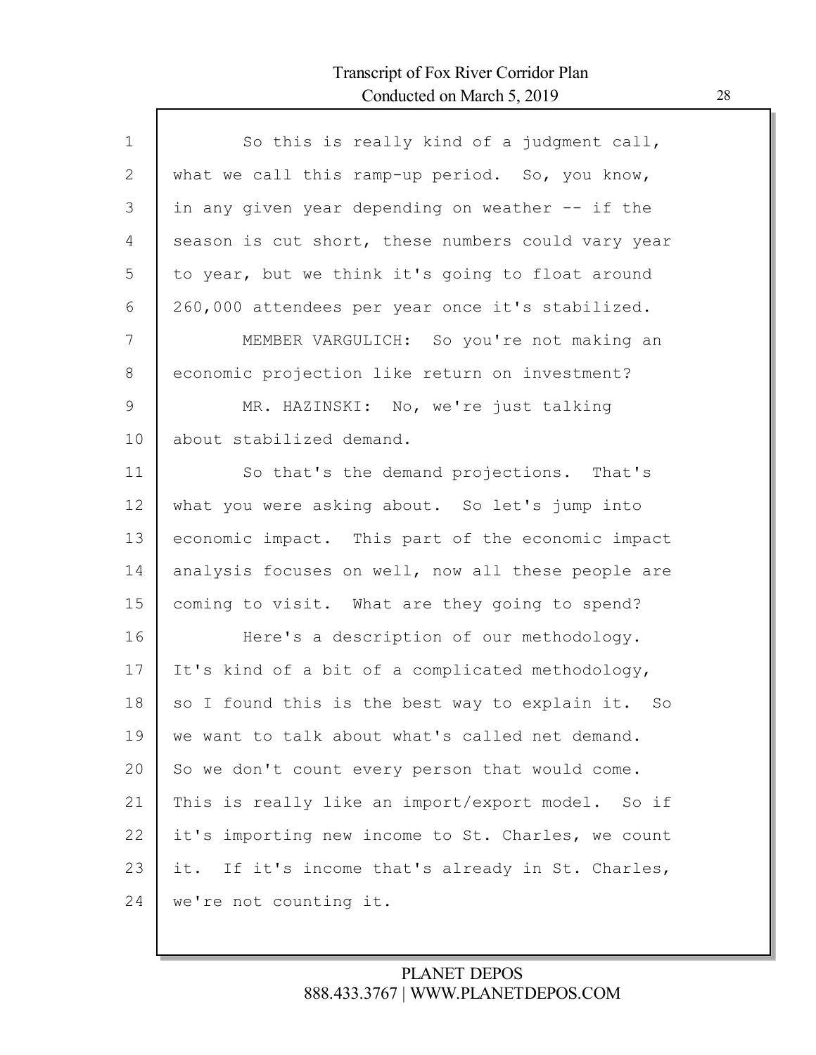So this is really kind of a judgment call, what we call this ramp-up period. So, you know, in any given year depending on weather -- if the season is cut short, these numbers could vary year to year, but we think it's going to float around 260,000 attendees per year once it's stabilized.

MEMBER VARGULICH: So you're not making an economic projection like return on investment?

MR. HAZINSKI: No, we're just talking about stabilized demand.

So that's the demand projections. That's what you were asking about. So let's jump into economic impact. This part of the economic impact analysis focuses on well, now all these people are coming to visit. What are they going to spend?

Here's a description of our methodology. It's kind of a bit of a complicated methodology, so I found this is the best way to explain it. So we want to talk about what's called net demand. So we don't count every person that would come. This is really like an import/export model. So if it's importing new income to St. Charles, we count it. If it's income that's already in St. Charles, we're not counting it.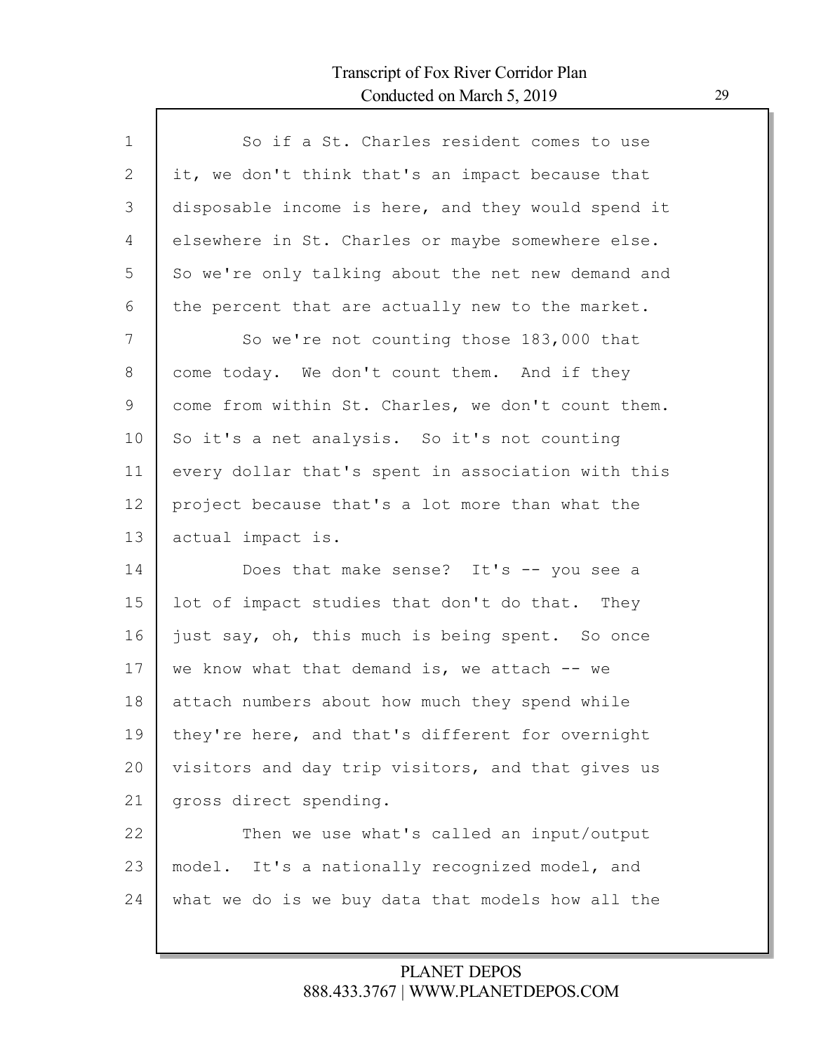So if a St. Charles resident comes to use it, we don't think that's an impact because that disposable income is here, and they would spend it elsewhere in St. Charles or maybe somewhere else. So we're only talking about the net new demand and the percent that are actually new to the market.

So we're not counting those 183,000 that come today. We don't count them. And if they come from within St. Charles, we don't count them. So it's a net analysis. So it's not counting every dollar that's spent in association with this project because that's a lot more than what the actual impact is.

Does that make sense? It's -- you see a lot of impact studies that don't do that. They just say, oh, this much is being spent. So once we know what that demand is, we attach -- we attach numbers about how much they spend while they're here, and that's different for overnight visitors and day trip visitors, and that gives us gross direct spending.

Then we use what's called an input/output model. It's a nationally recognized model, and what we do is we buy data that models how all the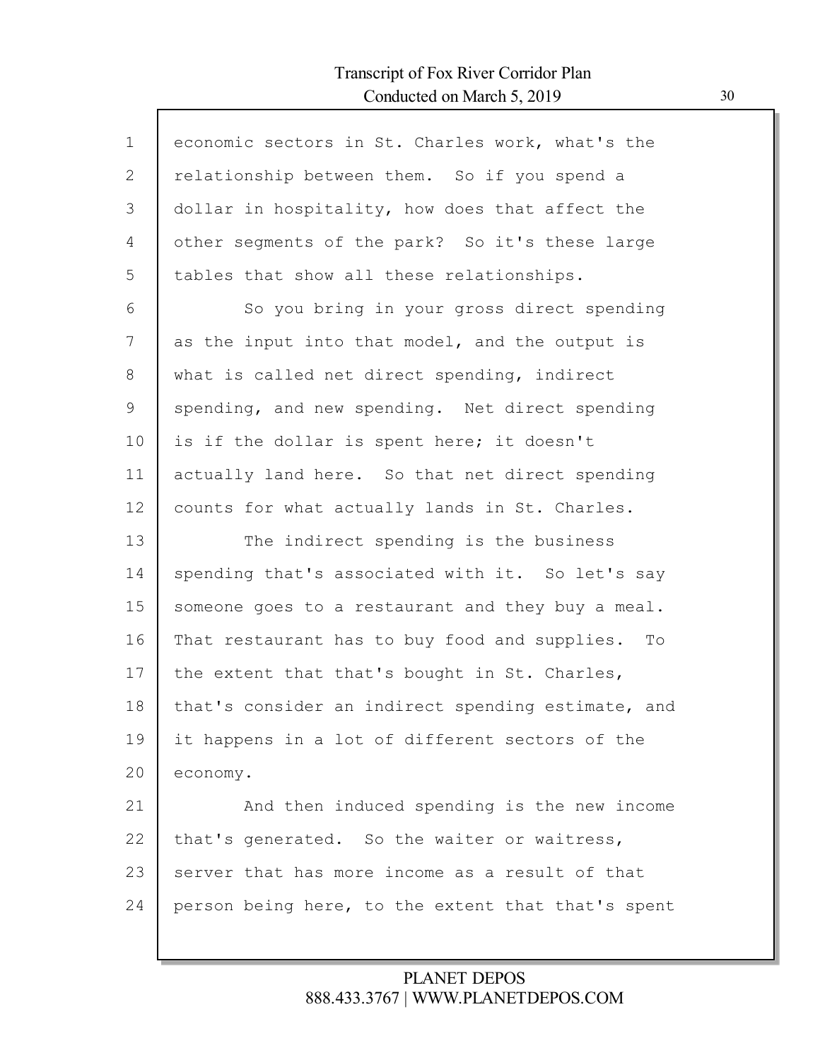economic sectors in St. Charles work, what's the relationship between them. So if you spend a dollar in hospitality, how does that affect the other segments of the park? So it's these large tables that show all these relationships.

So you bring in your gross direct spending as the input into that model, and the output is what is called net direct spending, indirect spending, and new spending. Net direct spending is if the dollar is spent here; it doesn't actually land here. So that net direct spending counts for what actually lands in St. Charles.

The indirect spending is the business spending that's associated with it. So let's say someone goes to a restaurant and they buy a meal. That restaurant has to buy food and supplies. To the extent that that's bought in St. Charles, that's consider an indirect spending estimate, and it happens in a lot of different sectors of the economy.

And then induced spending is the new income that's generated. So the waiter or waitress, server that has more income as a result of that person being here, to the extent that that's spent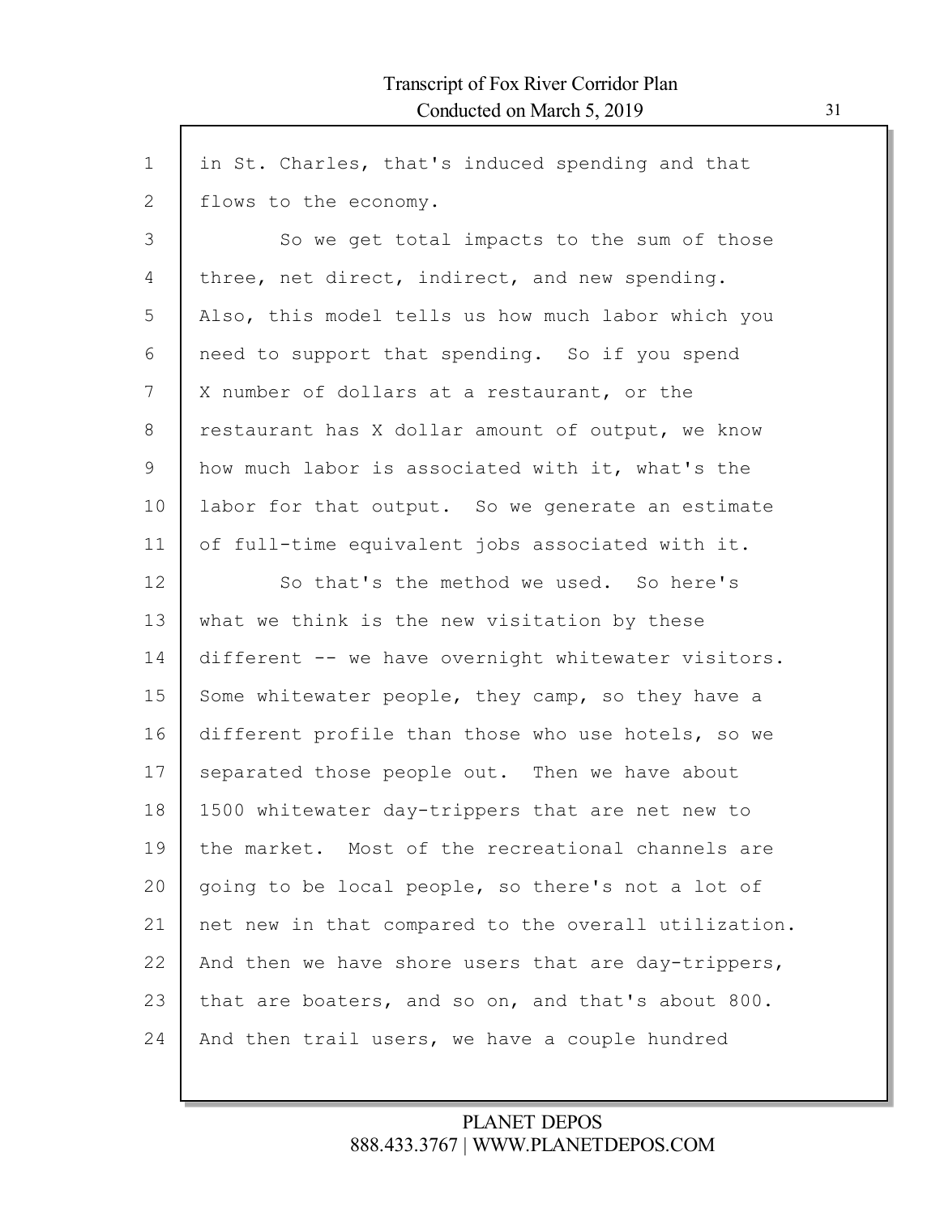in St. Charles, that's induced spending and that flows to the economy.

So we get total impacts to the sum of those three, net direct, indirect, and new spending. Also, this model tells us how much labor which you need to support that spending. So if you spend X number of dollars at a restaurant, or the restaurant has X dollar amount of output, we know how much labor is associated with it, what's the labor for that output. So we generate an estimate of full-time equivalent jobs associated with it.

So that's the method we used. So here's what we think is the new visitation by these different -- we have overnight whitewater visitors. Some whitewater people, they camp, so they have a different profile than those who use hotels, so we separated those people out. Then we have about 1500 whitewater day-trippers that are net new to the market. Most of the recreational channels are going to be local people, so there's not a lot of net new in that compared to the overall utilization. And then we have shore users that are day-trippers, that are boaters, and so on, and that's about 800. And then trail users, we have a couple hundred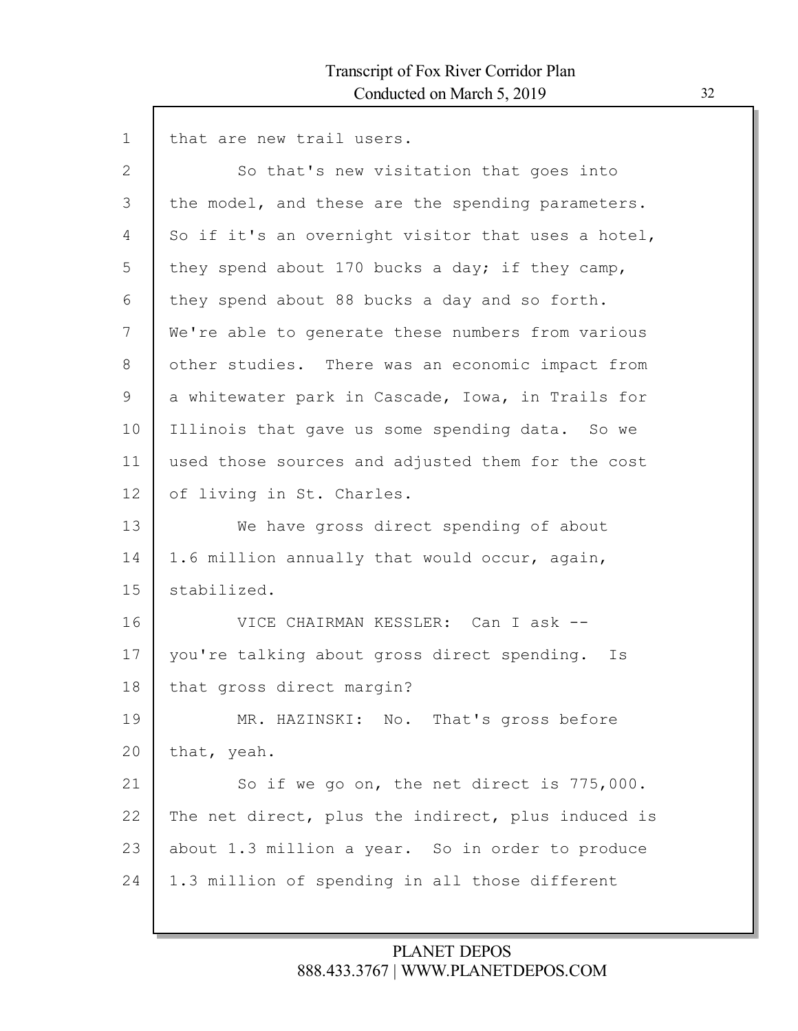that are new trail users.

So that's new visitation that goes into the model, and these are the spending parameters. So if it's an overnight visitor that uses a hotel, they spend about 170 bucks a day; if they camp, they spend about 88 bucks a day and so forth. We're able to generate these numbers from various other studies. There was an economic impact from a whitewater park in Cascade, Iowa, in Trails for Illinois that gave us some spending data. So we used those sources and adjusted them for the cost of living in St. Charles.

We have gross direct spending of about 1.6 million annually that would occur, again, stabilized.

VICE CHAIRMAN KESSLER: Can I ask -- you're talking about gross direct spending. Is that gross direct margin?

MR. HAZINSKI: No. That's gross before that, yeah.

So if we go on, the net direct is 775,000. The net direct, plus the indirect, plus induced is about 1.3 million a year. So in order to produce 1.3 million of spending in all those different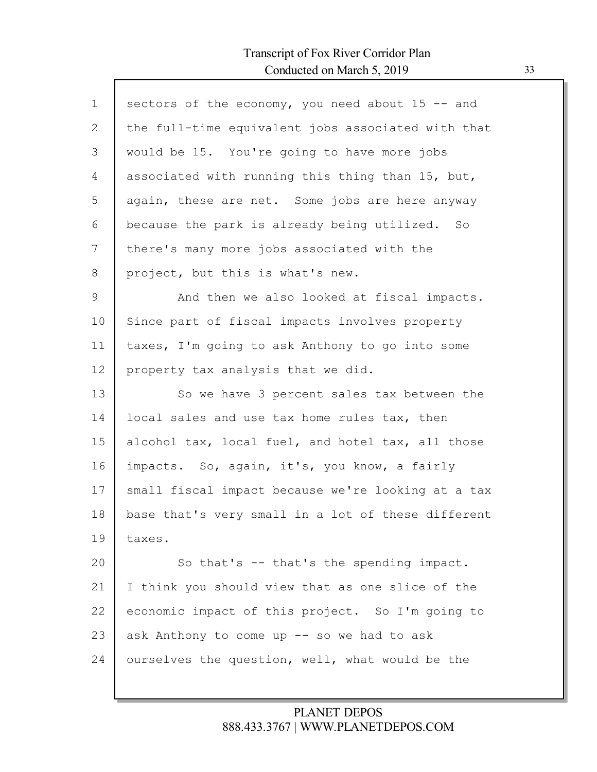sectors of the economy, you need about 15 -- and the full-time equivalent jobs associated with that would be 15. You're going to have more jobs associated with running this thing than 15, but, again, these are net. Some jobs are here anyway because the park is already being utilized. So there's many more jobs associated with the project, but this is what's new.

And then we also looked at fiscal impacts. Since part of fiscal impacts involves property taxes, I'm going to ask Anthony to go into some property tax analysis that we did.

So we have 3 percent sales tax between the local sales and use tax home rules tax, then alcohol tax, local fuel, and hotel tax, all those impacts. So, again, it's, you know, a fairly small fiscal impact because we're looking at a tax base that's very small in a lot of these different taxes.

So that's -- that's the spending impact. I think you should view that as one slice of the economic impact of this project. So I'm going to ask Anthony to come up -- so we had to ask ourselves the question, well, what would be the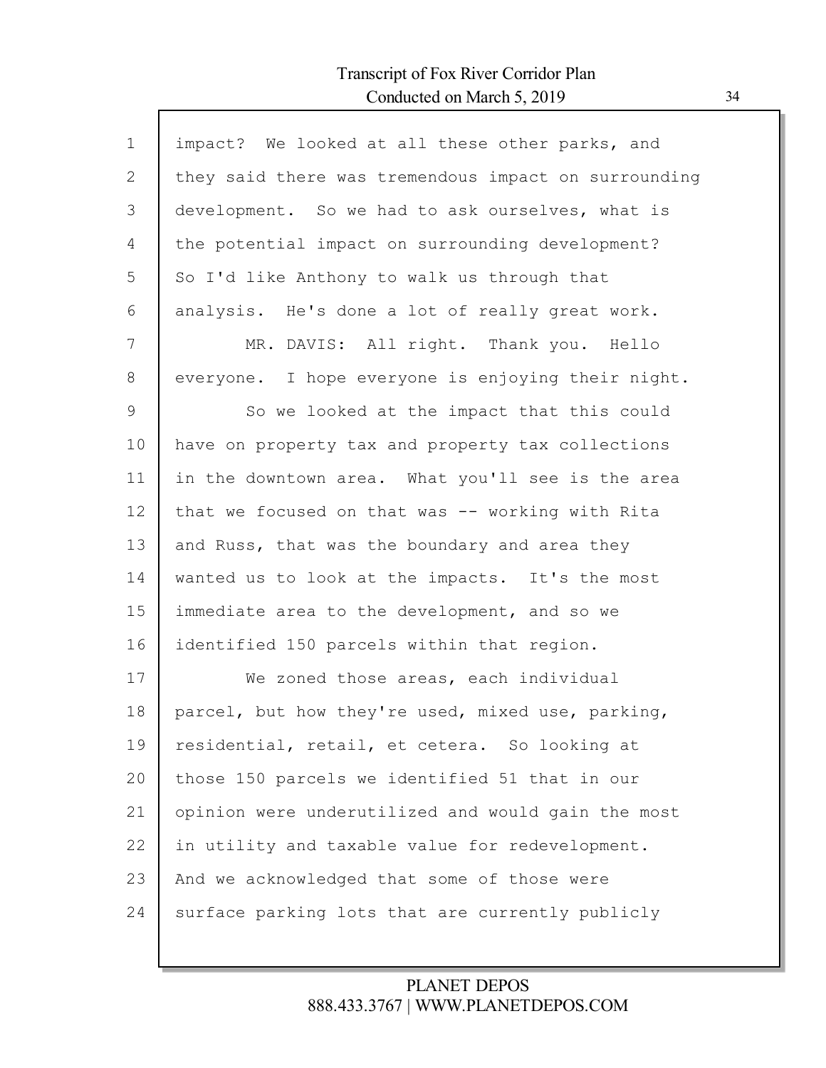impact? We looked at all these other parks, and they said there was tremendous impact on surrounding development. So we had to ask ourselves, what is the potential impact on surrounding development? So I'd like Anthony to walk us through that analysis. He's done a lot of really great work.

MR. DAVIS: All right. Thank you. Hello everyone. I hope everyone is enjoying their night.

So we looked at the impact that this could have on property tax and property tax collections in the downtown area. What you'll see is the area that we focused on that was -- working with Rita and Russ, that was the boundary and area they wanted us to look at the impacts. It's the most immediate area to the development, and so we identified 150 parcels within that region.

We zoned those areas, each individual parcel, but how they're used, mixed use, parking, residential, retail, et cetera. So looking at those 150 parcels we identified 51 that in our opinion were underutilized and would gain the most in utility and taxable value for redevelopment. And we acknowledged that some of those were surface parking lots that are currently publicly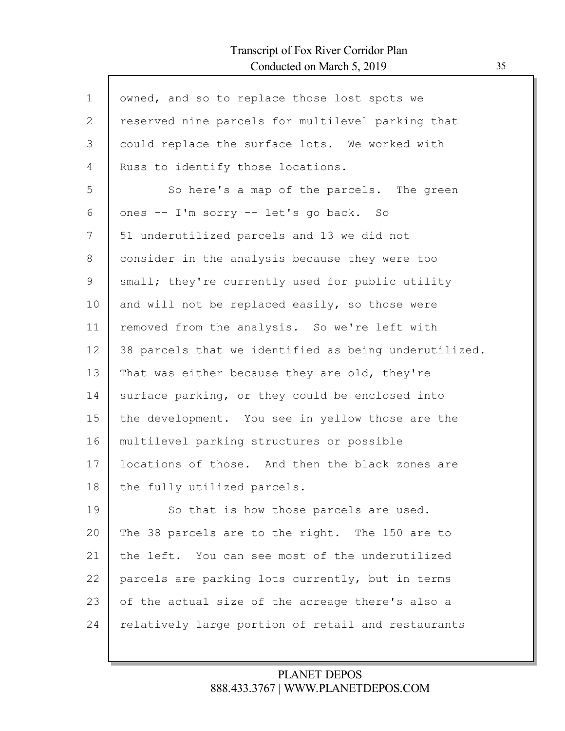owned, and so to replace those lost spots we reserved nine parcels for multilevel parking that could replace the surface lots. We worked with Russ to identify those locations.

So here's a map of the parcels. The green ones -- I'm sorry -- let's go back. So 51 underutilized parcels and 13 we did not consider in the analysis because they were too small; they're currently used for public utility and will not be replaced easily, so those were removed from the analysis. So we're left with 38 parcels that we identified as being underutilized. That was either because they are old, they're surface parking, or they could be enclosed into the development. You see in yellow those are the multilevel parking structures or possible locations of those. And then the black zones are the fully utilized parcels.

So that is how those parcels are used. The 38 parcels are to the right. The 150 are to the left. You can see most of the underutilized parcels are parking lots currently, but in terms of the actual size of the acreage there's also a relatively large portion of retail and restaurants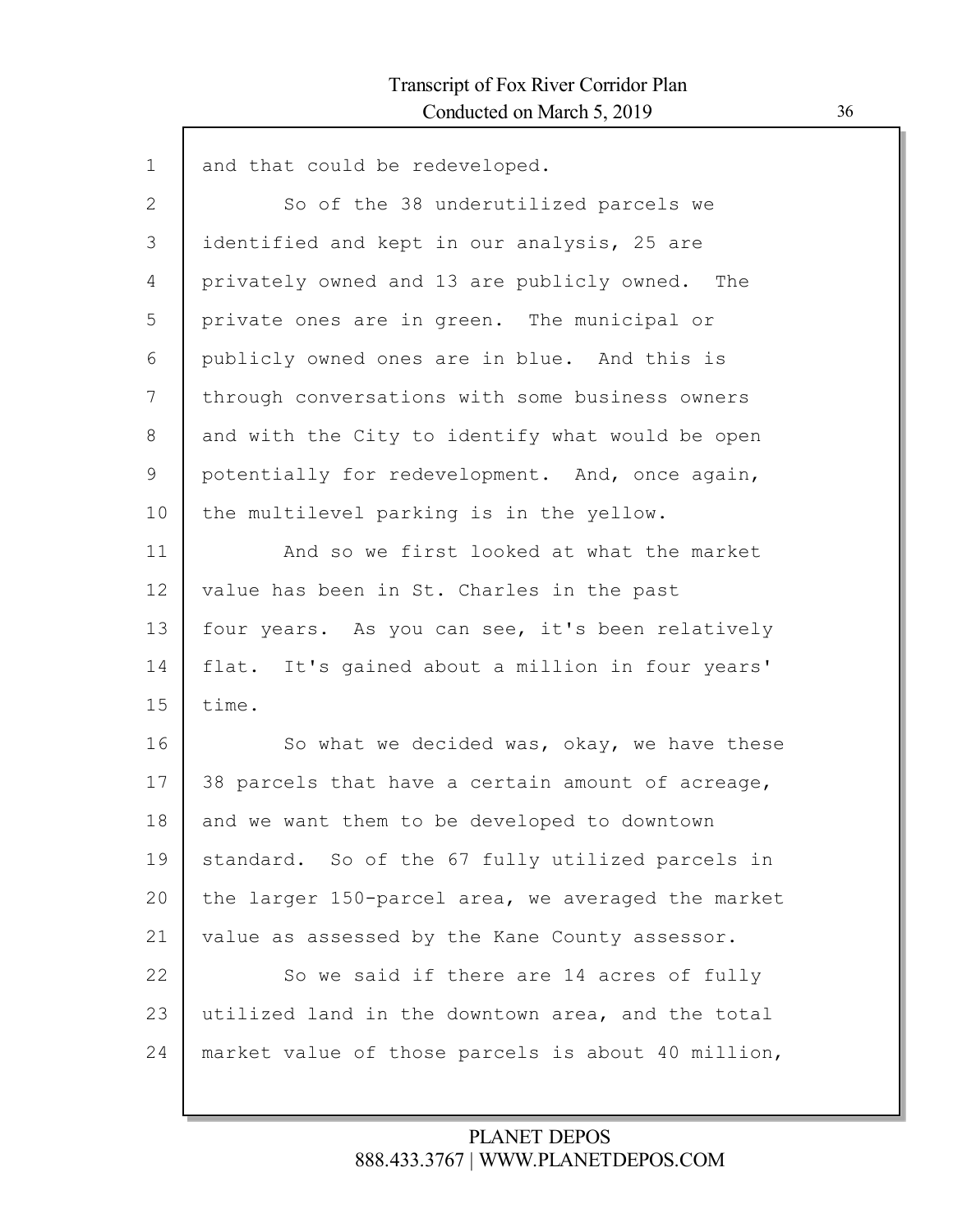and that could be redeveloped.

So of the 38 underutilized parcels we identified and kept in our analysis, 25 are privately owned and 13 are publicly owned. The private ones are in green. The municipal or publicly owned ones are in blue. And this is through conversations with some business owners and with the City to identify what would be open potentially for redevelopment. And, once again, the multilevel parking is in the yellow.

And so we first looked at what the market value has been in St. Charles in the past four years. As you can see, it's been relatively flat. It's gained about a million in four years' time.

So what we decided was, okay, we have these 38 parcels that have a certain amount of acreage, and we want them to be developed to downtown standard. So of the 67 fully utilized parcels in the larger 150-parcel area, we averaged the market value as assessed by the Kane County assessor.

So we said if there are 14 acres of fully utilized land in the downtown area, and the total market value of those parcels is about 40 million,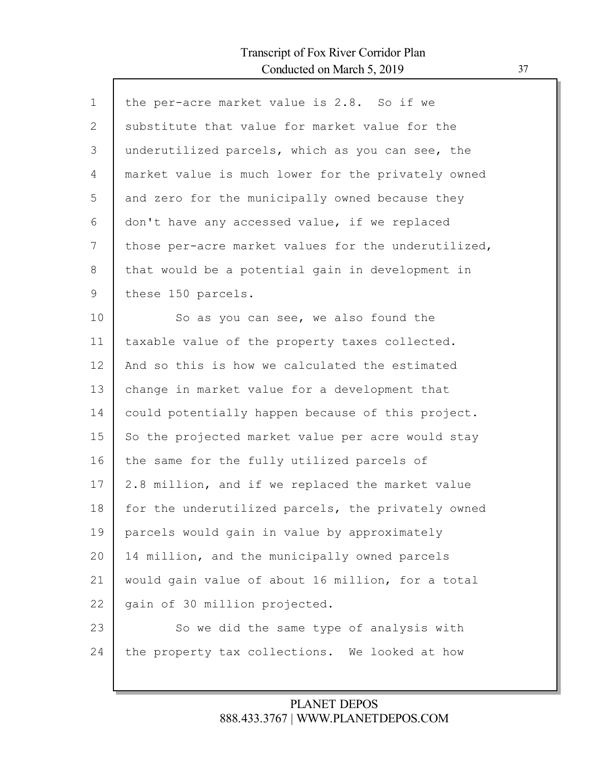1 the per-acre market value is 2.8. So if we
2 substitute that value for market value for the
3 underutilized parcels, which as you can see, the
4 market value is much lower for the privately owned
5 and zero for the municipally owned because they
6 don't have any accessed value, if we replaced
7 those per-acre market values for the underutilized,
8 that would be a potential gain in development in
9 these 150 parcels.
10 So as you can see, we also found the
11 taxable value of the property taxes collected.
12 And so this is how we calculated the estimated
13 change in market value for a development that
14 could potentially happen because of this project.
15 So the projected market value per acre would stay
16 the same for the fully utilized parcels of
17 2.8 million, and if we replaced the market value
18 for the underutilized parcels, the privately owned
19 parcels would gain in value by approximately
20 14 million, and the municipally owned parcels
21 would gain value of about 16 million, for a total
22 gain of 30 million projected.
23 So we did the same type of analysis with
24 the property tax collections. We looked at how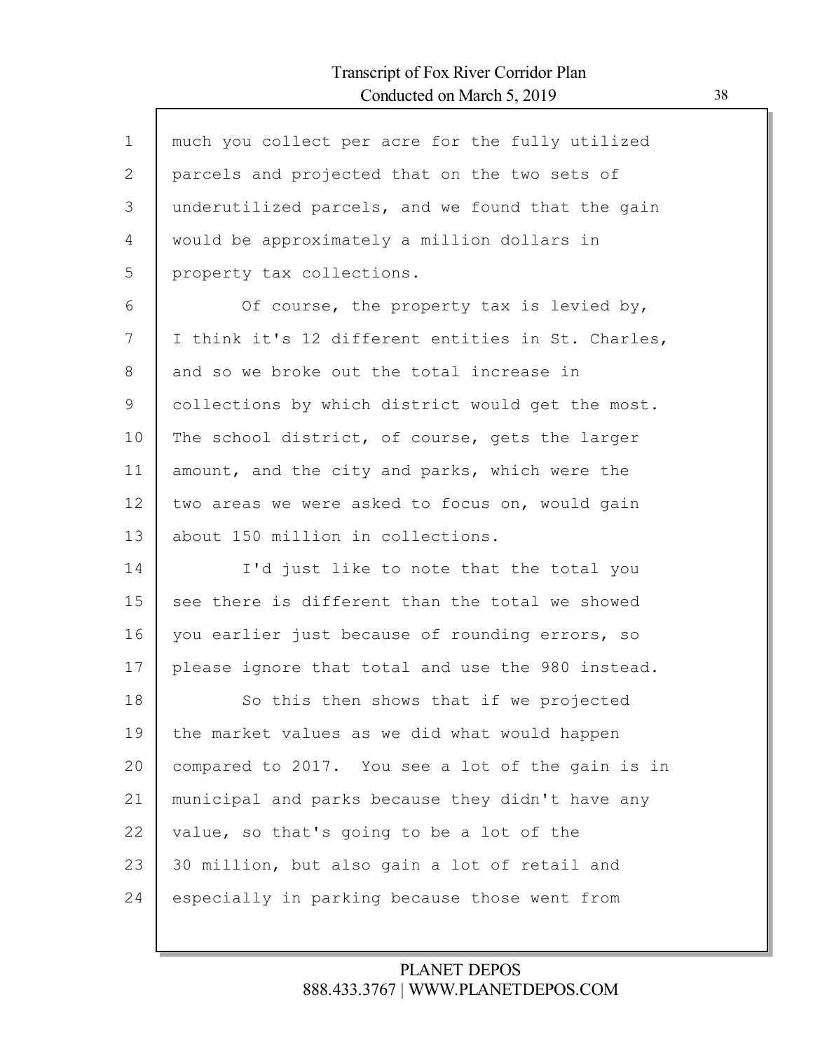much you collect per acre for the fully utilized parcels and projected that on the two sets of underutilized parcels, and we found that the gain would be approximately a million dollars in property tax collections.

Of course, the property tax is levied by, I think it's 12 different entities in St. Charles, and so we broke out the total increase in collections by which district would get the most. The school district, of course, gets the larger amount, and the city and parks, which were the two areas we were asked to focus on, would gain about 150 million in collections.

I'd just like to note that the total you see there is different than the total we showed you earlier just because of rounding errors, so please ignore that total and use the 980 instead.

So this then shows that if we projected the market values as we did what would happen compared to 2017. You see a lot of the gain is in municipal and parks because they didn't have any value, so that's going to be a lot of the 30 million, but also gain a lot of retail and especially in parking because those went from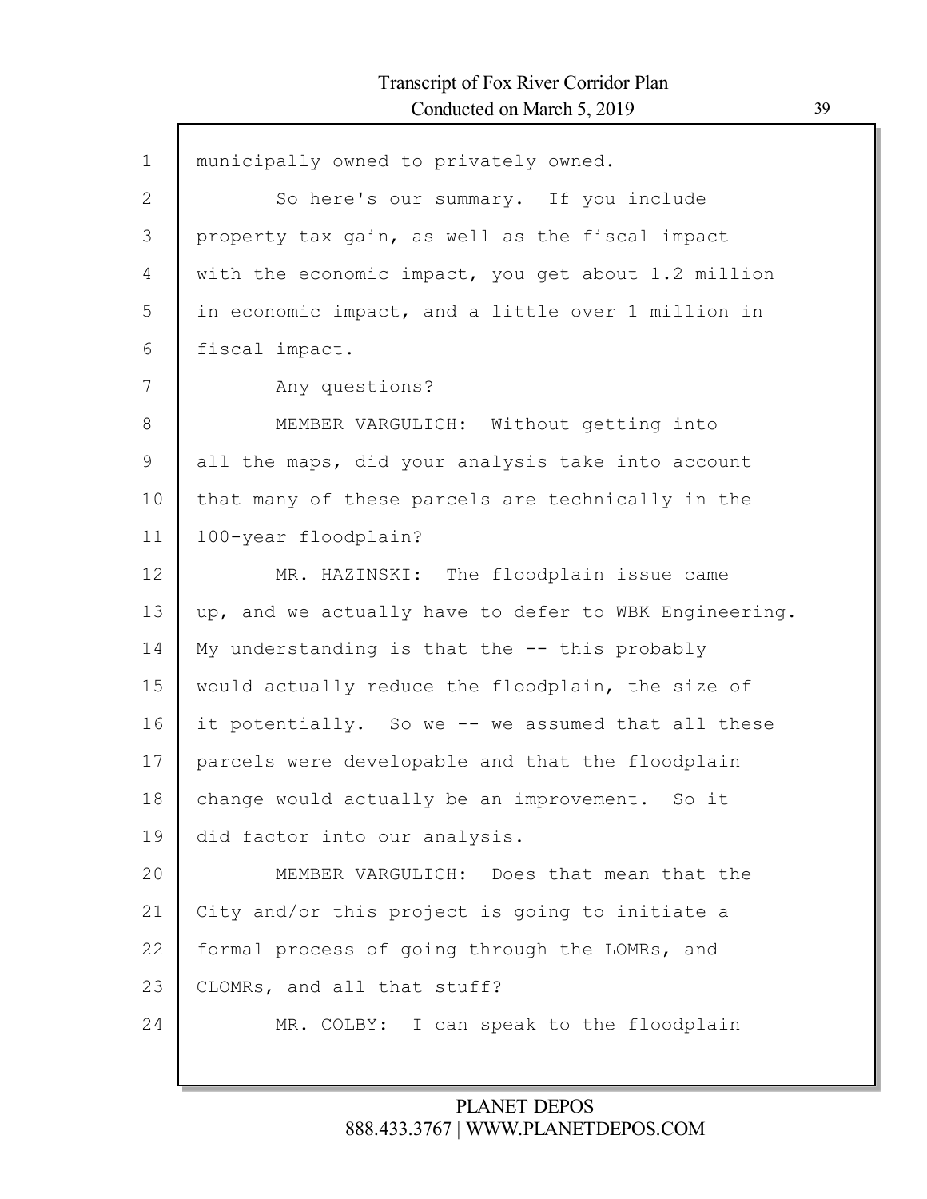municipally owned to privately owned.

So here's our summary. If you include property tax gain, as well as the fiscal impact with the economic impact, you get about 1.2 million in economic impact, and a little over 1 million in fiscal impact.

Any questions?

MEMBER VARGULICH: Without getting into all the maps, did your analysis take into account that many of these parcels are technically in the 100-year floodplain?

MR. HAZINSKI: The floodplain issue came up, and we actually have to defer to WBK Engineering. My understanding is that the -- this probably would actually reduce the floodplain, the size of it potentially. So we -- we assumed that all these parcels were developable and that the floodplain change would actually be an improvement. So it did factor into our analysis.

MEMBER VARGULICH: Does that mean that the City and/or this project is going to initiate a formal process of going through the LOMRs, and CLOMRs, and all that stuff?

MR. COLBY: I can speak to the floodplain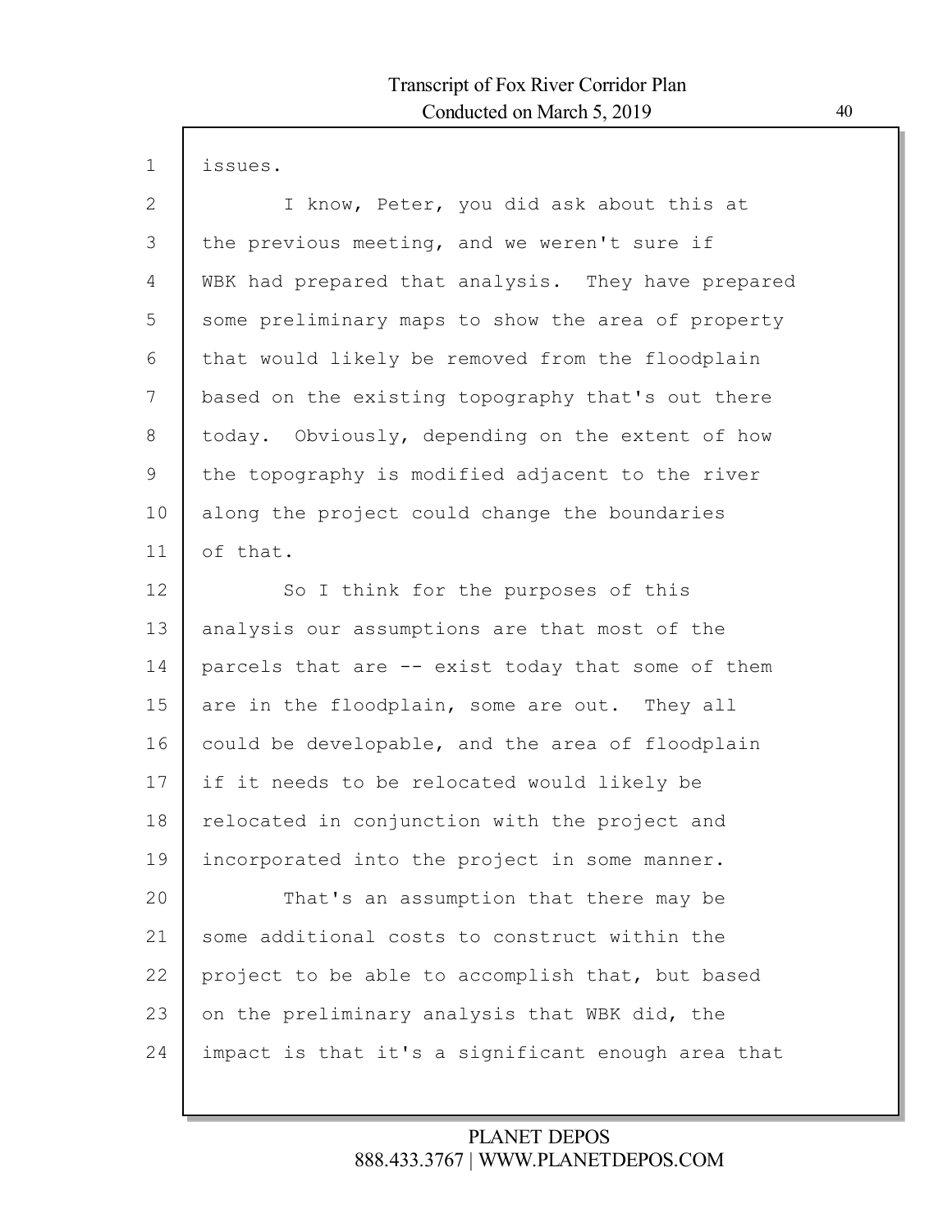issues.

I know, Peter, you did ask about this at the previous meeting, and we weren't sure if WBK had prepared that analysis. They have prepared some preliminary maps to show the area of property that would likely be removed from the floodplain based on the existing topography that's out there today. Obviously, depending on the extent of how the topography is modified adjacent to the river along the project could change the boundaries of that.

So I think for the purposes of this analysis our assumptions are that most of the parcels that are -- exist today that some of them are in the floodplain, some are out. They all could be developable, and the area of floodplain if it needs to be relocated would likely be relocated in conjunction with the project and incorporated into the project in some manner.

That's an assumption that there may be some additional costs to construct within the project to be able to accomplish that, but based on the preliminary analysis that WBK did, the impact is that it's a significant enough area that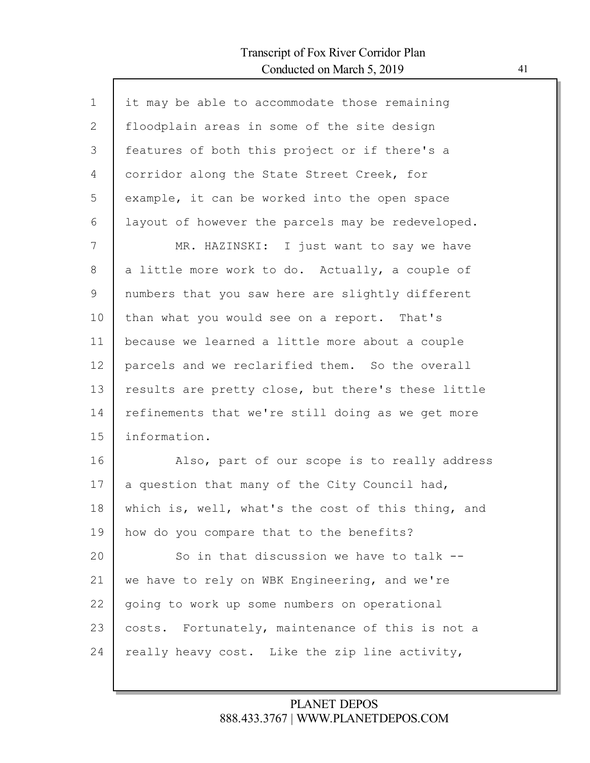it may be able to accommodate those remaining floodplain areas in some of the site design features of both this project or if there's a corridor along the State Street Creek, for example, it can be worked into the open space layout of however the parcels may be redeveloped.

MR. HAZINSKI: I just want to say we have a little more work to do. Actually, a couple of numbers that you saw here are slightly different than what you would see on a report. That's because we learned a little more about a couple parcels and we reclarified them. So the overall results are pretty close, but there's these little refinements that we're still doing as we get more information.

Also, part of our scope is to really address a question that many of the City Council had, which is, well, what's the cost of this thing, and how do you compare that to the benefits?

So in that discussion we have to talk -- we have to rely on WBK Engineering, and we're going to work up some numbers on operational costs. Fortunately, maintenance of this is not a really heavy cost. Like the zip line activity,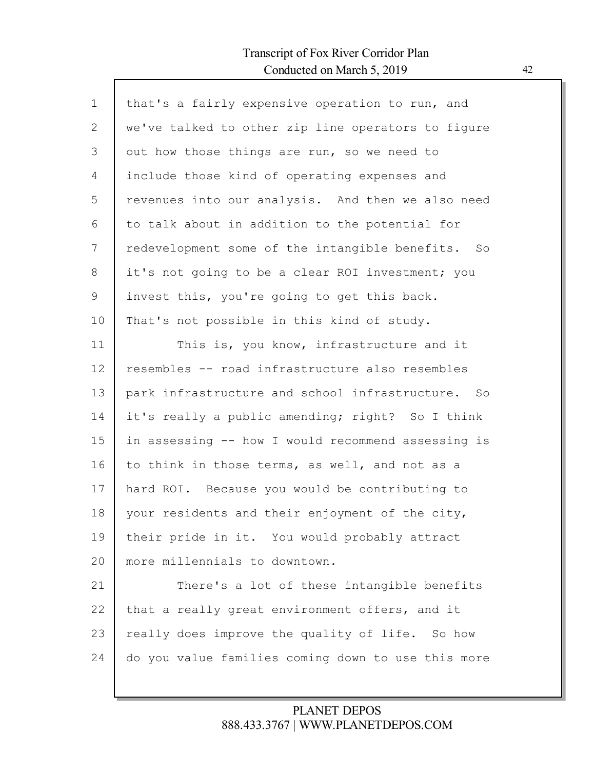that's a fairly expensive operation to run, and we've talked to other zip line operators to figure out how those things are run, so we need to include those kind of operating expenses and revenues into our analysis. And then we also need to talk about in addition to the potential for redevelopment some of the intangible benefits. So it's not going to be a clear ROI investment; you invest this, you're going to get this back. That's not possible in this kind of study.

This is, you know, infrastructure and it resembles -- road infrastructure also resembles park infrastructure and school infrastructure. So it's really a public amending; right? So I think in assessing -- how I would recommend assessing is to think in those terms, as well, and not as a hard ROI. Because you would be contributing to your residents and their enjoyment of the city, their pride in it. You would probably attract more millennials to downtown.

There's a lot of these intangible benefits that a really great environment offers, and it really does improve the quality of life. So how do you value families coming down to use this more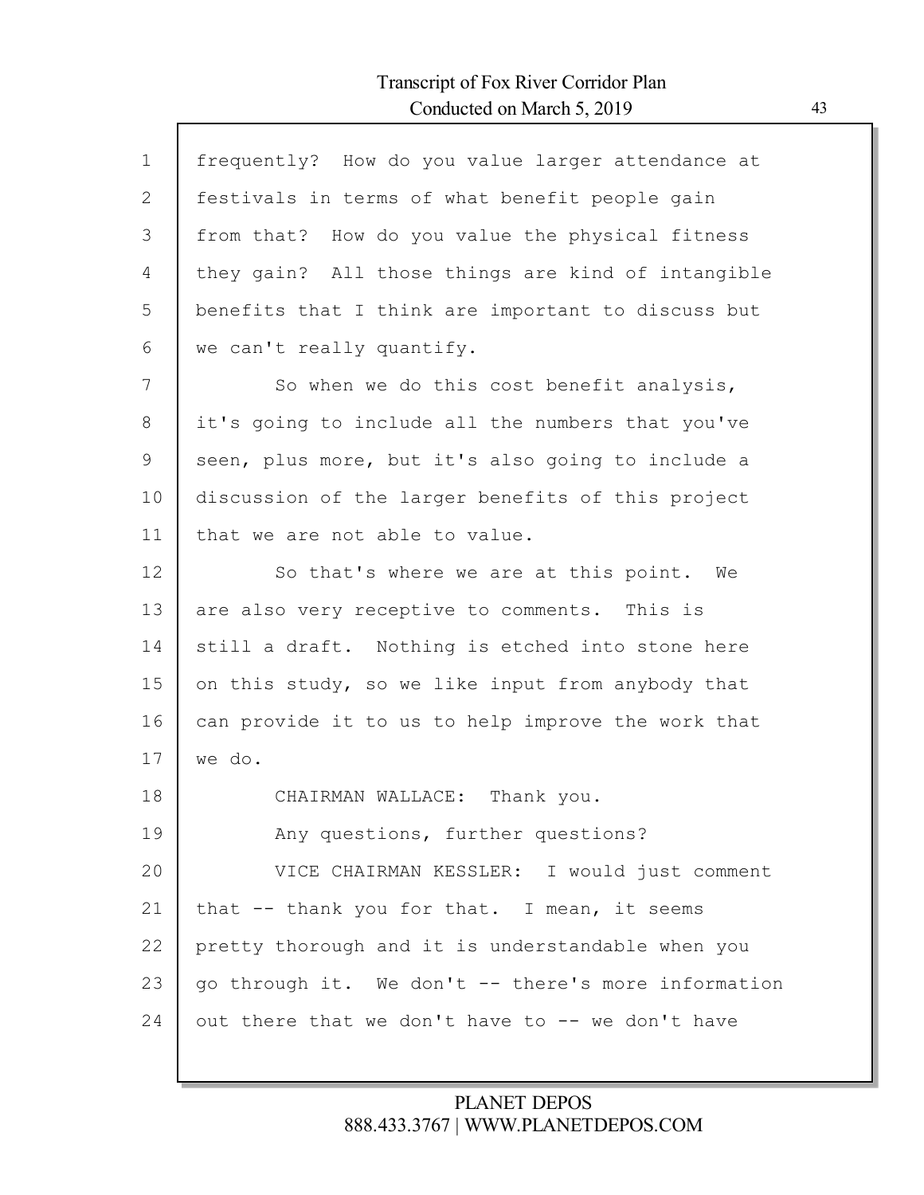frequently? How do you value larger attendance at festivals in terms of what benefit people gain from that? How do you value the physical fitness they gain? All those things are kind of intangible benefits that I think are important to discuss but we can't really quantify.

So when we do this cost benefit analysis, it's going to include all the numbers that you've seen, plus more, but it's also going to include a discussion of the larger benefits of this project that we are not able to value.

So that's where we are at this point. We are also very receptive to comments. This is still a draft. Nothing is etched into stone here on this study, so we like input from anybody that can provide it to us to help improve the work that we do.

CHAIRMAN WALLACE: Thank you.

Any questions, further questions?

VICE CHAIRMAN KESSLER: I would just comment that -- thank you for that. I mean, it seems pretty thorough and it is understandable when you go through it. We don't -- there's more information out there that we don't have to -- we don't have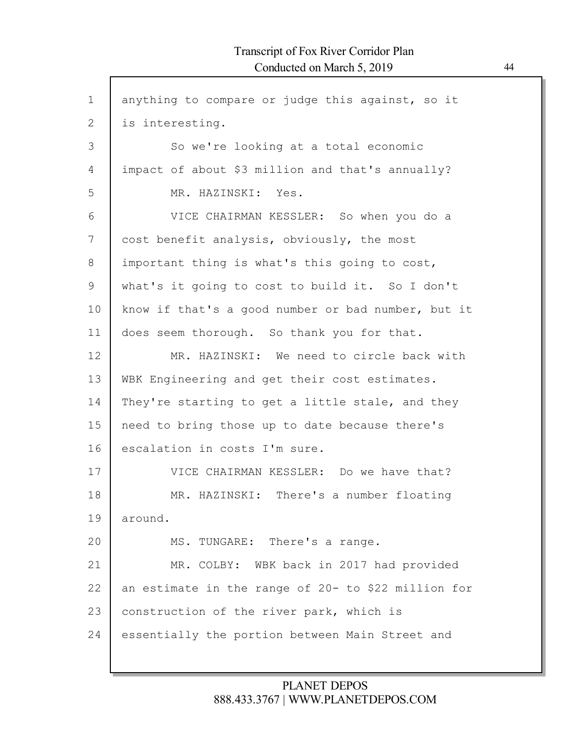anything to compare or judge this against, so it is interesting.

So we're looking at a total economic impact of about $3 million and that's annually?

MR. HAZINSKI: Yes.

VICE CHAIRMAN KESSLER: So when you do a cost benefit analysis, obviously, the most important thing is what's this going to cost, what's it going to cost to build it. So I don't know if that's a good number or bad number, but it does seem thorough. So thank you for that.

MR. HAZINSKI: We need to circle back with WBK Engineering and get their cost estimates. They're starting to get a little stale, and they need to bring those up to date because there's escalation in costs I'm sure.

VICE CHAIRMAN KESSLER: Do we have that?

MR. HAZINSKI: There's a number floating around.

MS. TUNGARE: There's a range.

MR. COLBY: WBK back in 2017 had provided an estimate in the range of 20- to $22 million for construction of the river park, which is essentially the portion between Main Street and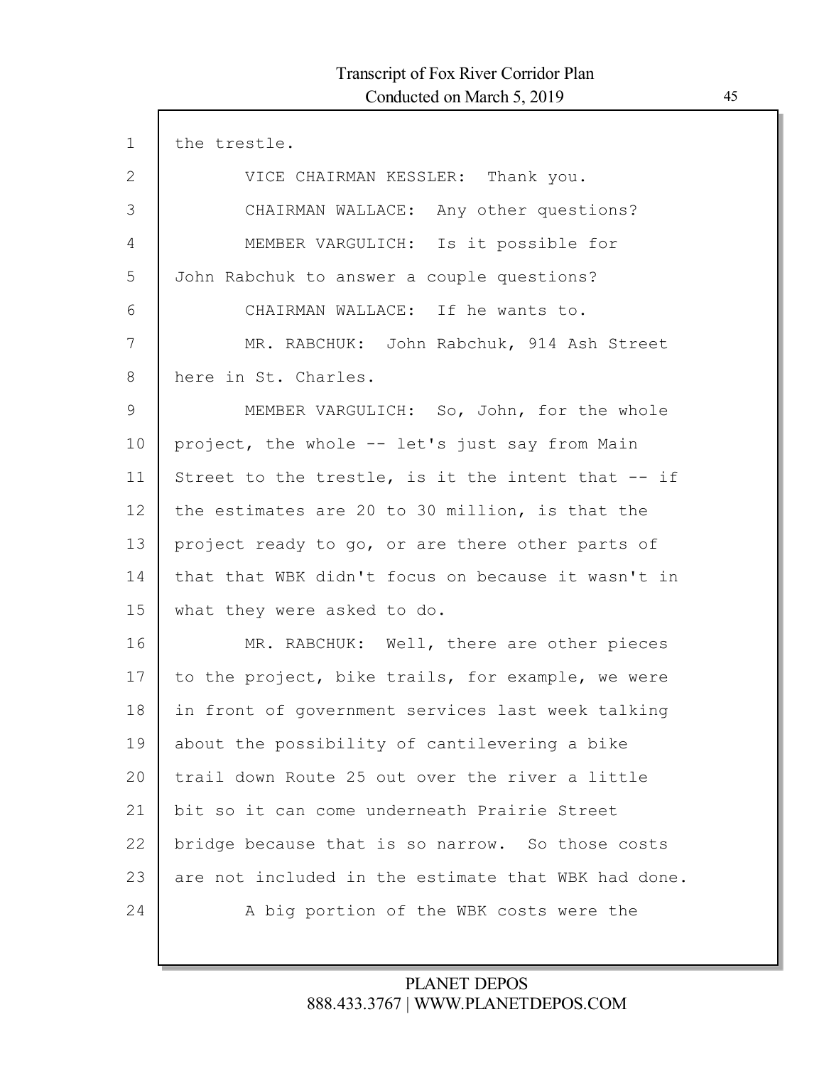the trestle.

VICE CHAIRMAN KESSLER: Thank you.

CHAIRMAN WALLACE: Any other questions?

MEMBER VARGULICH: Is it possible for John Rabchuk to answer a couple questions?

CHAIRMAN WALLACE: If he wants to.

MR. RABCHUK: John Rabchuk, 914 Ash Street here in St. Charles.

MEMBER VARGULICH: So, John, for the whole project, the whole -- let's just say from Main Street to the trestle, is it the intent that -- if the estimates are 20 to 30 million, is that the project ready to go, or are there other parts of that that WBK didn't focus on because it wasn't in what they were asked to do.

MR. RABCHUK: Well, there are other pieces to the project, bike trails, for example, we were in front of government services last week talking about the possibility of cantilevering a bike trail down Route 25 out over the river a little bit so it can come underneath Prairie Street bridge because that is so narrow. So those costs are not included in the estimate that WBK had done.

A big portion of the WBK costs were the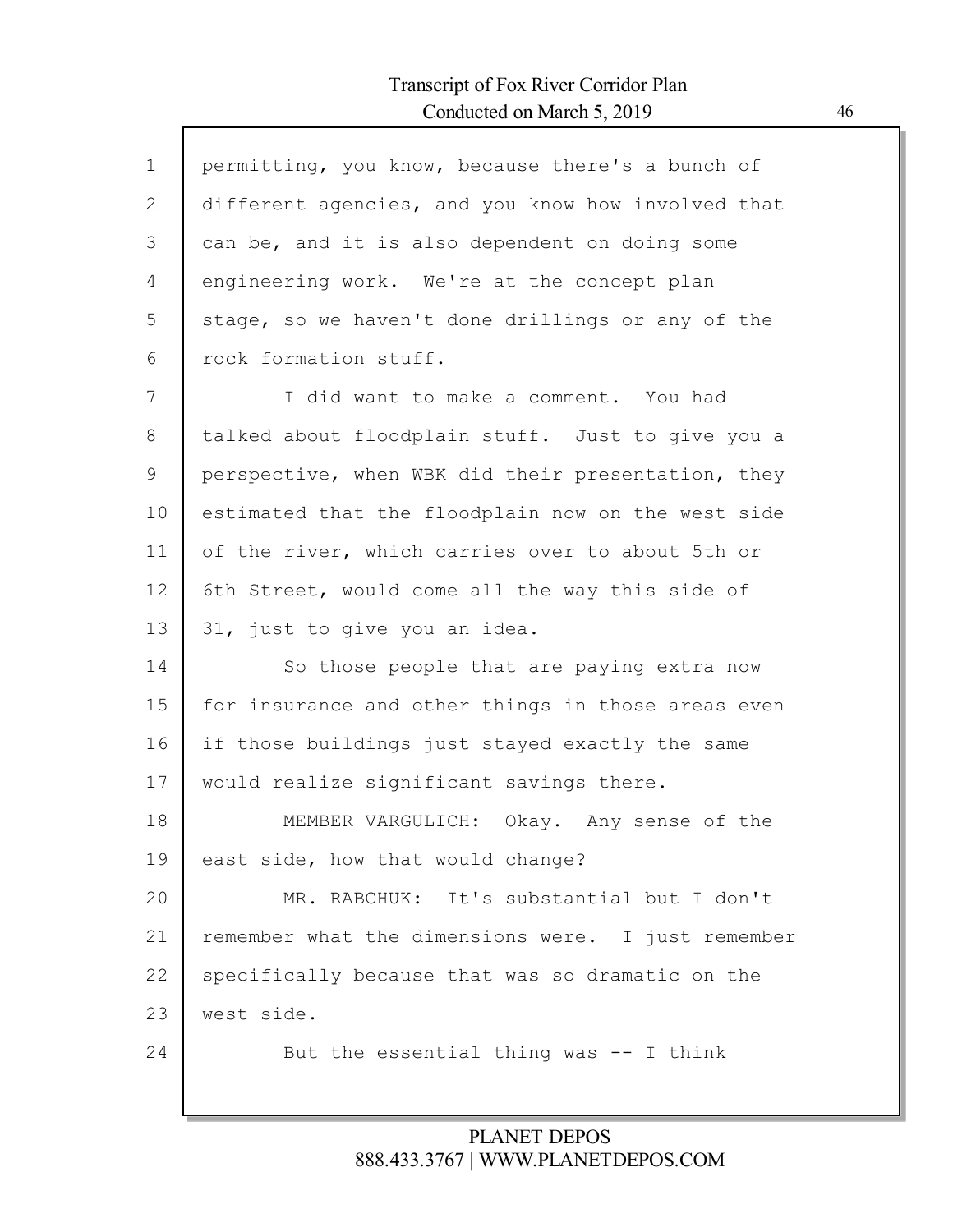permitting, you know, because there's a bunch of different agencies, and you know how involved that can be, and it is also dependent on doing some engineering work. We're at the concept plan stage, so we haven't done drillings or any of the rock formation stuff.

I did want to make a comment. You had talked about floodplain stuff. Just to give you a perspective, when WBK did their presentation, they estimated that the floodplain now on the west side of the river, which carries over to about 5th or 6th Street, would come all the way this side of 31, just to give you an idea.

So those people that are paying extra now for insurance and other things in those areas even if those buildings just stayed exactly the same would realize significant savings there.

MEMBER VARGULICH: Okay. Any sense of the east side, how that would change?

MR. RABCHUK: It's substantial but I don't remember what the dimensions were. I just remember specifically because that was so dramatic on the west side.

But the essential thing was -- I think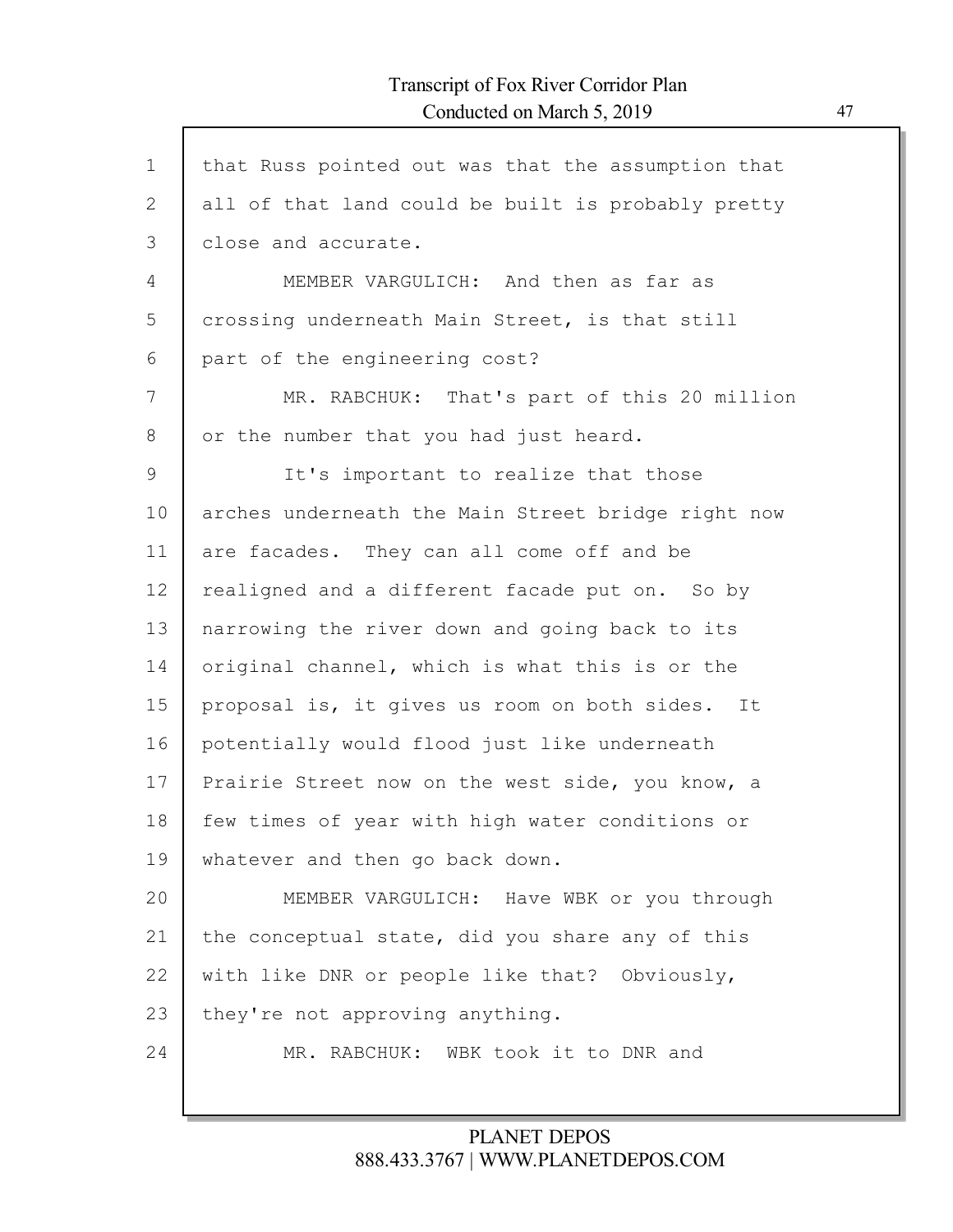that Russ pointed out was that the assumption that all of that land could be built is probably pretty close and accurate.

MEMBER VARGULICH: And then as far as crossing underneath Main Street, is that still part of the engineering cost?

MR. RABCHUK: That's part of this 20 million or the number that you had just heard.

It's important to realize that those arches underneath the Main Street bridge right now are facades. They can all come off and be realigned and a different facade put on. So by narrowing the river down and going back to its original channel, which is what this is or the proposal is, it gives us room on both sides. It potentially would flood just like underneath Prairie Street now on the west side, you know, a few times of year with high water conditions or whatever and then go back down.

MEMBER VARGULICH: Have WBK or you through the conceptual state, did you share any of this with like DNR or people like that? Obviously, they're not approving anything.

MR. RABCHUK: WBK took it to DNR and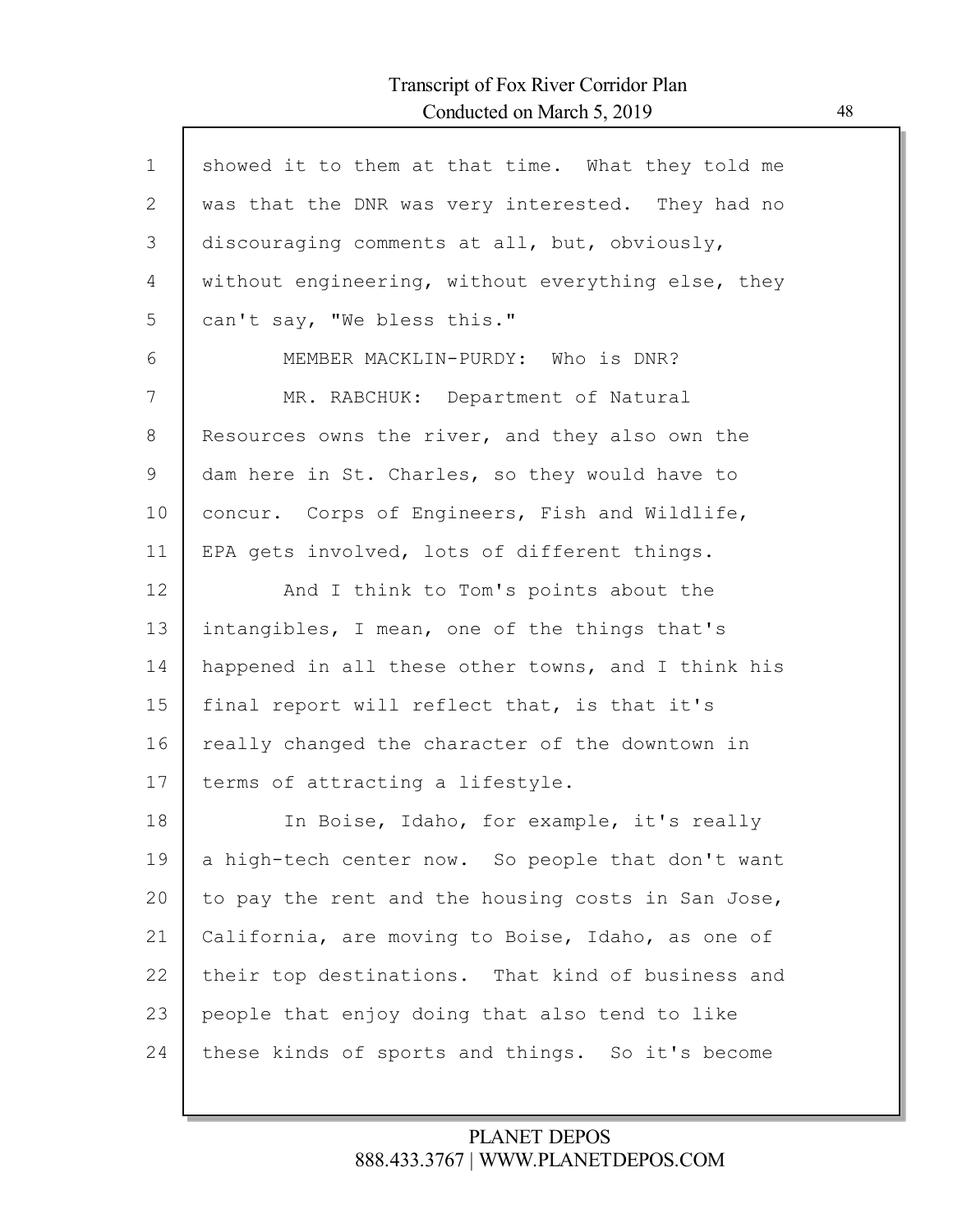showed it to them at that time. What they told me was that the DNR was very interested. They had no discouraging comments at all, but, obviously, without engineering, without everything else, they can't say, "We bless this."

MEMBER MACKLIN-PURDY: Who is DNR?

MR. RABCHUK: Department of Natural Resources owns the river, and they also own the dam here in St. Charles, so they would have to concur. Corps of Engineers, Fish and Wildlife, EPA gets involved, lots of different things.

And I think to Tom's points about the intangibles, I mean, one of the things that's happened in all these other towns, and I think his final report will reflect that, is that it's really changed the character of the downtown in terms of attracting a lifestyle.

In Boise, Idaho, for example, it's really a high-tech center now. So people that don't want to pay the rent and the housing costs in San Jose, California, are moving to Boise, Idaho, as one of their top destinations. That kind of business and people that enjoy doing that also tend to like these kinds of sports and things. So it's become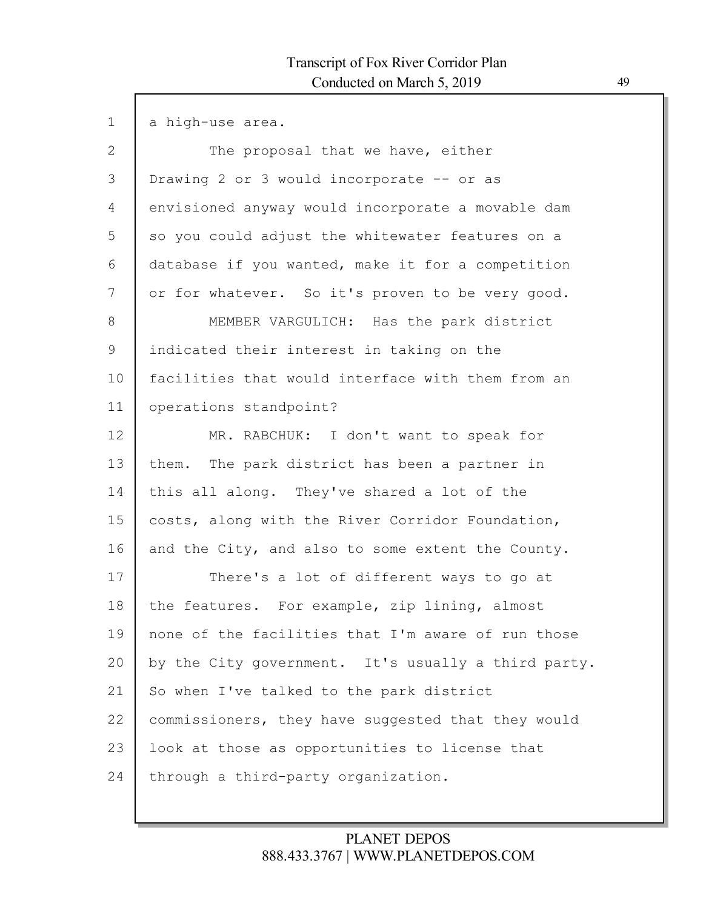a high-use area.

The proposal that we have, either Drawing 2 or 3 would incorporate -- or as envisioned anyway would incorporate a movable dam so you could adjust the whitewater features on a database if you wanted, make it for a competition or for whatever. So it's proven to be very good.

MEMBER VARGULICH: Has the park district indicated their interest in taking on the facilities that would interface with them from an operations standpoint?

MR. RABCHUK: I don't want to speak for them. The park district has been a partner in this all along. They've shared a lot of the costs, along with the River Corridor Foundation, and the City, and also to some extent the County.

There's a lot of different ways to go at the features. For example, zip lining, almost none of the facilities that I'm aware of run those by the City government. It's usually a third party. So when I've talked to the park district commissioners, they have suggested that they would look at those as opportunities to license that through a third-party organization.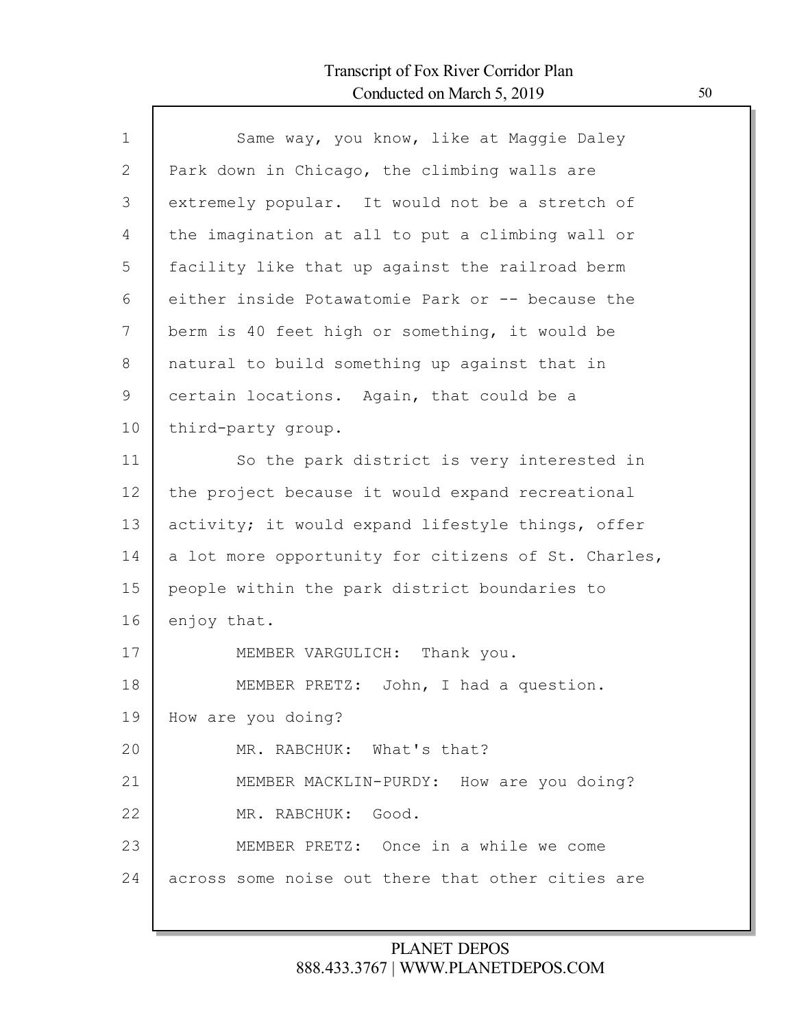Same way, you know, like at Maggie Daley Park down in Chicago, the climbing walls are extremely popular. It would not be a stretch of the imagination at all to put a climbing wall or facility like that up against the railroad berm either inside Potawatomie Park or -- because the berm is 40 feet high or something, it would be natural to build something up against that in certain locations. Again, that could be a third-party group.

So the park district is very interested in the project because it would expand recreational activity; it would expand lifestyle things, offer a lot more opportunity for citizens of St. Charles, people within the park district boundaries to enjoy that.

MEMBER VARGULICH: Thank you.

MEMBER PRETZ: John, I had a question. How are you doing?

MR. RABCHUK: What's that?

MEMBER MACKLIN-PURDY: How are you doing?

MR. RABCHUK: Good.

MEMBER PRETZ: Once in a while we come across some noise out there that other cities are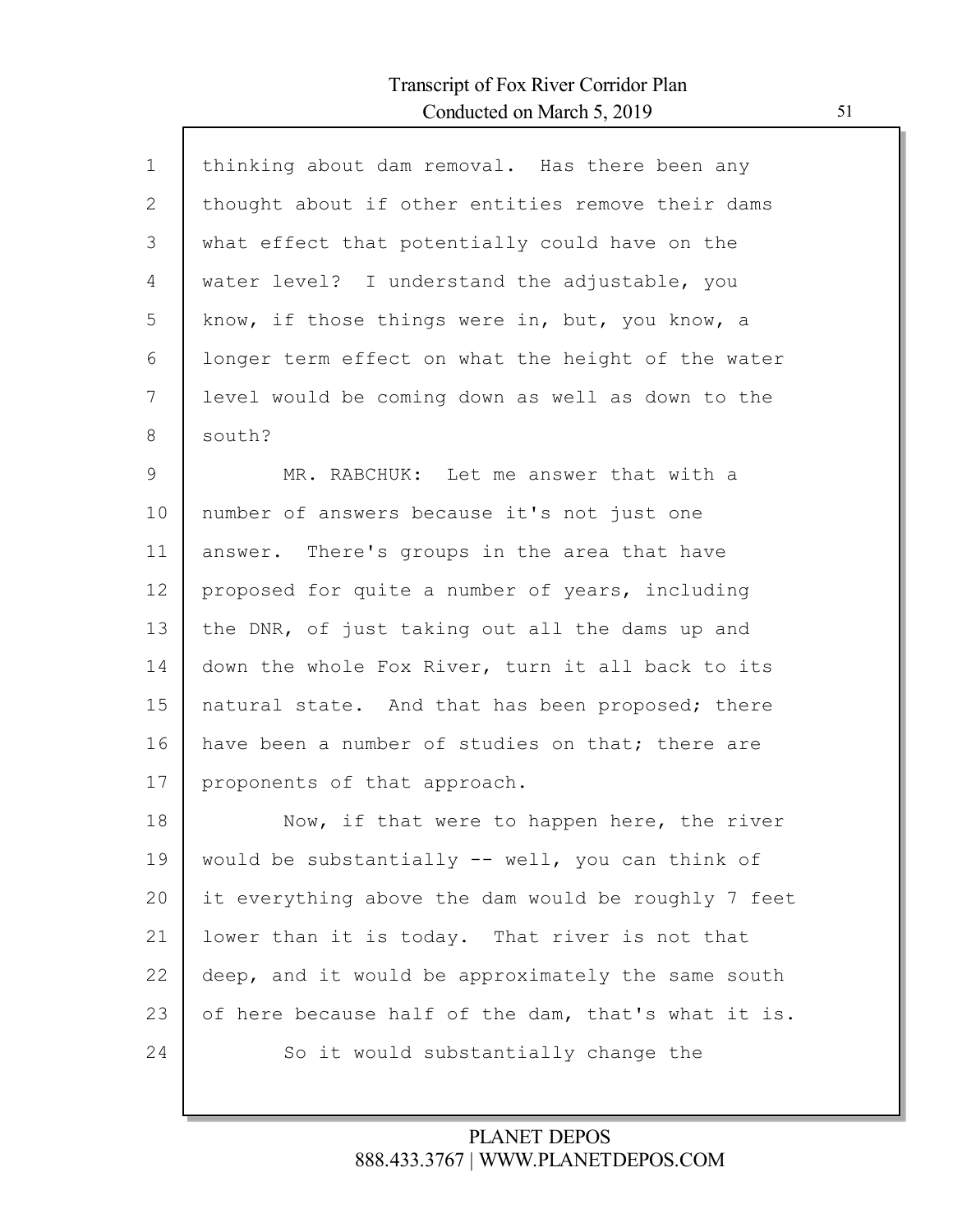thinking about dam removal. Has there been any thought about if other entities remove their dams what effect that potentially could have on the water level? I understand the adjustable, you know, if those things were in, but, you know, a longer term effect on what the height of the water level would be coming down as well as down to the south?

MR. RABCHUK: Let me answer that with a number of answers because it's not just one answer. There's groups in the area that have proposed for quite a number of years, including the DNR, of just taking out all the dams up and down the whole Fox River, turn it all back to its natural state. And that has been proposed; there have been a number of studies on that; there are proponents of that approach.

Now, if that were to happen here, the river would be substantially -- well, you can think of it everything above the dam would be roughly 7 feet lower than it is today. That river is not that deep, and it would be approximately the same south of here because half of the dam, that's what it is.

So it would substantially change the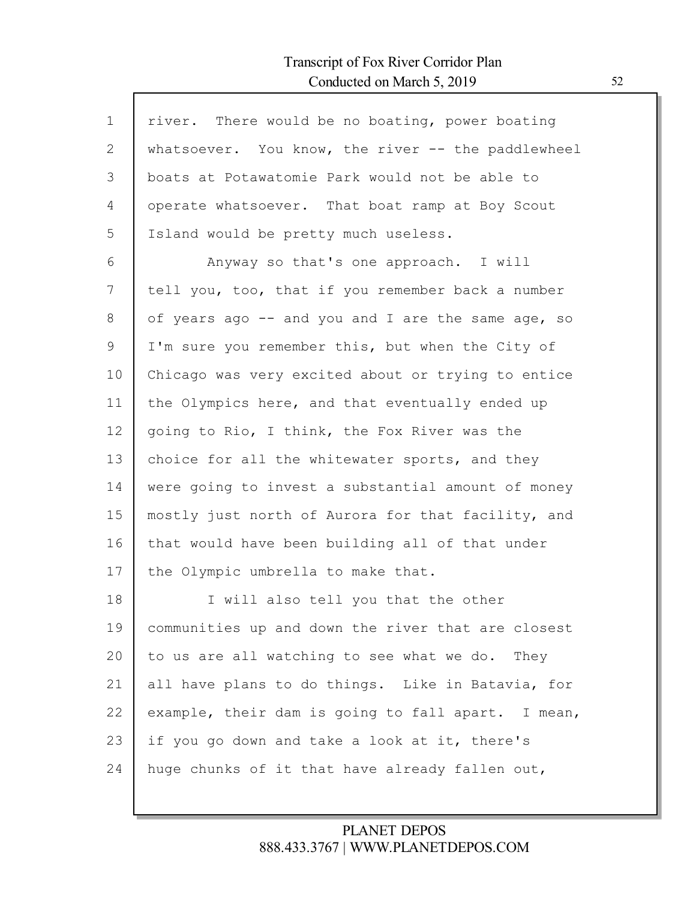river. There would be no boating, power boating whatsoever. You know, the river -- the paddlewheel boats at Potawatomie Park would not be able to operate whatsoever. That boat ramp at Boy Scout Island would be pretty much useless.

Anyway so that's one approach. I will tell you, too, that if you remember back a number of years ago -- and you and I are the same age, so I'm sure you remember this, but when the City of Chicago was very excited about or trying to entice the Olympics here, and that eventually ended up going to Rio, I think, the Fox River was the choice for all the whitewater sports, and they were going to invest a substantial amount of money mostly just north of Aurora for that facility, and that would have been building all of that under the Olympic umbrella to make that.

I will also tell you that the other communities up and down the river that are closest to us are all watching to see what we do. They all have plans to do things. Like in Batavia, for example, their dam is going to fall apart. I mean, if you go down and take a look at it, there's huge chunks of it that have already fallen out,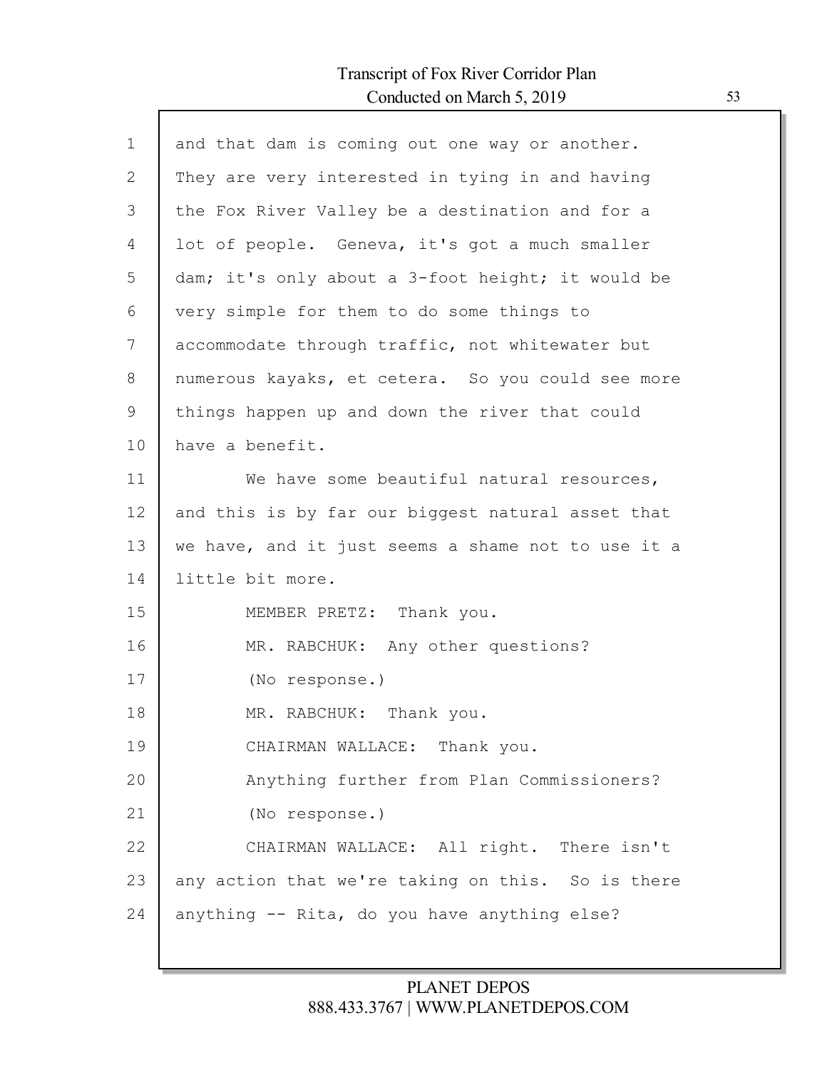and that dam is coming out one way or another. They are very interested in tying in and having the Fox River Valley be a destination and for a lot of people. Geneva, it's got a much smaller dam; it's only about a 3-foot height; it would be very simple for them to do some things to accommodate through traffic, not whitewater but numerous kayaks, et cetera. So you could see more things happen up and down the river that could have a benefit.

We have some beautiful natural resources, and this is by far our biggest natural asset that we have, and it just seems a shame not to use it a little bit more.

MEMBER PRETZ: Thank you.

MR. RABCHUK: Any other questions?

(No response.)

MR. RABCHUK: Thank you.

CHAIRMAN WALLACE: Thank you.

Anything further from Plan Commissioners?

(No response.)

CHAIRMAN WALLACE: All right. There isn't any action that we're taking on this. So is there anything -- Rita, do you have anything else?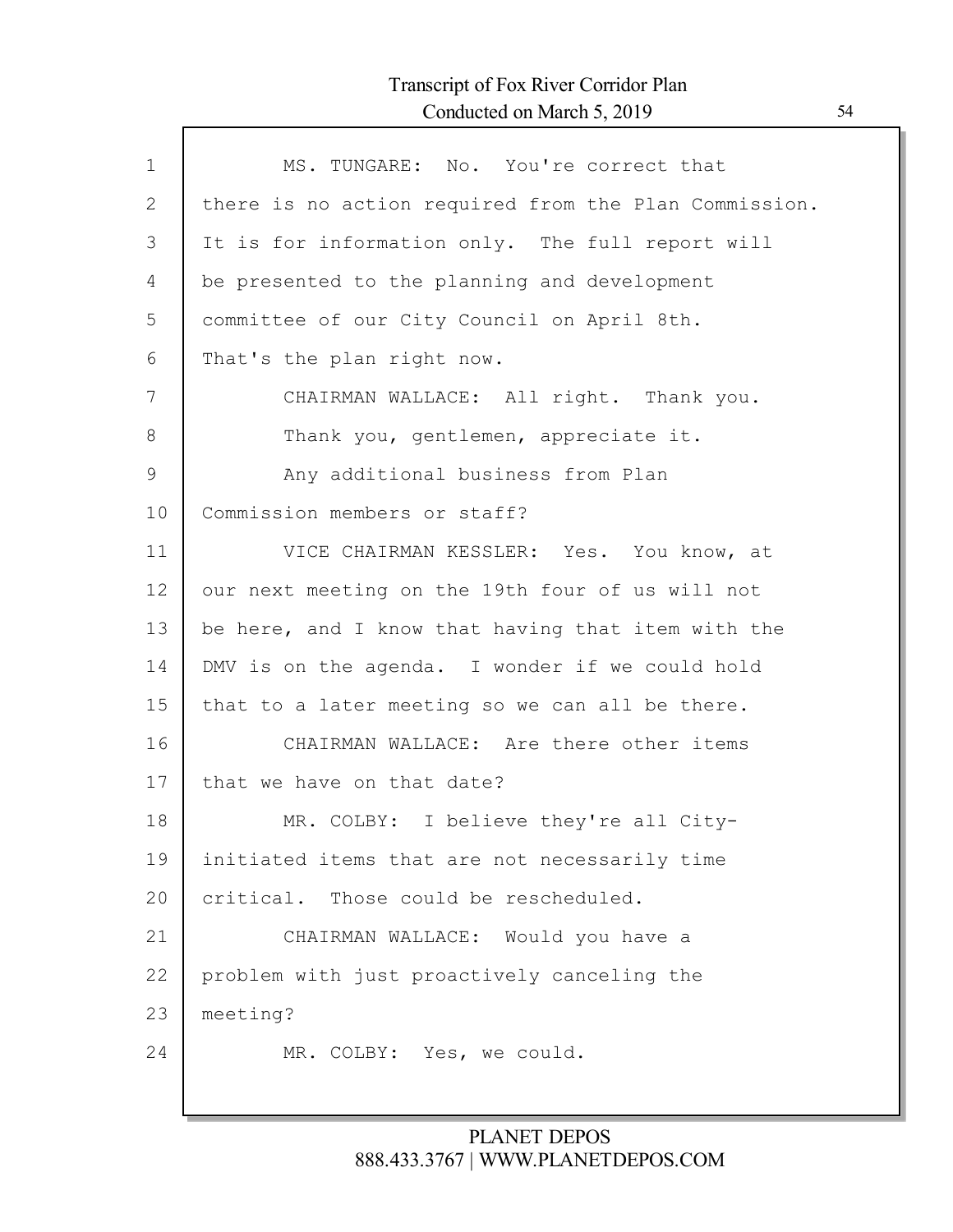MS. TUNGARE: No. You're correct that there is no action required from the Plan Commission. It is for information only. The full report will be presented to the planning and development committee of our City Council on April 8th. That's the plan right now.

CHAIRMAN WALLACE: All right. Thank you.

Thank you, gentlemen, appreciate it.

Any additional business from Plan Commission members or staff?

VICE CHAIRMAN KESSLER: Yes. You know, at our next meeting on the 19th four of us will not be here, and I know that having that item with the DMV is on the agenda. I wonder if we could hold that to a later meeting so we can all be there.

CHAIRMAN WALLACE: Are there other items that we have on that date?

MR. COLBY: I believe they're all City-initiated items that are not necessarily time critical. Those could be rescheduled.

CHAIRMAN WALLACE: Would you have a problem with just proactively canceling the meeting?

MR. COLBY: Yes, we could.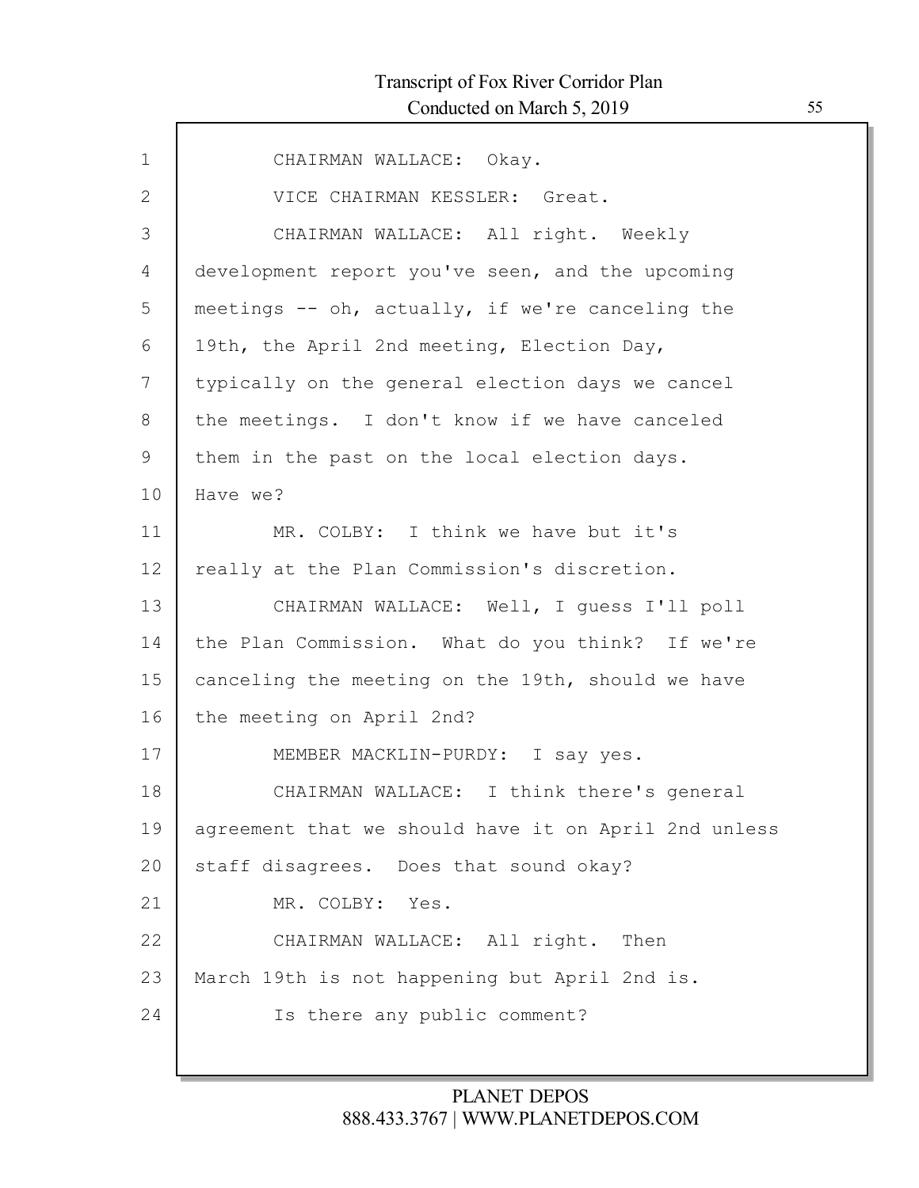CHAIRMAN WALLACE: Okay.

VICE CHAIRMAN KESSLER: Great.

CHAIRMAN WALLACE: All right. Weekly development report you've seen, and the upcoming meetings -- oh, actually, if we're canceling the 19th, the April 2nd meeting, Election Day, typically on the general election days we cancel the meetings. I don't know if we have canceled them in the past on the local election days. Have we?

MR. COLBY: I think we have but it's really at the Plan Commission's discretion.

CHAIRMAN WALLACE: Well, I guess I'll poll the Plan Commission. What do you think? If we're canceling the meeting on the 19th, should we have the meeting on April 2nd?

MEMBER MACKLIN-PURDY: I say yes.

CHAIRMAN WALLACE: I think there's general agreement that we should have it on April 2nd unless staff disagrees. Does that sound okay?

MR. COLBY: Yes.

CHAIRMAN WALLACE: All right. Then March 19th is not happening but April 2nd is.

Is there any public comment?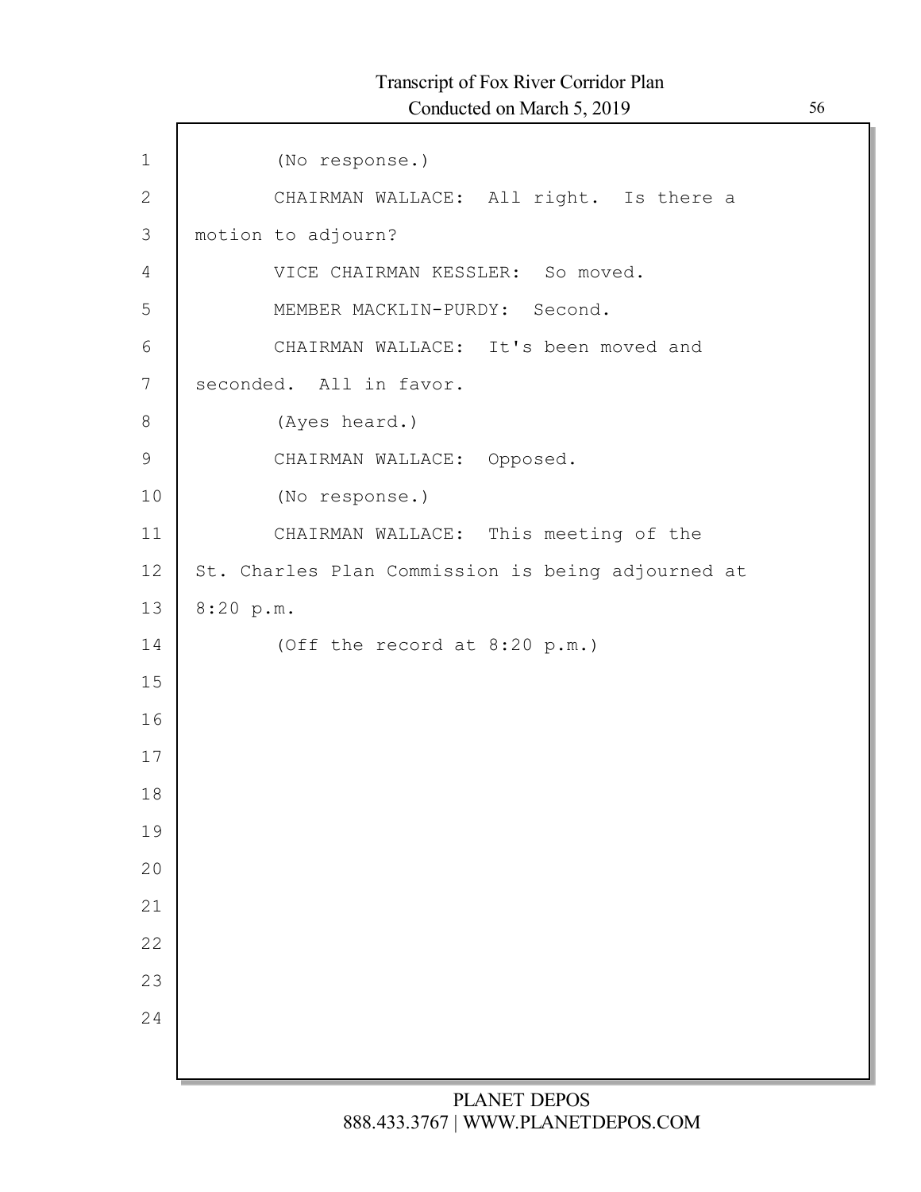(No response.)

CHAIRMAN WALLACE: All right. Is there a motion to adjourn?

VICE CHAIRMAN KESSLER: So moved.

MEMBER MACKLIN-PURDY: Second.

CHAIRMAN WALLACE: It's been moved and seconded. All in favor.

(Ayes heard.)

CHAIRMAN WALLACE: Opposed.

(No response.)

CHAIRMAN WALLACE: This meeting of the St. Charles Plan Commission is being adjourned at 8:20 p.m.

(Off the record at 8:20 p.m.)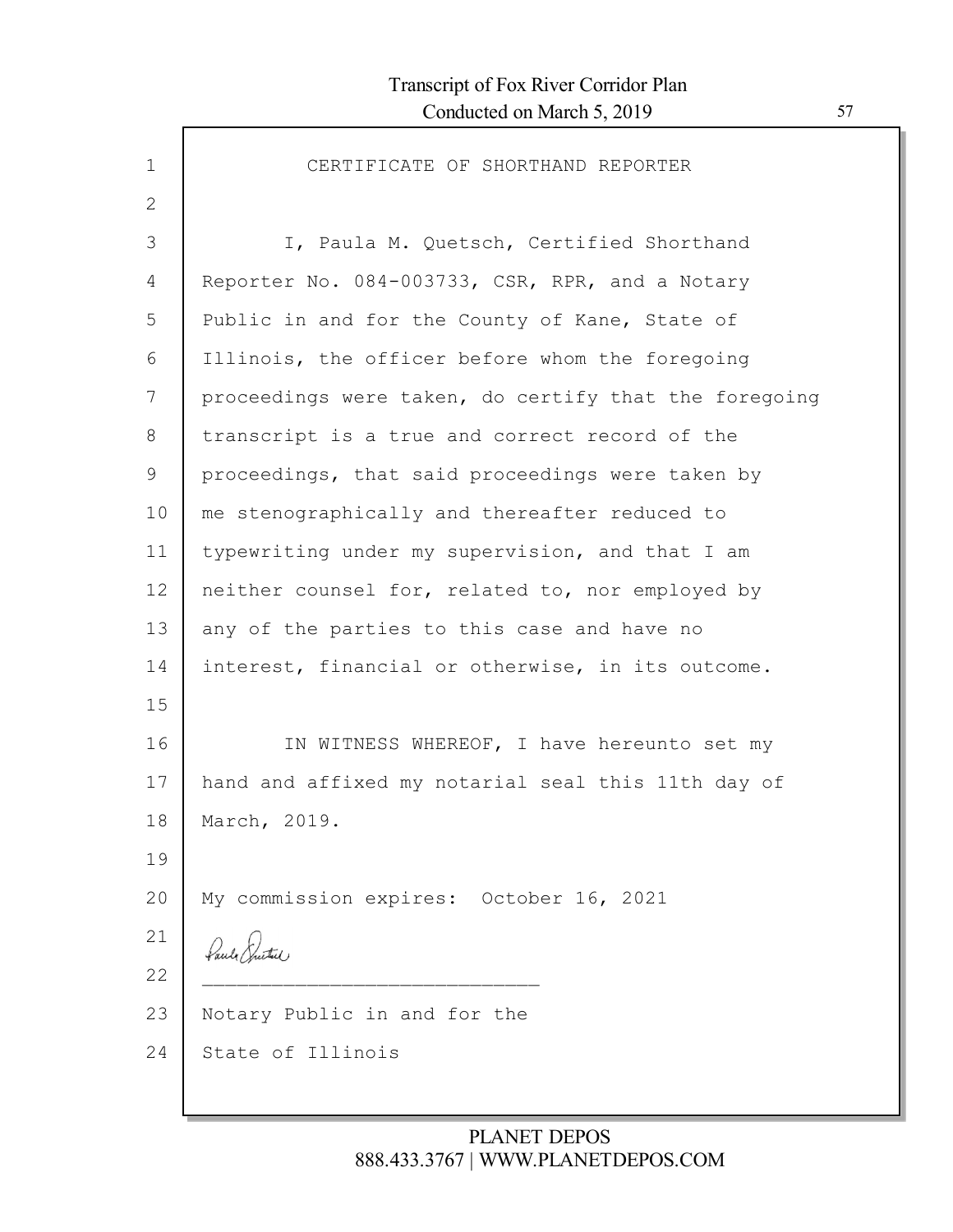# CERTIFICATE OF SHORTHAND REPORTER

I, Paula M. Quetsch, Certified Shorthand Reporter No. 084-003733, CSR, RPR, and a Notary Public in and for the County of Kane, State of Illinois, the officer before whom the foregoing proceedings were taken, do certify that the foregoing transcript is a true and correct record of the proceedings, that said proceedings were taken by me stenographically and thereafter reduced to typewriting under my supervision, and that I am neither counsel for, related to, nor employed by any of the parties to this case and have no interest, financial or otherwise, in its outcome.

IN WITNESS WHEREOF, I have hereunto set my hand and affixed my notarial seal this 11th day of March, 2019.

My commission expires: October 16, 2021

Paula Quetsch
_____________________________

Notary Public in and for the
State of Illinois